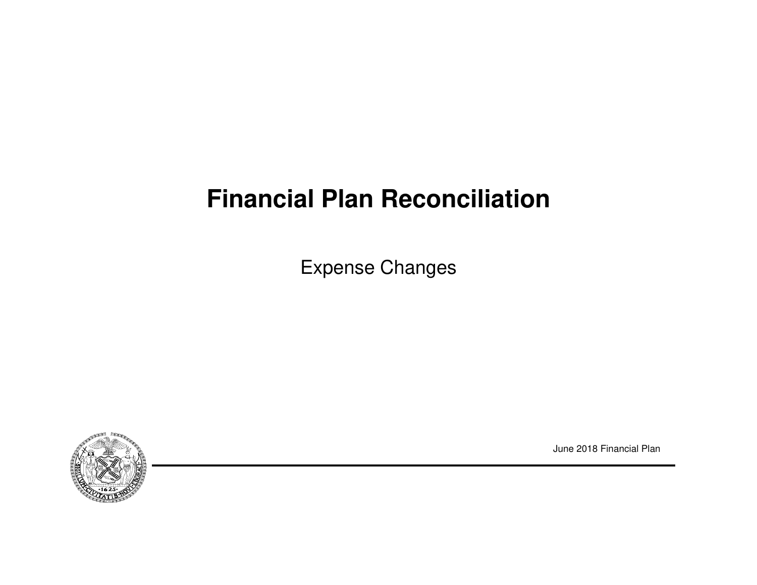# Financial Plan Reconciliation

Expense Changes

June 2018 Financial Plan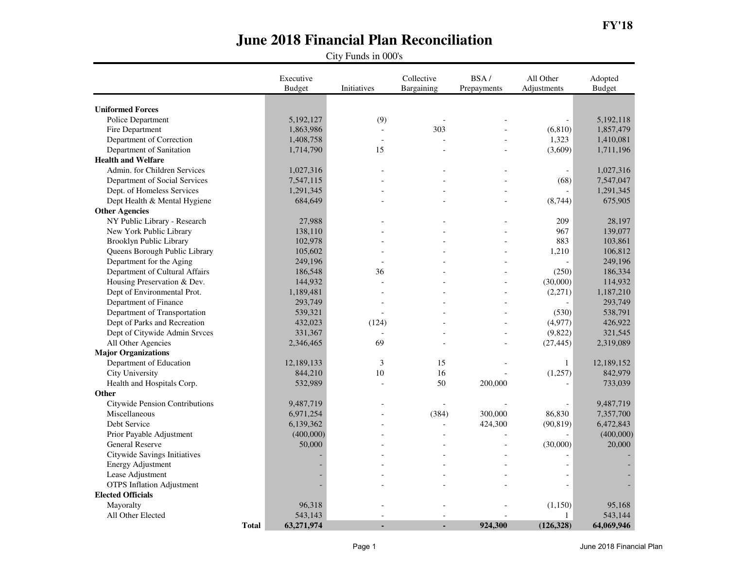FY'18

# June 2018 Financial Plan Reconciliation

City Funds in 000's

| | Executive Budget | Initiatives | Collective Bargaining | BSA / Prepayments | All Other Adjustments | Adopted Budget |
|---|---|---|---|---|---|---|
| **Uniformed Forces** | | | | | | |
| Police Department | 5,192,127 | (9) | - | - | - | 5,192,118 |
| Fire Department | 1,863,986 | - | 303 | - | (6,810) | 1,857,479 |
| Department of Correction | 1,408,758 | - | - | - | 1,323 | 1,410,081 |
| Department of Sanitation | 1,714,790 | 15 | - | - | (3,609) | 1,711,196 |
| **Health and Welfare** | | | | | | |
| Admin. for Children Services | 1,027,316 | - | - | - | - | 1,027,316 |
| Department of Social Services | 7,547,115 | - | - | - | (68) | 7,547,047 |
| Dept. of Homeless Services | 1,291,345 | - | - | - | - | 1,291,345 |
| Dept Health & Mental Hygiene | 684,649 | - | - | - | (8,744) | 675,905 |
| **Other Agencies** | | | | | | |
| NY Public Library - Research | 27,988 | - | - | - | 209 | 28,197 |
| New York Public Library | 138,110 | - | - | - | 967 | 139,077 |
| Brooklyn Public Library | 102,978 | - | - | - | 883 | 103,861 |
| Queens Borough Public Library | 105,602 | - | - | - | 1,210 | 106,812 |
| Department for the Aging | 249,196 | - | - | - | - | 249,196 |
| Department of Cultural Affairs | 186,548 | 36 | - | - | (250) | 186,334 |
| Housing Preservation & Dev. | 144,932 | - | - | - | (30,000) | 114,932 |
| Dept of Environmental Prot. | 1,189,481 | - | - | - | (2,271) | 1,187,210 |
| Department of Finance | 293,749 | - | - | - | - | 293,749 |
| Department of Transportation | 539,321 | - | - | - | (530) | 538,791 |
| Dept of Parks and Recreation | 432,023 | (124) | - | - | (4,977) | 426,922 |
| Dept of Citywide Admin Srvces | 331,367 | - | - | - | (9,822) | 321,545 |
| All Other Agencies | 2,346,465 | 69 | - | - | (27,445) | 2,319,089 |
| **Major Organizations** | | | | | | |
| Department of Education | 12,189,133 | 3 | 15 | - | 1 | 12,189,152 |
| City University | 844,210 | 10 | 16 | - | (1,257) | 842,979 |
| Health and Hospitals Corp. | 532,989 | - | 50 | 200,000 | - | 733,039 |
| **Other** | | | | | | |
| Citywide Pension Contributions | 9,487,719 | - | - | - | - | 9,487,719 |
| Miscellaneous | 6,971,254 | - | (384) | 300,000 | 86,830 | 7,357,700 |
| Debt Service | 6,139,362 | - | - | 424,300 | (90,819) | 6,472,843 |
| Prior Payable Adjustment | (400,000) | - | - | - | - | (400,000) |
| General Reserve | 50,000 | - | - | - | (30,000) | 20,000 |
| Citywide Savings Initiatives | - | - | - | - | - | - |
| Energy Adjustment | - | - | - | - | - | - |
| Lease Adjustment | - | - | - | - | - | - |
| OTPS Inflation Adjustment | - | - | - | - | - | - |
| **Elected Officials** | | | | | | |
| Mayoralty | 96,318 | - | - | - | (1,150) | 95,168 |
| All Other Elected | 543,143 | - | - | - | 1 | 543,144 |
| **Total** | **63,271,974** | **-** | **-** | **924,300** | **(126,328)** | **64,069,946** |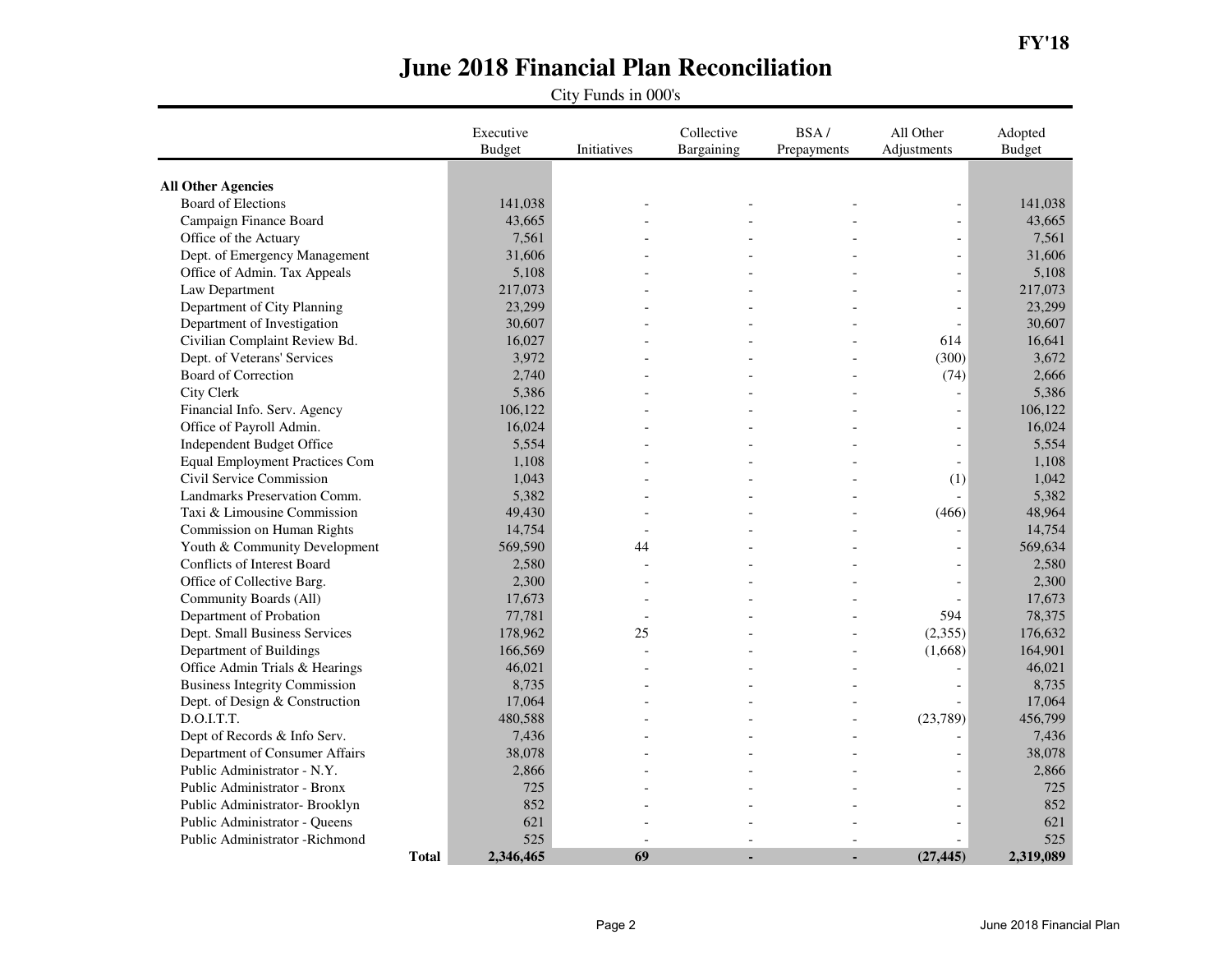FY'18

# June 2018 Financial Plan Reconciliation

City Funds in 000's

| | Executive Budget | Initiatives | Collective Bargaining | BSA / Prepayments | All Other Adjustments | Adopted Budget |
|---|---|---|---|---|---|---|
| **All Other Agencies** | | | | | | |
| Board of Elections | 141,038 | - | - | - | - | 141,038 |
| Campaign Finance Board | 43,665 | - | - | - | - | 43,665 |
| Office of the Actuary | 7,561 | - | - | - | - | 7,561 |
| Dept. of Emergency Management | 31,606 | - | - | - | - | 31,606 |
| Office of Admin. Tax Appeals | 5,108 | - | - | - | - | 5,108 |
| Law Department | 217,073 | - | - | - | - | 217,073 |
| Department of City Planning | 23,299 | - | - | - | - | 23,299 |
| Department of Investigation | 30,607 | - | - | - | - | 30,607 |
| Civilian Complaint Review Bd. | 16,027 | - | - | - | 614 | 16,641 |
| Dept. of Veterans' Services | 3,972 | - | - | - | (300) | 3,672 |
| Board of Correction | 2,740 | - | - | - | (74) | 2,666 |
| City Clerk | 5,386 | - | - | - | - | 5,386 |
| Financial Info. Serv. Agency | 106,122 | - | - | - | - | 106,122 |
| Office of Payroll Admin. | 16,024 | - | - | - | - | 16,024 |
| Independent Budget Office | 5,554 | - | - | - | - | 5,554 |
| Equal Employment Practices Com | 1,108 | - | - | - | - | 1,108 |
| Civil Service Commission | 1,043 | - | - | - | (1) | 1,042 |
| Landmarks Preservation Comm. | 5,382 | - | - | - | - | 5,382 |
| Taxi & Limousine Commission | 49,430 | - | - | - | (466) | 48,964 |
| Commission on Human Rights | 14,754 | - | - | - | - | 14,754 |
| Youth & Community Development | 569,590 | 44 | - | - | - | 569,634 |
| Conflicts of Interest Board | 2,580 | - | - | - | - | 2,580 |
| Office of Collective Barg. | 2,300 | - | - | - | - | 2,300 |
| Community Boards (All) | 17,673 | - | - | - | - | 17,673 |
| Department of Probation | 77,781 | - | - | - | 594 | 78,375 |
| Dept. Small Business Services | 178,962 | 25 | - | - | (2,355) | 176,632 |
| Department of Buildings | 166,569 | - | - | - | (1,668) | 164,901 |
| Office Admin Trials & Hearings | 46,021 | - | - | - | - | 46,021 |
| Business Integrity Commission | 8,735 | - | - | - | - | 8,735 |
| Dept. of Design & Construction | 17,064 | - | - | - | - | 17,064 |
| D.O.I.T.T. | 480,588 | - | - | - | (23,789) | 456,799 |
| Dept of Records & Info Serv. | 7,436 | - | - | - | - | 7,436 |
| Department of Consumer Affairs | 38,078 | - | - | - | - | 38,078 |
| Public Administrator - N.Y. | 2,866 | - | - | - | - | 2,866 |
| Public Administrator - Bronx | 725 | - | - | - | - | 725 |
| Public Administrator- Brooklyn | 852 | - | - | - | - | 852 |
| Public Administrator - Queens | 621 | - | - | - | - | 621 |
| Public Administrator -Richmond | 525 | - | - | - | - | 525 |
| **Total** | **2,346,465** | **69** | **-** | **-** | **(27,445)** | **2,319,089** |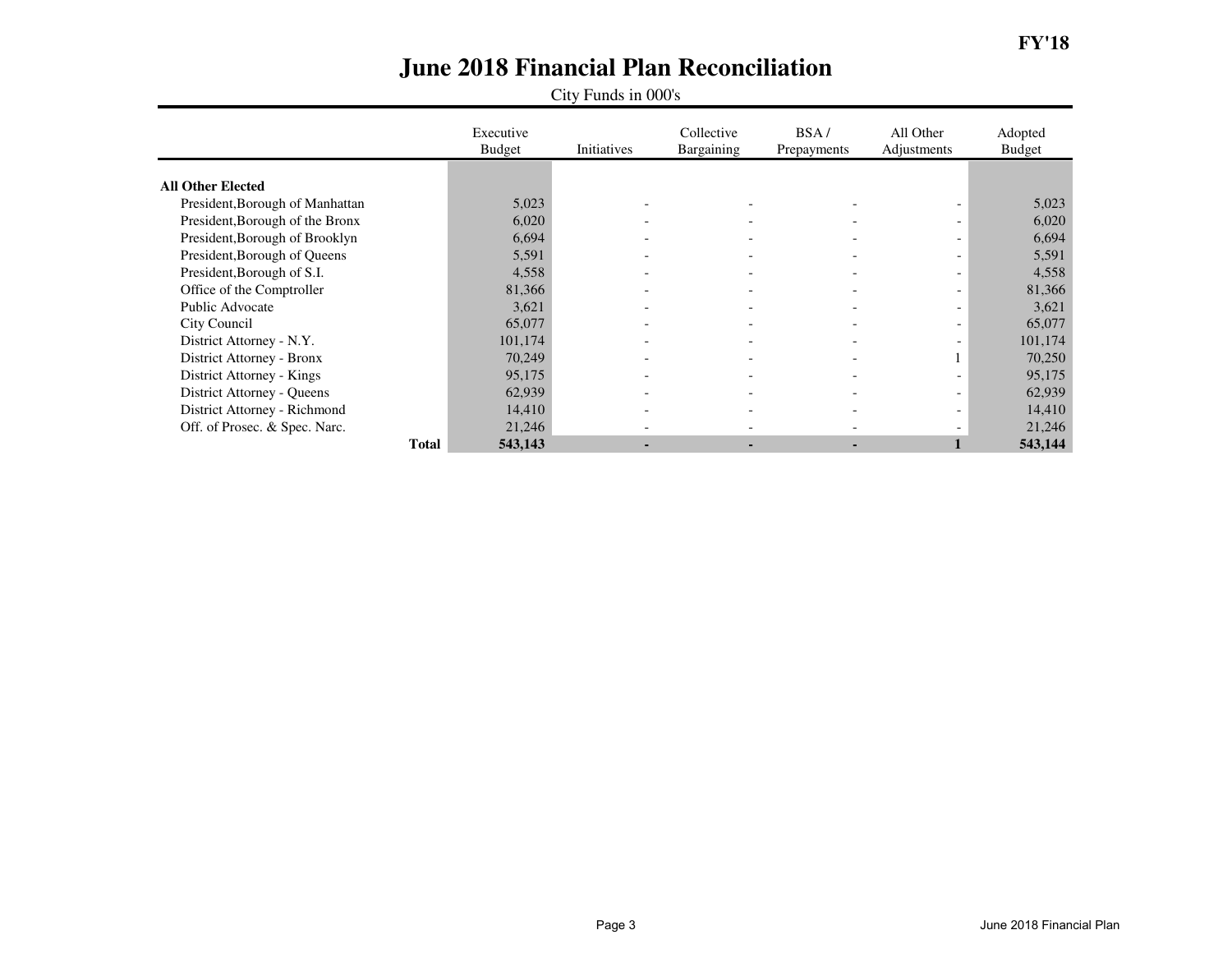**FY'18**

# June 2018 Financial Plan Reconciliation

City Funds in 000's

| | Executive Budget | Initiatives | Collective Bargaining | BSA / Prepayments | All Other Adjustments | Adopted Budget |
|---|---|---|---|---|---|---|
| **All Other Elected** | | | | | | |
| President,Borough of Manhattan | 5,023 | - | - | - | - | 5,023 |
| President,Borough of the Bronx | 6,020 | - | - | - | - | 6,020 |
| President,Borough of Brooklyn | 6,694 | - | - | - | - | 6,694 |
| President,Borough of Queens | 5,591 | - | - | - | - | 5,591 |
| President,Borough of S.I. | 4,558 | - | - | - | - | 4,558 |
| Office of the Comptroller | 81,366 | - | - | - | - | 81,366 |
| Public Advocate | 3,621 | - | - | - | - | 3,621 |
| City Council | 65,077 | - | - | - | - | 65,077 |
| District Attorney - N.Y. | 101,174 | - | - | - | - | 101,174 |
| District Attorney - Bronx | 70,249 | - | - | - | 1 | 70,250 |
| District Attorney - Kings | 95,175 | - | - | - | - | 95,175 |
| District Attorney - Queens | 62,939 | - | - | - | - | 62,939 |
| District Attorney - Richmond | 14,410 | - | - | - | - | 14,410 |
| Off. of Prosec. & Spec. Narc. | 21,246 | - | - | - | - | 21,246 |
| **Total** | **543,143** | **-** | **-** | **-** | **1** | **543,144** |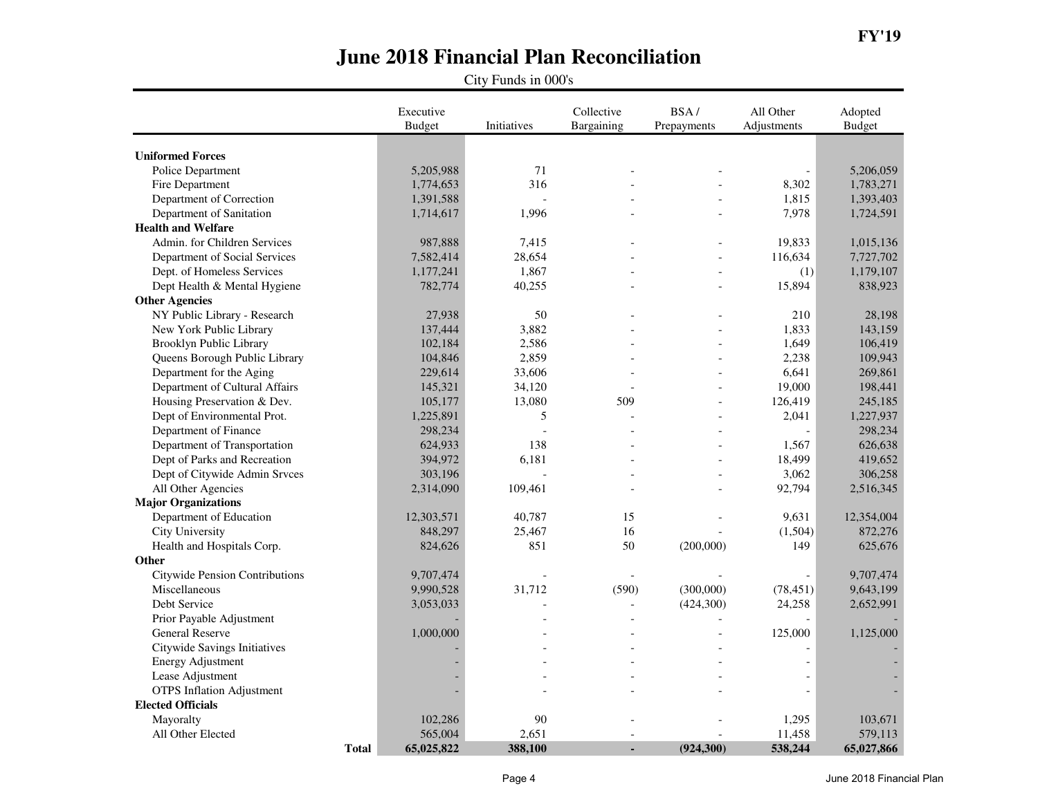FY'19

# June 2018 Financial Plan Reconciliation

City Funds in 000's

| | Executive Budget | Initiatives | Collective Bargaining | BSA / Prepayments | All Other Adjustments | Adopted Budget |
|---|---|---|---|---|---|---|
| **Uniformed Forces** | | | | | | |
| Police Department | 5,205,988 | 71 | - | - | - | 5,206,059 |
| Fire Department | 1,774,653 | 316 | - | - | 8,302 | 1,783,271 |
| Department of Correction | 1,391,588 | - | - | - | 1,815 | 1,393,403 |
| Department of Sanitation | 1,714,617 | 1,996 | - | - | 7,978 | 1,724,591 |
| **Health and Welfare** | | | | | | |
| Admin. for Children Services | 987,888 | 7,415 | - | - | 19,833 | 1,015,136 |
| Department of Social Services | 7,582,414 | 28,654 | - | - | 116,634 | 7,727,702 |
| Dept. of Homeless Services | 1,177,241 | 1,867 | - | - | (1) | 1,179,107 |
| Dept Health & Mental Hygiene | 782,774 | 40,255 | - | - | 15,894 | 838,923 |
| **Other Agencies** | | | | | | |
| NY Public Library - Research | 27,938 | 50 | - | - | 210 | 28,198 |
| New York Public Library | 137,444 | 3,882 | - | - | 1,833 | 143,159 |
| Brooklyn Public Library | 102,184 | 2,586 | - | - | 1,649 | 106,419 |
| Queens Borough Public Library | 104,846 | 2,859 | - | - | 2,238 | 109,943 |
| Department for the Aging | 229,614 | 33,606 | - | - | 6,641 | 269,861 |
| Department of Cultural Affairs | 145,321 | 34,120 | - | - | 19,000 | 198,441 |
| Housing Preservation & Dev. | 105,177 | 13,080 | 509 | - | 126,419 | 245,185 |
| Dept of Environmental Prot. | 1,225,891 | 5 | - | - | 2,041 | 1,227,937 |
| Department of Finance | 298,234 | - | - | - | - | 298,234 |
| Department of Transportation | 624,933 | 138 | - | - | 1,567 | 626,638 |
| Dept of Parks and Recreation | 394,972 | 6,181 | - | - | 18,499 | 419,652 |
| Dept of Citywide Admin Srvces | 303,196 | - | - | - | 3,062 | 306,258 |
| All Other Agencies | 2,314,090 | 109,461 | - | - | 92,794 | 2,516,345 |
| **Major Organizations** | | | | | | |
| Department of Education | 12,303,571 | 40,787 | 15 | - | 9,631 | 12,354,004 |
| City University | 848,297 | 25,467 | 16 | - | (1,504) | 872,276 |
| Health and Hospitals Corp. | 824,626 | 851 | 50 | (200,000) | 149 | 625,676 |
| **Other** | | | | | | |
| Citywide Pension Contributions | 9,707,474 | - | - | - | - | 9,707,474 |
| Miscellaneous | 9,990,528 | 31,712 | (590) | (300,000) | (78,451) | 9,643,199 |
| Debt Service | 3,053,033 | - | - | (424,300) | 24,258 | 2,652,991 |
| Prior Payable Adjustment | - | - | - | - | - | - |
| General Reserve | 1,000,000 | - | - | - | 125,000 | 1,125,000 |
| Citywide Savings Initiatives | - | - | - | - | - | - |
| Energy Adjustment | - | - | - | - | - | - |
| Lease Adjustment | - | - | - | - | - | - |
| OTPS Inflation Adjustment | - | - | - | - | - | - |
| **Elected Officials** | | | | | | |
| Mayoralty | 102,286 | 90 | - | - | 1,295 | 103,671 |
| All Other Elected | 565,004 | 2,651 | - | - | 11,458 | 579,113 |
| **Total** | **65,025,822** | **388,100** | **-** | **(924,300)** | **538,244** | **65,027,866** |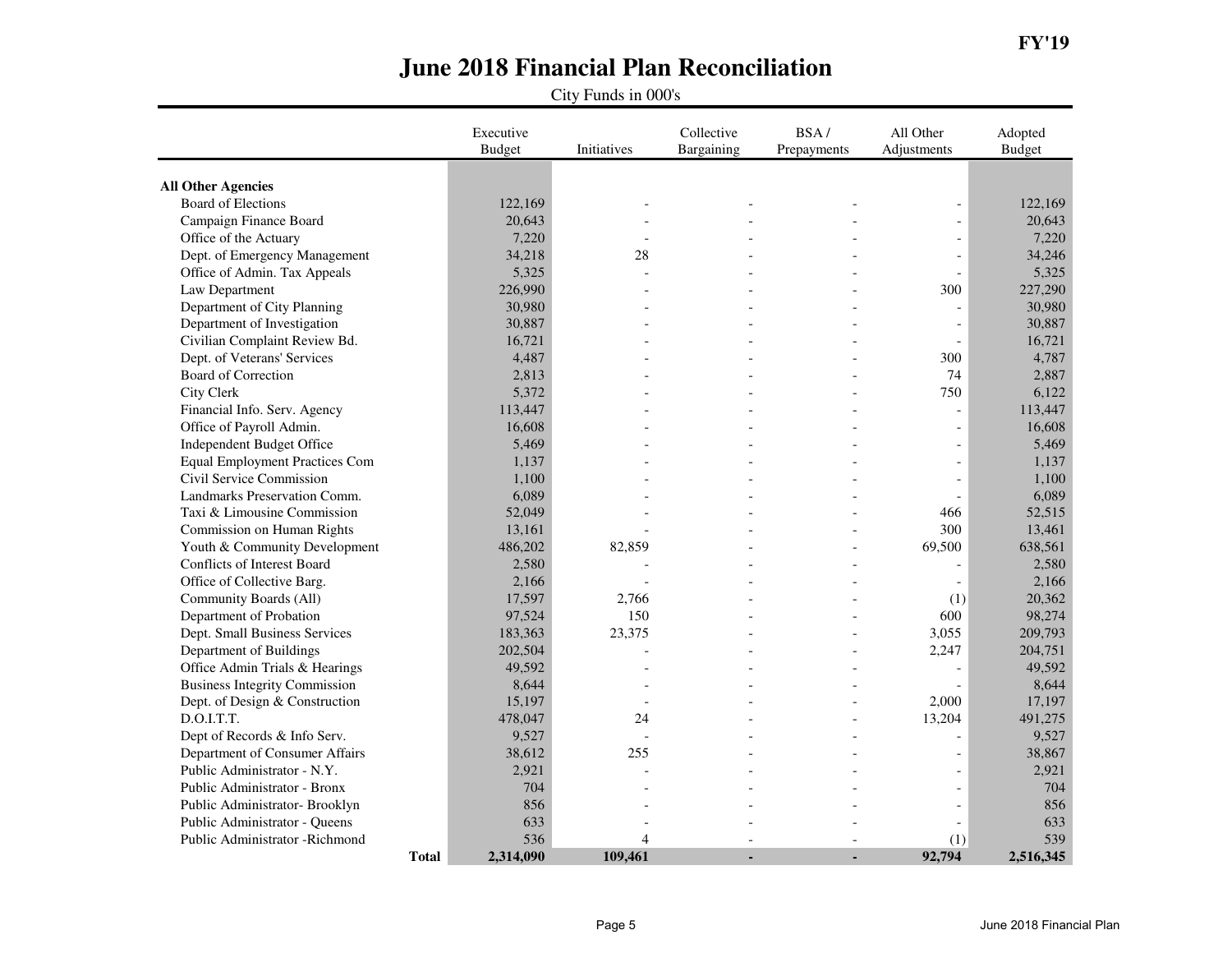FY'19

# June 2018 Financial Plan Reconciliation

City Funds in 000's

| | Executive Budget | Initiatives | Collective Bargaining | BSA / Prepayments | All Other Adjustments | Adopted Budget |
|---|---|---|---|---|---|---|
| **All Other Agencies** | | | | | | |
| Board of Elections | 122,169 | - | - | - | - | 122,169 |
| Campaign Finance Board | 20,643 | - | - | - | - | 20,643 |
| Office of the Actuary | 7,220 | - | - | - | - | 7,220 |
| Dept. of Emergency Management | 34,218 | 28 | - | - | - | 34,246 |
| Office of Admin. Tax Appeals | 5,325 | - | - | - | - | 5,325 |
| Law Department | 226,990 | - | - | - | 300 | 227,290 |
| Department of City Planning | 30,980 | - | - | - | - | 30,980 |
| Department of Investigation | 30,887 | - | - | - | - | 30,887 |
| Civilian Complaint Review Bd. | 16,721 | - | - | - | - | 16,721 |
| Dept. of Veterans' Services | 4,487 | - | - | - | 300 | 4,787 |
| Board of Correction | 2,813 | - | - | - | 74 | 2,887 |
| City Clerk | 5,372 | - | - | - | 750 | 6,122 |
| Financial Info. Serv. Agency | 113,447 | - | - | - | - | 113,447 |
| Office of Payroll Admin. | 16,608 | - | - | - | - | 16,608 |
| Independent Budget Office | 5,469 | - | - | - | - | 5,469 |
| Equal Employment Practices Com | 1,137 | - | - | - | - | 1,137 |
| Civil Service Commission | 1,100 | - | - | - | - | 1,100 |
| Landmarks Preservation Comm. | 6,089 | - | - | - | - | 6,089 |
| Taxi & Limousine Commission | 52,049 | - | - | - | 466 | 52,515 |
| Commission on Human Rights | 13,161 | - | - | - | 300 | 13,461 |
| Youth & Community Development | 486,202 | 82,859 | - | - | 69,500 | 638,561 |
| Conflicts of Interest Board | 2,580 | - | - | - | - | 2,580 |
| Office of Collective Barg. | 2,166 | - | - | - | - | 2,166 |
| Community Boards (All) | 17,597 | 2,766 | - | - | (1) | 20,362 |
| Department of Probation | 97,524 | 150 | - | - | 600 | 98,274 |
| Dept. Small Business Services | 183,363 | 23,375 | - | - | 3,055 | 209,793 |
| Department of Buildings | 202,504 | - | - | - | 2,247 | 204,751 |
| Office Admin Trials & Hearings | 49,592 | - | - | - | - | 49,592 |
| Business Integrity Commission | 8,644 | - | - | - | - | 8,644 |
| Dept. of Design & Construction | 15,197 | - | - | - | 2,000 | 17,197 |
| D.O.I.T.T. | 478,047 | 24 | - | - | 13,204 | 491,275 |
| Dept of Records & Info Serv. | 9,527 | - | - | - | - | 9,527 |
| Department of Consumer Affairs | 38,612 | 255 | - | - | - | 38,867 |
| Public Administrator - N.Y. | 2,921 | - | - | - | - | 2,921 |
| Public Administrator - Bronx | 704 | - | - | - | - | 704 |
| Public Administrator- Brooklyn | 856 | - | - | - | - | 856 |
| Public Administrator - Queens | 633 | - | - | - | - | 633 |
| Public Administrator -Richmond | 536 | 4 | - | - | (1) | 539 |
| **Total** | **2,314,090** | **109,461** | **-** | **-** | **92,794** | **2,516,345** |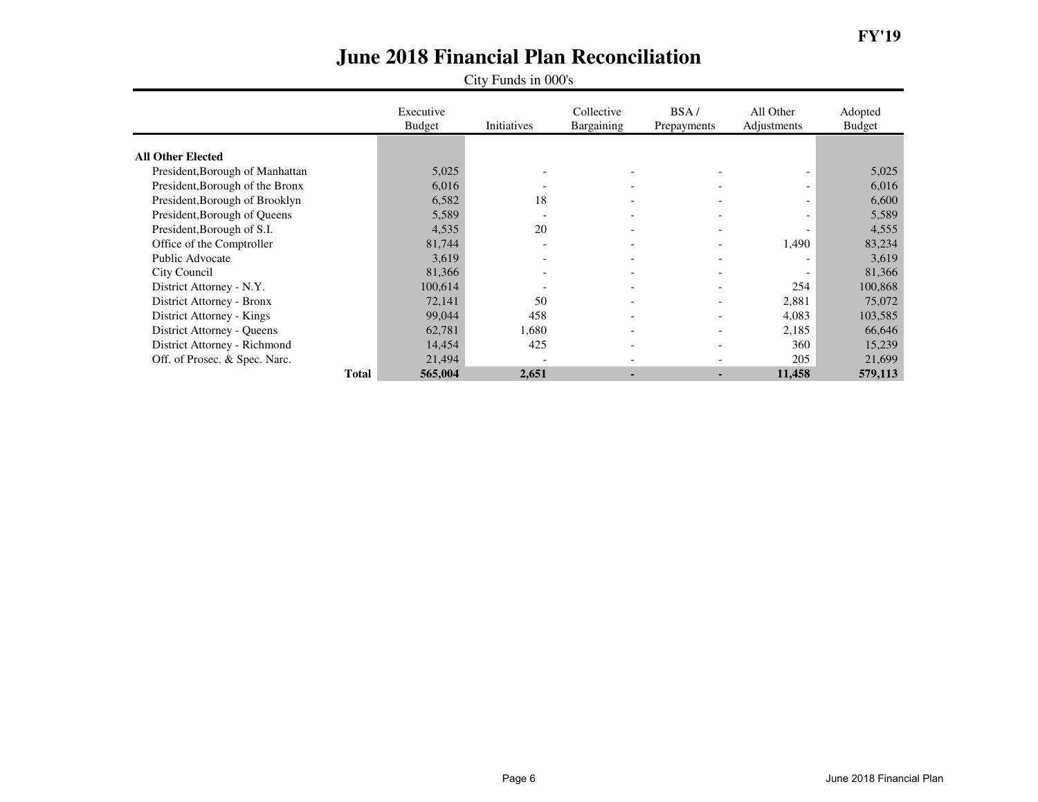**FY'19**

# June 2018 Financial Plan Reconciliation

City Funds in 000's

| | Executive Budget | Initiatives | Collective Bargaining | BSA / Prepayments | All Other Adjustments | Adopted Budget |
|---|---|---|---|---|---|---|
| **All Other Elected** | | | | | | |
| President,Borough of Manhattan | 5,025 | - | - | - | - | 5,025 |
| President,Borough of the Bronx | 6,016 | - | - | - | - | 6,016 |
| President,Borough of Brooklyn | 6,582 | 18 | - | - | - | 6,600 |
| President,Borough of Queens | 5,589 | - | - | - | - | 5,589 |
| President,Borough of S.I. | 4,535 | 20 | - | - | - | 4,555 |
| Office of the Comptroller | 81,744 | - | - | - | 1,490 | 83,234 |
| Public Advocate | 3,619 | - | - | - | - | 3,619 |
| City Council | 81,366 | - | - | - | - | 81,366 |
| District Attorney - N.Y. | 100,614 | - | - | - | 254 | 100,868 |
| District Attorney - Bronx | 72,141 | 50 | - | - | 2,881 | 75,072 |
| District Attorney - Kings | 99,044 | 458 | - | - | 4,083 | 103,585 |
| District Attorney - Queens | 62,781 | 1,680 | - | - | 2,185 | 66,646 |
| District Attorney - Richmond | 14,454 | 425 | - | - | 360 | 15,239 |
| Off. of Prosec. & Spec. Narc. | 21,494 | - | - | - | 205 | 21,699 |
| **Total** | **565,004** | **2,651** | **-** | **-** | **11,458** | **579,113** |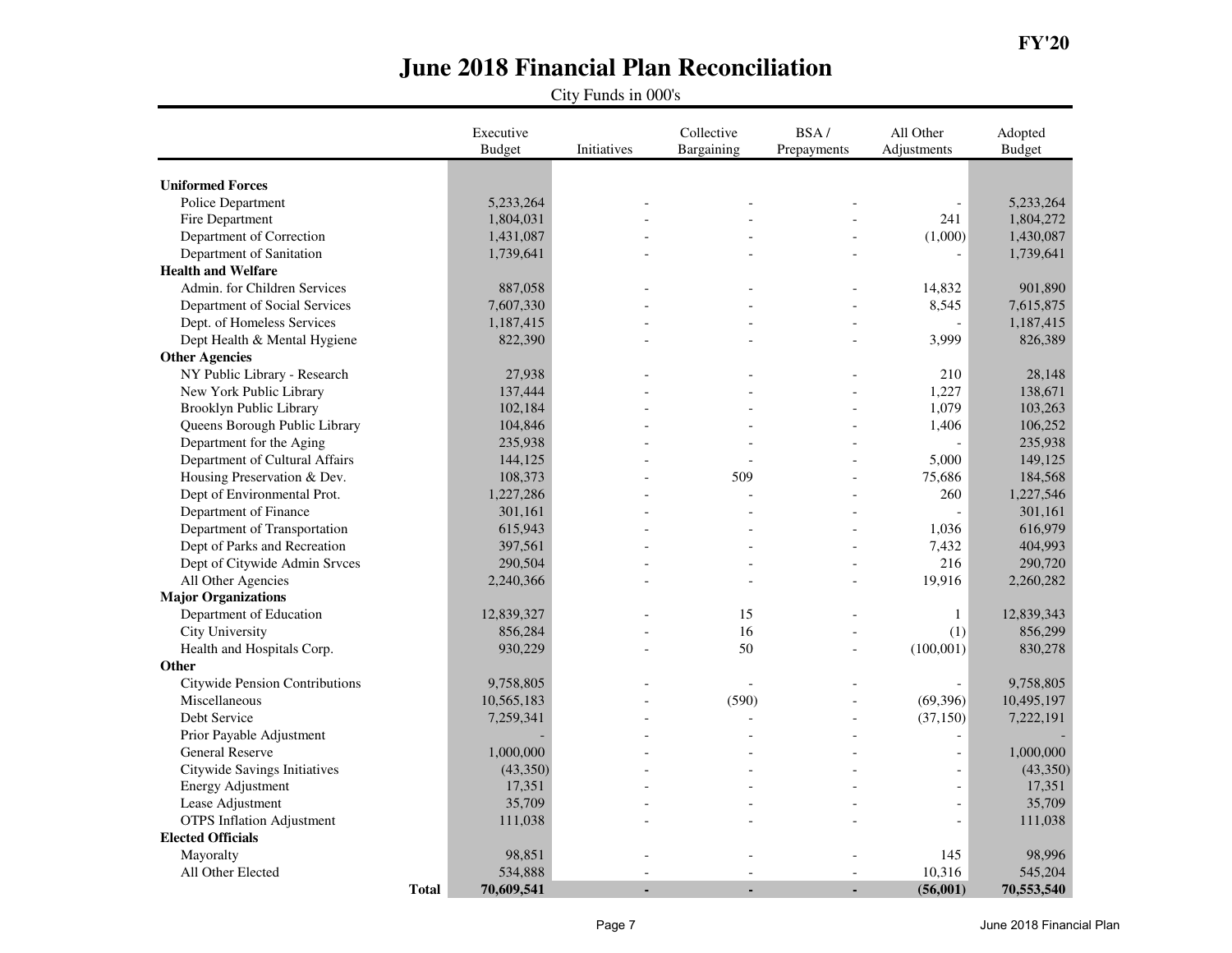FY'20

# June 2018 Financial Plan Reconciliation

City Funds in 000's

| | Executive Budget | Initiatives | Collective Bargaining | BSA / Prepayments | All Other Adjustments | Adopted Budget |
|---|---|---|---|---|---|---|
| **Uniformed Forces** | | | | | | |
| Police Department | 5,233,264 | - | - | - | - | 5,233,264 |
| Fire Department | 1,804,031 | - | - | - | 241 | 1,804,272 |
| Department of Correction | 1,431,087 | - | - | - | (1,000) | 1,430,087 |
| Department of Sanitation | 1,739,641 | - | - | - | - | 1,739,641 |
| **Health and Welfare** | | | | | | |
| Admin. for Children Services | 887,058 | - | - | - | 14,832 | 901,890 |
| Department of Social Services | 7,607,330 | - | - | - | 8,545 | 7,615,875 |
| Dept. of Homeless Services | 1,187,415 | - | - | - | - | 1,187,415 |
| Dept Health & Mental Hygiene | 822,390 | - | - | - | 3,999 | 826,389 |
| **Other Agencies** | | | | | | |
| NY Public Library - Research | 27,938 | - | - | - | 210 | 28,148 |
| New York Public Library | 137,444 | - | - | - | 1,227 | 138,671 |
| Brooklyn Public Library | 102,184 | - | - | - | 1,079 | 103,263 |
| Queens Borough Public Library | 104,846 | - | - | - | 1,406 | 106,252 |
| Department for the Aging | 235,938 | - | - | - | - | 235,938 |
| Department of Cultural Affairs | 144,125 | - | - | - | 5,000 | 149,125 |
| Housing Preservation & Dev. | 108,373 | - | 509 | - | 75,686 | 184,568 |
| Dept of Environmental Prot. | 1,227,286 | - | - | - | 260 | 1,227,546 |
| Department of Finance | 301,161 | - | - | - | - | 301,161 |
| Department of Transportation | 615,943 | - | - | - | 1,036 | 616,979 |
| Dept of Parks and Recreation | 397,561 | - | - | - | 7,432 | 404,993 |
| Dept of Citywide Admin Srvces | 290,504 | - | - | - | 216 | 290,720 |
| All Other Agencies | 2,240,366 | - | - | - | 19,916 | 2,260,282 |
| **Major Organizations** | | | | | | |
| Department of Education | 12,839,327 | - | 15 | - | 1 | 12,839,343 |
| City University | 856,284 | - | 16 | - | (1) | 856,299 |
| Health and Hospitals Corp. | 930,229 | - | 50 | - | (100,001) | 830,278 |
| **Other** | | | | | | |
| Citywide Pension Contributions | 9,758,805 | - | - | - | - | 9,758,805 |
| Miscellaneous | 10,565,183 | - | (590) | - | (69,396) | 10,495,197 |
| Debt Service | 7,259,341 | - | - | - | (37,150) | 7,222,191 |
| Prior Payable Adjustment | - | - | - | - | - | - |
| General Reserve | 1,000,000 | - | - | - | - | 1,000,000 |
| Citywide Savings Initiatives | (43,350) | - | - | - | - | (43,350) |
| Energy Adjustment | 17,351 | - | - | - | - | 17,351 |
| Lease Adjustment | 35,709 | - | - | - | - | 35,709 |
| OTPS Inflation Adjustment | 111,038 | - | - | - | - | 111,038 |
| **Elected Officials** | | | | | | |
| Mayoralty | 98,851 | - | - | - | 145 | 98,996 |
| All Other Elected | 534,888 | - | - | - | 10,316 | 545,204 |
| **Total** | **70,609,541** | **-** | **-** | **-** | **(56,001)** | **70,553,540** |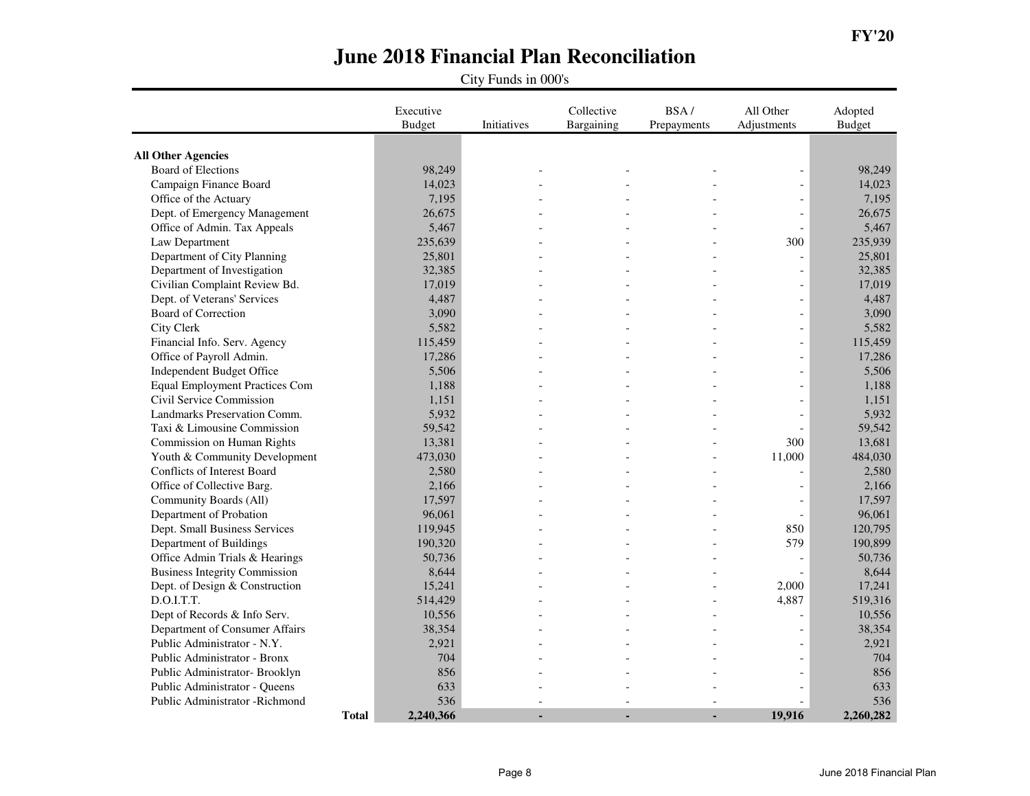FY'20

# June 2018 Financial Plan Reconciliation

City Funds in 000's

| | Executive Budget | Initiatives | Collective Bargaining | BSA / Prepayments | All Other Adjustments | Adopted Budget |
|---|---|---|---|---|---|---|
| **All Other Agencies** | | | | | | |
| Board of Elections | 98,249 | - | - | - | - | 98,249 |
| Campaign Finance Board | 14,023 | - | - | - | - | 14,023 |
| Office of the Actuary | 7,195 | - | - | - | - | 7,195 |
| Dept. of Emergency Management | 26,675 | - | - | - | - | 26,675 |
| Office of Admin. Tax Appeals | 5,467 | - | - | - | - | 5,467 |
| Law Department | 235,639 | - | - | - | 300 | 235,939 |
| Department of City Planning | 25,801 | - | - | - | - | 25,801 |
| Department of Investigation | 32,385 | - | - | - | - | 32,385 |
| Civilian Complaint Review Bd. | 17,019 | - | - | - | - | 17,019 |
| Dept. of Veterans' Services | 4,487 | - | - | - | - | 4,487 |
| Board of Correction | 3,090 | - | - | - | - | 3,090 |
| City Clerk | 5,582 | - | - | - | - | 5,582 |
| Financial Info. Serv. Agency | 115,459 | - | - | - | - | 115,459 |
| Office of Payroll Admin. | 17,286 | - | - | - | - | 17,286 |
| Independent Budget Office | 5,506 | - | - | - | - | 5,506 |
| Equal Employment Practices Com | 1,188 | - | - | - | - | 1,188 |
| Civil Service Commission | 1,151 | - | - | - | - | 1,151 |
| Landmarks Preservation Comm. | 5,932 | - | - | - | - | 5,932 |
| Taxi & Limousine Commission | 59,542 | - | - | - | - | 59,542 |
| Commission on Human Rights | 13,381 | - | - | - | 300 | 13,681 |
| Youth & Community Development | 473,030 | - | - | - | 11,000 | 484,030 |
| Conflicts of Interest Board | 2,580 | - | - | - | - | 2,580 |
| Office of Collective Barg. | 2,166 | - | - | - | - | 2,166 |
| Community Boards (All) | 17,597 | - | - | - | - | 17,597 |
| Department of Probation | 96,061 | - | - | - | - | 96,061 |
| Dept. Small Business Services | 119,945 | - | - | - | 850 | 120,795 |
| Department of Buildings | 190,320 | - | - | - | 579 | 190,899 |
| Office Admin Trials & Hearings | 50,736 | - | - | - | - | 50,736 |
| Business Integrity Commission | 8,644 | - | - | - | - | 8,644 |
| Dept. of Design & Construction | 15,241 | - | - | - | 2,000 | 17,241 |
| D.O.I.T.T. | 514,429 | - | - | - | 4,887 | 519,316 |
| Dept of Records & Info Serv. | 10,556 | - | - | - | - | 10,556 |
| Department of Consumer Affairs | 38,354 | - | - | - | - | 38,354 |
| Public Administrator - N.Y. | 2,921 | - | - | - | - | 2,921 |
| Public Administrator - Bronx | 704 | - | - | - | - | 704 |
| Public Administrator- Brooklyn | 856 | - | - | - | - | 856 |
| Public Administrator - Queens | 633 | - | - | - | - | 633 |
| Public Administrator -Richmond | 536 | - | - | - | - | 536 |
| **Total** | **2,240,366** | **-** | **-** | **-** | **19,916** | **2,260,282** |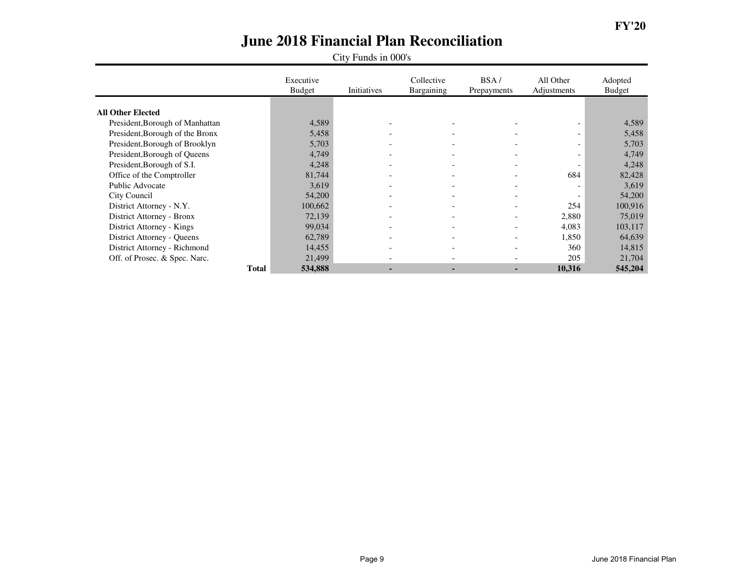FY'20

# June 2018 Financial Plan Reconciliation

City Funds in 000's

| | Executive Budget | Initiatives | Collective Bargaining | BSA / Prepayments | All Other Adjustments | Adopted Budget |
|---|---|---|---|---|---|---|
| **All Other Elected** | | | | | | |
| President,Borough of Manhattan | 4,589 | - | - | - | - | 4,589 |
| President,Borough of the Bronx | 5,458 | - | - | - | - | 5,458 |
| President,Borough of Brooklyn | 5,703 | - | - | - | - | 5,703 |
| President,Borough of Queens | 4,749 | - | - | - | - | 4,749 |
| President,Borough of S.I. | 4,248 | - | - | - | - | 4,248 |
| Office of the Comptroller | 81,744 | - | - | - | 684 | 82,428 |
| Public Advocate | 3,619 | - | - | - | - | 3,619 |
| City Council | 54,200 | - | - | - | - | 54,200 |
| District Attorney - N.Y. | 100,662 | - | - | - | 254 | 100,916 |
| District Attorney - Bronx | 72,139 | - | - | - | 2,880 | 75,019 |
| District Attorney - Kings | 99,034 | - | - | - | 4,083 | 103,117 |
| District Attorney - Queens | 62,789 | - | - | - | 1,850 | 64,639 |
| District Attorney - Richmond | 14,455 | - | - | - | 360 | 14,815 |
| Off. of Prosec. & Spec. Narc. | 21,499 | - | - | - | 205 | 21,704 |
| **Total** | **534,888** | **-** | **-** | **-** | **10,316** | **545,204** |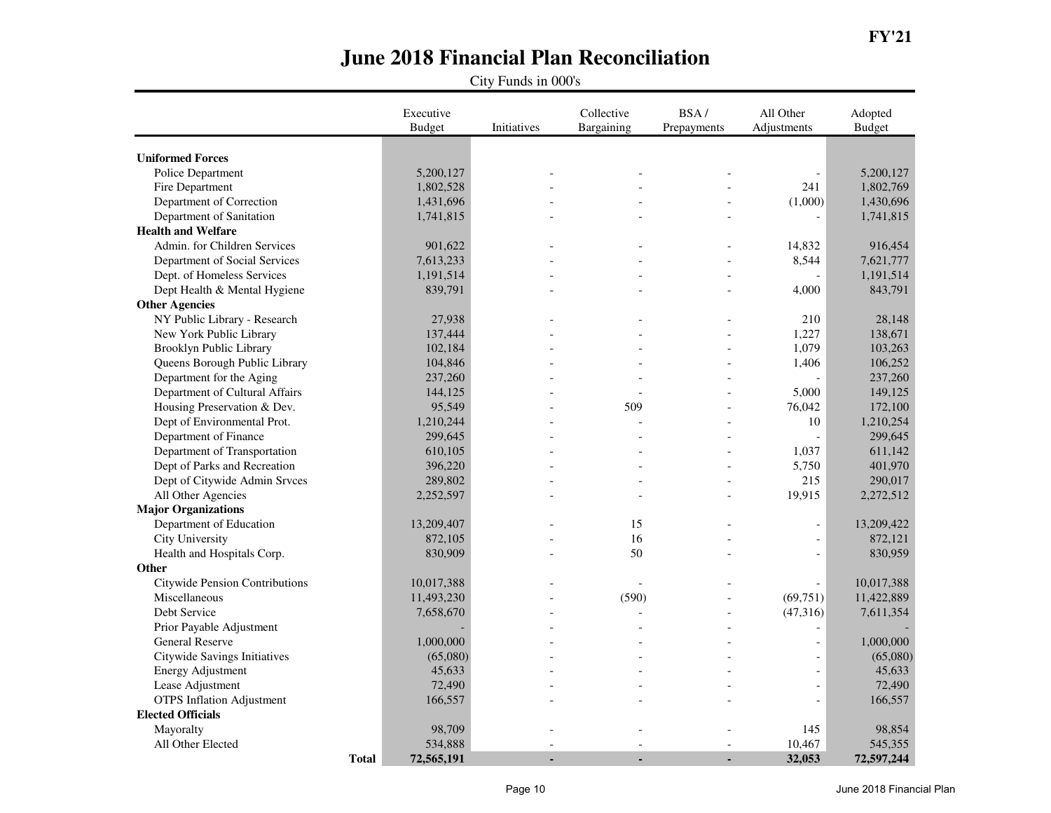FY'21

# June 2018 Financial Plan Reconciliation

City Funds in 000's

| | Executive Budget | Initiatives | Collective Bargaining | BSA / Prepayments | All Other Adjustments | Adopted Budget |
|---|---|---|---|---|---|---|
| **Uniformed Forces** | | | | | | |
| Police Department | 5,200,127 | - | - | - | - | 5,200,127 |
| Fire Department | 1,802,528 | - | - | - | 241 | 1,802,769 |
| Department of Correction | 1,431,696 | - | - | - | (1,000) | 1,430,696 |
| Department of Sanitation | 1,741,815 | - | - | - | - | 1,741,815 |
| **Health and Welfare** | | | | | | |
| Admin. for Children Services | 901,622 | - | - | - | 14,832 | 916,454 |
| Department of Social Services | 7,613,233 | - | - | - | 8,544 | 7,621,777 |
| Dept. of Homeless Services | 1,191,514 | - | - | - | - | 1,191,514 |
| Dept Health & Mental Hygiene | 839,791 | - | - | - | 4,000 | 843,791 |
| **Other Agencies** | | | | | | |
| NY Public Library - Research | 27,938 | - | - | - | 210 | 28,148 |
| New York Public Library | 137,444 | - | - | - | 1,227 | 138,671 |
| Brooklyn Public Library | 102,184 | - | - | - | 1,079 | 103,263 |
| Queens Borough Public Library | 104,846 | - | - | - | 1,406 | 106,252 |
| Department for the Aging | 237,260 | - | - | - | - | 237,260 |
| Department of Cultural Affairs | 144,125 | - | - | - | 5,000 | 149,125 |
| Housing Preservation & Dev. | 95,549 | - | 509 | - | 76,042 | 172,100 |
| Dept of Environmental Prot. | 1,210,244 | - | - | - | 10 | 1,210,254 |
| Department of Finance | 299,645 | - | - | - | - | 299,645 |
| Department of Transportation | 610,105 | - | - | - | 1,037 | 611,142 |
| Dept of Parks and Recreation | 396,220 | - | - | - | 5,750 | 401,970 |
| Dept of Citywide Admin Srvces | 289,802 | - | - | - | 215 | 290,017 |
| All Other Agencies | 2,252,597 | - | - | - | 19,915 | 2,272,512 |
| **Major Organizations** | | | | | | |
| Department of Education | 13,209,407 | - | 15 | - | - | 13,209,422 |
| City University | 872,105 | - | 16 | - | - | 872,121 |
| Health and Hospitals Corp. | 830,909 | - | 50 | - | - | 830,959 |
| **Other** | | | | | | |
| Citywide Pension Contributions | 10,017,388 | - | - | - | - | 10,017,388 |
| Miscellaneous | 11,493,230 | - | (590) | - | (69,751) | 11,422,889 |
| Debt Service | 7,658,670 | - | - | - | (47,316) | 7,611,354 |
| Prior Payable Adjustment | - | - | - | - | - | - |
| General Reserve | 1,000,000 | - | - | - | - | 1,000,000 |
| Citywide Savings Initiatives | (65,080) | - | - | - | - | (65,080) |
| Energy Adjustment | 45,633 | - | - | - | - | 45,633 |
| Lease Adjustment | 72,490 | - | - | - | - | 72,490 |
| OTPS Inflation Adjustment | 166,557 | - | - | - | - | 166,557 |
| **Elected Officials** | | | | | | |
| Mayoralty | 98,709 | - | - | - | 145 | 98,854 |
| All Other Elected | 534,888 | - | - | - | 10,467 | 545,355 |
| **Total** | **72,565,191** | **-** | **-** | **-** | **32,053** | **72,597,244** |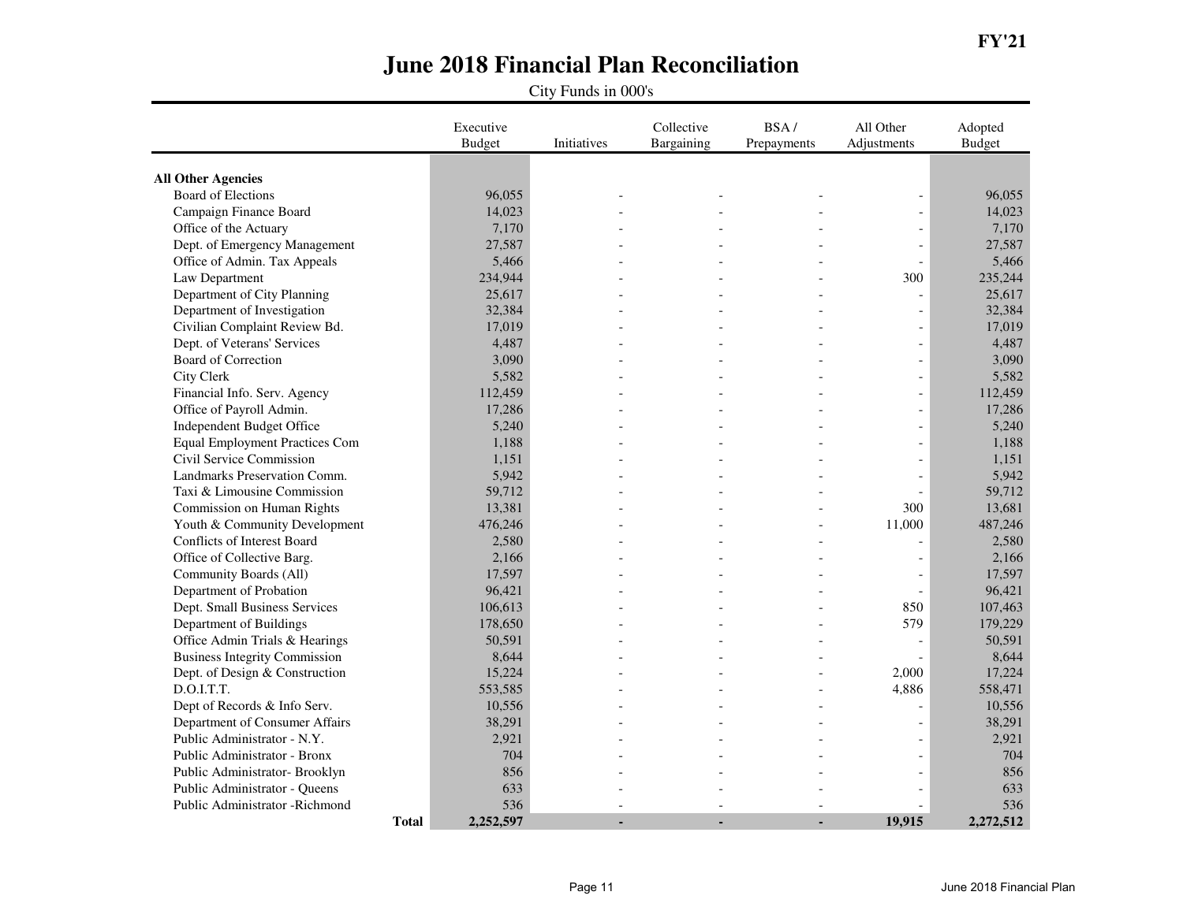FY'21

# June 2018 Financial Plan Reconciliation

City Funds in 000's

| | Executive Budget | Initiatives | Collective Bargaining | BSA / Prepayments | All Other Adjustments | Adopted Budget |
|---|---|---|---|---|---|---|
| **All Other Agencies** | | | | | | |
| Board of Elections | 96,055 | - | - | - | - | 96,055 |
| Campaign Finance Board | 14,023 | - | - | - | - | 14,023 |
| Office of the Actuary | 7,170 | - | - | - | - | 7,170 |
| Dept. of Emergency Management | 27,587 | - | - | - | - | 27,587 |
| Office of Admin. Tax Appeals | 5,466 | - | - | - | - | 5,466 |
| Law Department | 234,944 | - | - | - | 300 | 235,244 |
| Department of City Planning | 25,617 | - | - | - | - | 25,617 |
| Department of Investigation | 32,384 | - | - | - | - | 32,384 |
| Civilian Complaint Review Bd. | 17,019 | - | - | - | - | 17,019 |
| Dept. of Veterans' Services | 4,487 | - | - | - | - | 4,487 |
| Board of Correction | 3,090 | - | - | - | - | 3,090 |
| City Clerk | 5,582 | - | - | - | - | 5,582 |
| Financial Info. Serv. Agency | 112,459 | - | - | - | - | 112,459 |
| Office of Payroll Admin. | 17,286 | - | - | - | - | 17,286 |
| Independent Budget Office | 5,240 | - | - | - | - | 5,240 |
| Equal Employment Practices Com | 1,188 | - | - | - | - | 1,188 |
| Civil Service Commission | 1,151 | - | - | - | - | 1,151 |
| Landmarks Preservation Comm. | 5,942 | - | - | - | - | 5,942 |
| Taxi & Limousine Commission | 59,712 | - | - | - | - | 59,712 |
| Commission on Human Rights | 13,381 | - | - | - | 300 | 13,681 |
| Youth & Community Development | 476,246 | - | - | - | 11,000 | 487,246 |
| Conflicts of Interest Board | 2,580 | - | - | - | - | 2,580 |
| Office of Collective Barg. | 2,166 | - | - | - | - | 2,166 |
| Community Boards (All) | 17,597 | - | - | - | - | 17,597 |
| Department of Probation | 96,421 | - | - | - | - | 96,421 |
| Dept. Small Business Services | 106,613 | - | - | - | 850 | 107,463 |
| Department of Buildings | 178,650 | - | - | - | 579 | 179,229 |
| Office Admin Trials & Hearings | 50,591 | - | - | - | - | 50,591 |
| Business Integrity Commission | 8,644 | - | - | - | - | 8,644 |
| Dept. of Design & Construction | 15,224 | - | - | - | 2,000 | 17,224 |
| D.O.I.T.T. | 553,585 | - | - | - | 4,886 | 558,471 |
| Dept of Records & Info Serv. | 10,556 | - | - | - | - | 10,556 |
| Department of Consumer Affairs | 38,291 | - | - | - | - | 38,291 |
| Public Administrator - N.Y. | 2,921 | - | - | - | - | 2,921 |
| Public Administrator - Bronx | 704 | - | - | - | - | 704 |
| Public Administrator- Brooklyn | 856 | - | - | - | - | 856 |
| Public Administrator - Queens | 633 | - | - | - | - | 633 |
| Public Administrator -Richmond | 536 | - | - | - | - | 536 |
| **Total** | **2,252,597** | **-** | **-** | **-** | **19,915** | **2,272,512** |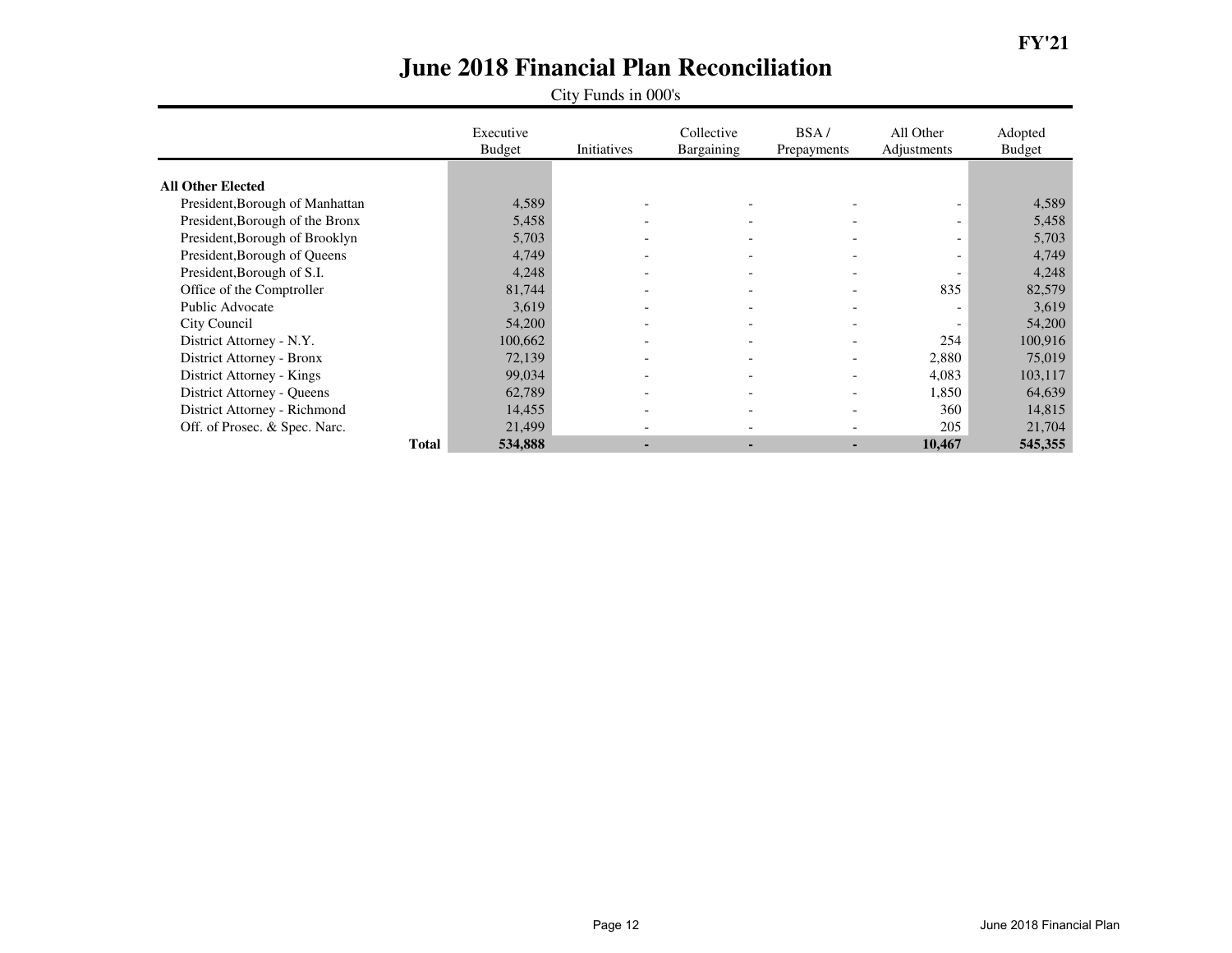# June 2018 Financial Plan Reconciliation

**FY'21**

City Funds in 000's

| | Executive Budget | Initiatives | Collective Bargaining | BSA / Prepayments | All Other Adjustments | Adopted Budget |
|---|---|---|---|---|---|---|
| **All Other Elected** | | | | | | |
| President,Borough of Manhattan | 4,589 | - | - | - | - | 4,589 |
| President,Borough of the Bronx | 5,458 | - | - | - | - | 5,458 |
| President,Borough of Brooklyn | 5,703 | - | - | - | - | 5,703 |
| President,Borough of Queens | 4,749 | - | - | - | - | 4,749 |
| President,Borough of S.I. | 4,248 | - | - | - | - | 4,248 |
| Office of the Comptroller | 81,744 | - | - | - | 835 | 82,579 |
| Public Advocate | 3,619 | - | - | - | - | 3,619 |
| City Council | 54,200 | - | - | - | - | 54,200 |
| District Attorney - N.Y. | 100,662 | - | - | - | 254 | 100,916 |
| District Attorney - Bronx | 72,139 | - | - | - | 2,880 | 75,019 |
| District Attorney - Kings | 99,034 | - | - | - | 4,083 | 103,117 |
| District Attorney - Queens | 62,789 | - | - | - | 1,850 | 64,639 |
| District Attorney - Richmond | 14,455 | - | - | - | 360 | 14,815 |
| Off. of Prosec. & Spec. Narc. | 21,499 | - | - | - | 205 | 21,704 |
| **Total** | **534,888** | **-** | **-** | **-** | **10,467** | **545,355** |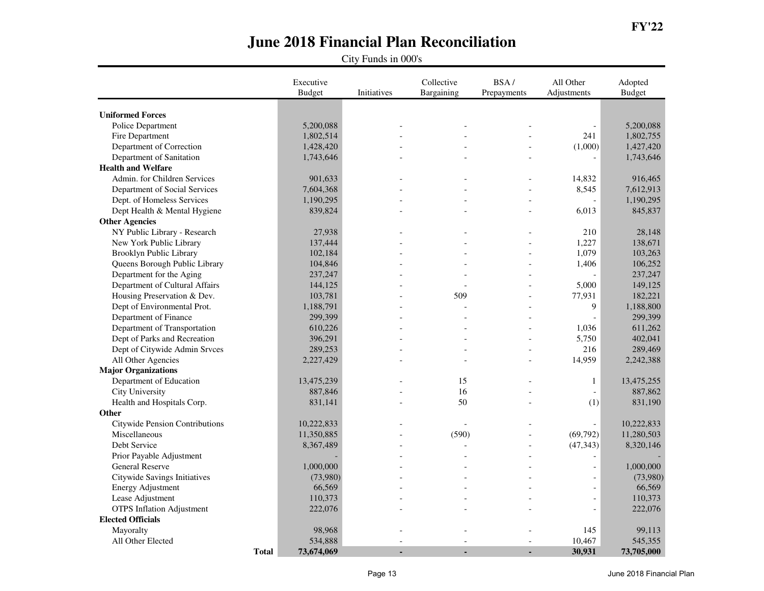**FY'22**

# June 2018 Financial Plan Reconciliation

City Funds in 000's

| | Executive Budget | Initiatives | Collective Bargaining | BSA / Prepayments | All Other Adjustments | Adopted Budget |
|---|---|---|---|---|---|---|
| **Uniformed Forces** | | | | | | |
| Police Department | 5,200,088 | - | - | - | - | 5,200,088 |
| Fire Department | 1,802,514 | - | - | - | 241 | 1,802,755 |
| Department of Correction | 1,428,420 | - | - | - | (1,000) | 1,427,420 |
| Department of Sanitation | 1,743,646 | - | - | - | - | 1,743,646 |
| **Health and Welfare** | | | | | | |
| Admin. for Children Services | 901,633 | - | - | - | 14,832 | 916,465 |
| Department of Social Services | 7,604,368 | - | - | - | 8,545 | 7,612,913 |
| Dept. of Homeless Services | 1,190,295 | - | - | - | - | 1,190,295 |
| Dept Health & Mental Hygiene | 839,824 | - | - | - | 6,013 | 845,837 |
| **Other Agencies** | | | | | | |
| NY Public Library - Research | 27,938 | - | - | - | 210 | 28,148 |
| New York Public Library | 137,444 | - | - | - | 1,227 | 138,671 |
| Brooklyn Public Library | 102,184 | - | - | - | 1,079 | 103,263 |
| Queens Borough Public Library | 104,846 | - | - | - | 1,406 | 106,252 |
| Department for the Aging | 237,247 | - | - | - | - | 237,247 |
| Department of Cultural Affairs | 144,125 | - | - | - | 5,000 | 149,125 |
| Housing Preservation & Dev. | 103,781 | - | 509 | - | 77,931 | 182,221 |
| Dept of Environmental Prot. | 1,188,791 | - | - | - | 9 | 1,188,800 |
| Department of Finance | 299,399 | - | - | - | - | 299,399 |
| Department of Transportation | 610,226 | - | - | - | 1,036 | 611,262 |
| Dept of Parks and Recreation | 396,291 | - | - | - | 5,750 | 402,041 |
| Dept of Citywide Admin Srvces | 289,253 | - | - | - | 216 | 289,469 |
| All Other Agencies | 2,227,429 | - | - | - | 14,959 | 2,242,388 |
| **Major Organizations** | | | | | | |
| Department of Education | 13,475,239 | - | 15 | - | 1 | 13,475,255 |
| City University | 887,846 | - | 16 | - | - | 887,862 |
| Health and Hospitals Corp. | 831,141 | - | 50 | - | (1) | 831,190 |
| **Other** | | | | | | |
| Citywide Pension Contributions | 10,222,833 | - | - | - | - | 10,222,833 |
| Miscellaneous | 11,350,885 | - | (590) | - | (69,792) | 11,280,503 |
| Debt Service | 8,367,489 | - | - | - | (47,343) | 8,320,146 |
| Prior Payable Adjustment | - | - | - | - | - | - |
| General Reserve | 1,000,000 | - | - | - | - | 1,000,000 |
| Citywide Savings Initiatives | (73,980) | - | - | - | - | (73,980) |
| Energy Adjustment | 66,569 | - | - | - | - | 66,569 |
| Lease Adjustment | 110,373 | - | - | - | - | 110,373 |
| OTPS Inflation Adjustment | 222,076 | - | - | - | - | 222,076 |
| **Elected Officials** | | | | | | |
| Mayoralty | 98,968 | - | - | - | 145 | 99,113 |
| All Other Elected | 534,888 | - | - | - | 10,467 | 545,355 |
| **Total** | **73,674,069** | **-** | **-** | **-** | **30,931** | **73,705,000** |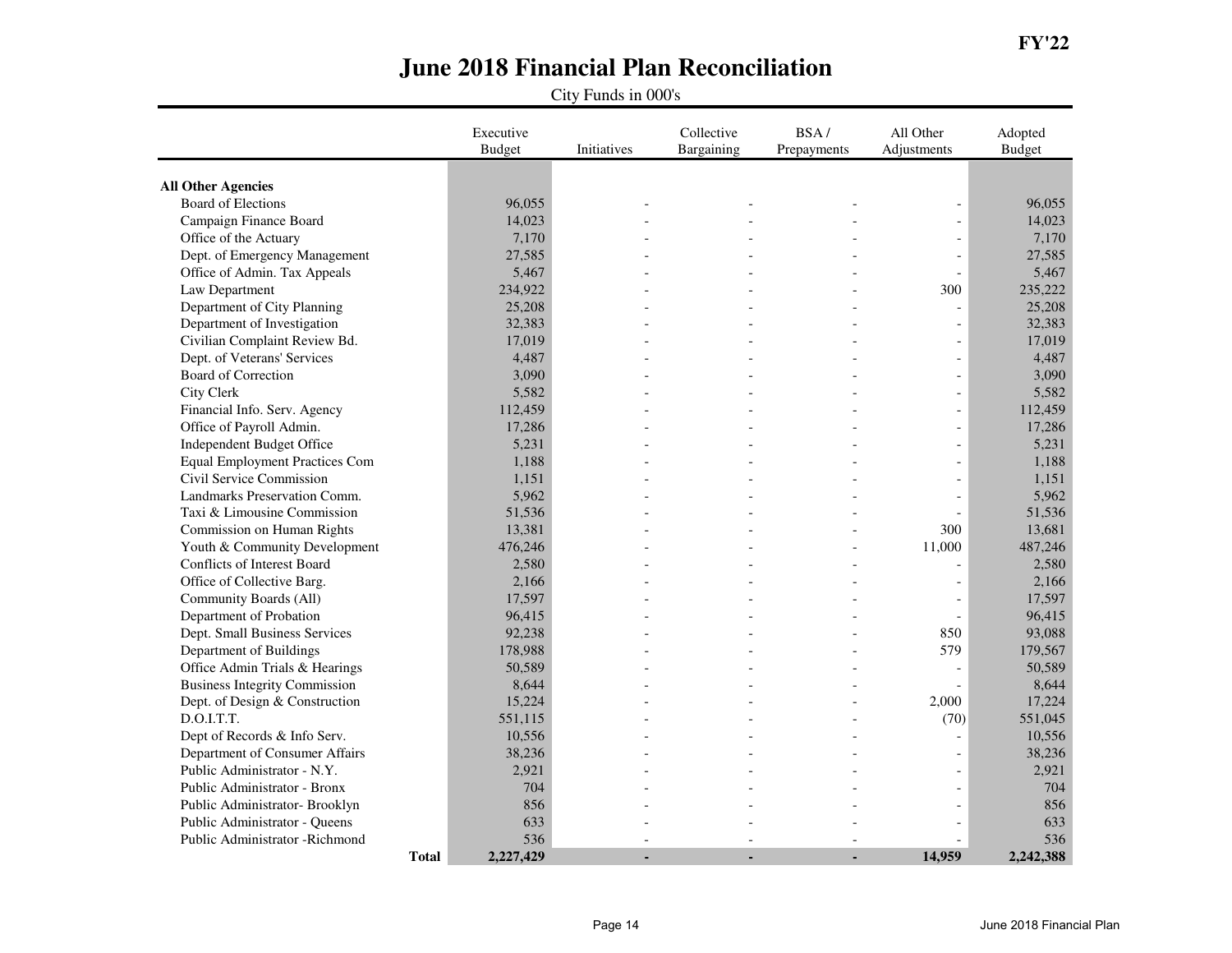FY'22

# June 2018 Financial Plan Reconciliation

City Funds in 000's

| | Executive Budget | Initiatives | Collective Bargaining | BSA / Prepayments | All Other Adjustments | Adopted Budget |
|---|---|---|---|---|---|---|
| **All Other Agencies** | | | | | | |
| Board of Elections | 96,055 | - | - | - | - | 96,055 |
| Campaign Finance Board | 14,023 | - | - | - | - | 14,023 |
| Office of the Actuary | 7,170 | - | - | - | - | 7,170 |
| Dept. of Emergency Management | 27,585 | - | - | - | - | 27,585 |
| Office of Admin. Tax Appeals | 5,467 | - | - | - | - | 5,467 |
| Law Department | 234,922 | - | - | - | 300 | 235,222 |
| Department of City Planning | 25,208 | - | - | - | - | 25,208 |
| Department of Investigation | 32,383 | - | - | - | - | 32,383 |
| Civilian Complaint Review Bd. | 17,019 | - | - | - | - | 17,019 |
| Dept. of Veterans' Services | 4,487 | - | - | - | - | 4,487 |
| Board of Correction | 3,090 | - | - | - | - | 3,090 |
| City Clerk | 5,582 | - | - | - | - | 5,582 |
| Financial Info. Serv. Agency | 112,459 | - | - | - | - | 112,459 |
| Office of Payroll Admin. | 17,286 | - | - | - | - | 17,286 |
| Independent Budget Office | 5,231 | - | - | - | - | 5,231 |
| Equal Employment Practices Com | 1,188 | - | - | - | - | 1,188 |
| Civil Service Commission | 1,151 | - | - | - | - | 1,151 |
| Landmarks Preservation Comm. | 5,962 | - | - | - | - | 5,962 |
| Taxi & Limousine Commission | 51,536 | - | - | - | - | 51,536 |
| Commission on Human Rights | 13,381 | - | - | - | 300 | 13,681 |
| Youth & Community Development | 476,246 | - | - | - | 11,000 | 487,246 |
| Conflicts of Interest Board | 2,580 | - | - | - | - | 2,580 |
| Office of Collective Barg. | 2,166 | - | - | - | - | 2,166 |
| Community Boards (All) | 17,597 | - | - | - | - | 17,597 |
| Department of Probation | 96,415 | - | - | - | - | 96,415 |
| Dept. Small Business Services | 92,238 | - | - | - | 850 | 93,088 |
| Department of Buildings | 178,988 | - | - | - | 579 | 179,567 |
| Office Admin Trials & Hearings | 50,589 | - | - | - | - | 50,589 |
| Business Integrity Commission | 8,644 | - | - | - | - | 8,644 |
| Dept. of Design & Construction | 15,224 | - | - | - | 2,000 | 17,224 |
| D.O.I.T.T. | 551,115 | - | - | - | (70) | 551,045 |
| Dept of Records & Info Serv. | 10,556 | - | - | - | - | 10,556 |
| Department of Consumer Affairs | 38,236 | - | - | - | - | 38,236 |
| Public Administrator - N.Y. | 2,921 | - | - | - | - | 2,921 |
| Public Administrator - Bronx | 704 | - | - | - | - | 704 |
| Public Administrator- Brooklyn | 856 | - | - | - | - | 856 |
| Public Administrator - Queens | 633 | - | - | - | - | 633 |
| Public Administrator -Richmond | 536 | - | - | - | - | 536 |
| **Total** | **2,227,429** | **-** | **-** | **-** | **14,959** | **2,242,388** |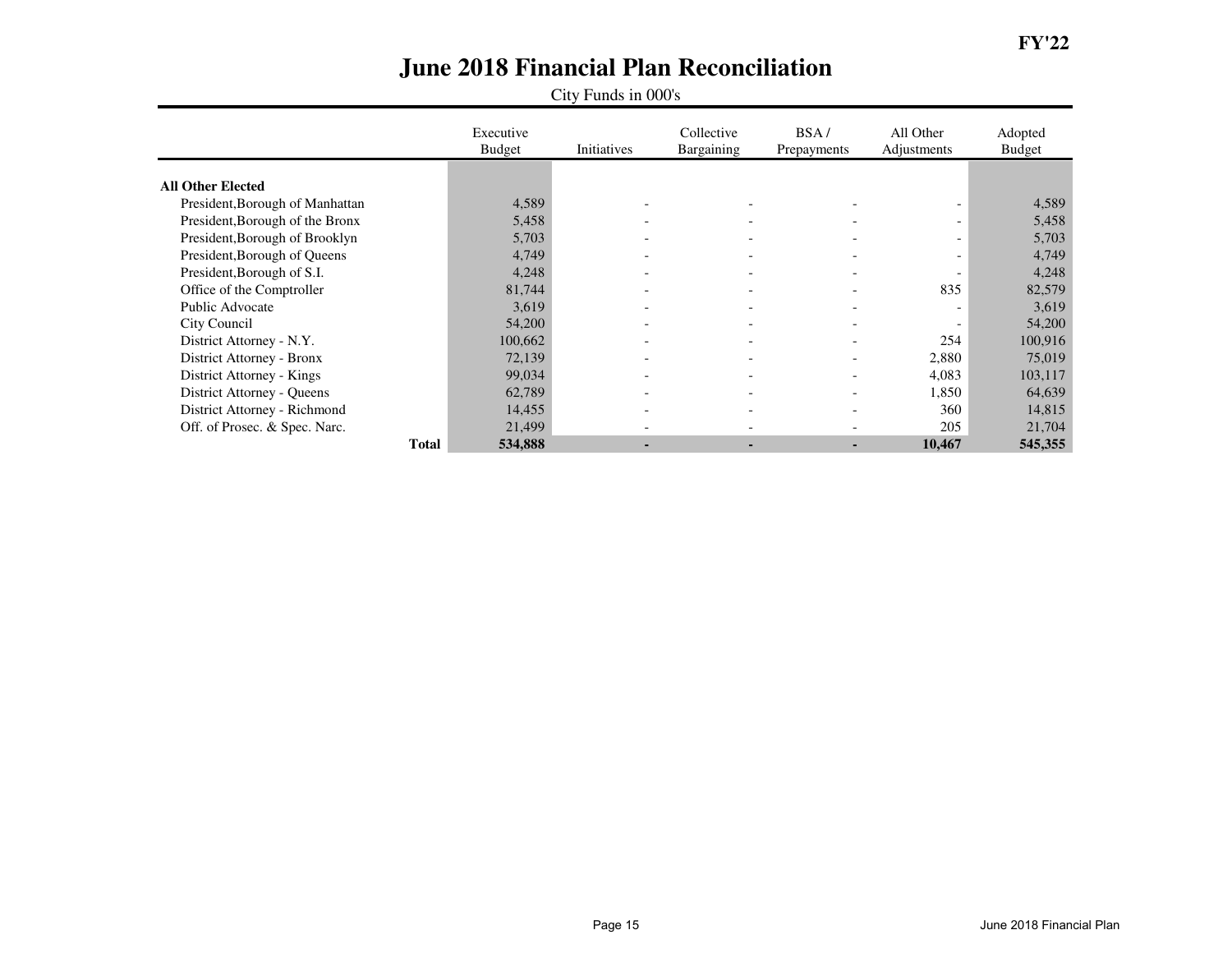FY'22

# June 2018 Financial Plan Reconciliation

City Funds in 000's

| | Executive Budget | Initiatives | Collective Bargaining | BSA / Prepayments | All Other Adjustments | Adopted Budget |
|---|---|---|---|---|---|---|
| **All Other Elected** | | | | | | |
| President,Borough of Manhattan | 4,589 | - | - | - | - | 4,589 |
| President,Borough of the Bronx | 5,458 | - | - | - | - | 5,458 |
| President,Borough of Brooklyn | 5,703 | - | - | - | - | 5,703 |
| President,Borough of Queens | 4,749 | - | - | - | - | 4,749 |
| President,Borough of S.I. | 4,248 | - | - | - | - | 4,248 |
| Office of the Comptroller | 81,744 | - | - | - | 835 | 82,579 |
| Public Advocate | 3,619 | - | - | - | - | 3,619 |
| City Council | 54,200 | - | - | - | - | 54,200 |
| District Attorney - N.Y. | 100,662 | - | - | - | 254 | 100,916 |
| District Attorney - Bronx | 72,139 | - | - | - | 2,880 | 75,019 |
| District Attorney - Kings | 99,034 | - | - | - | 4,083 | 103,117 |
| District Attorney - Queens | 62,789 | - | - | - | 1,850 | 64,639 |
| District Attorney - Richmond | 14,455 | - | - | - | 360 | 14,815 |
| Off. of Prosec. & Spec. Narc. | 21,499 | - | - | - | 205 | 21,704 |
| **Total** | **534,888** | **-** | **-** | **-** | **10,467** | **545,355** |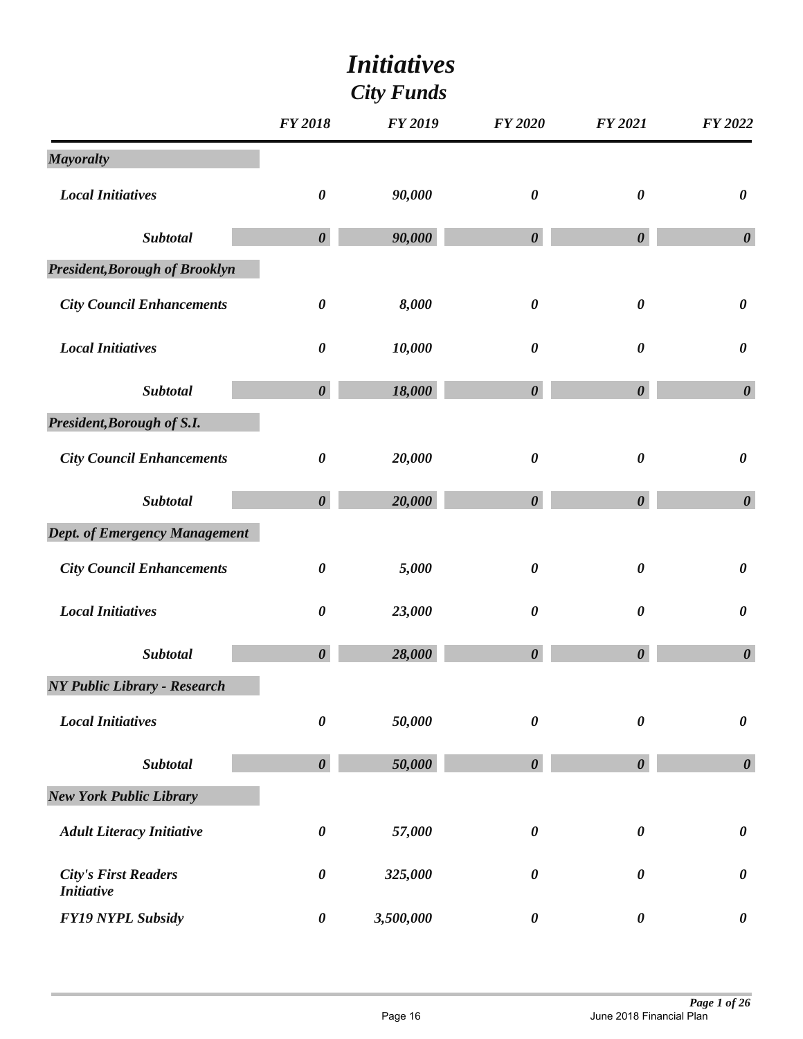# *Initiatives*

## *City Funds*

| | FY 2018 | FY 2019 | FY 2020 | FY 2021 | FY 2022 |
|---|---|---|---|---|---|
| ***Mayoralty*** | | | | | |
| *Local Initiatives* | *0* | *90,000* | *0* | *0* | *0* |
| ***Subtotal*** | ***0*** | ***90,000*** | ***0*** | ***0*** | ***0*** |
| ***President,Borough of Brooklyn*** | | | | | |
| *City Council Enhancements* | *0* | *8,000* | *0* | *0* | *0* |
| *Local Initiatives* | *0* | *10,000* | *0* | *0* | *0* |
| ***Subtotal*** | ***0*** | ***18,000*** | ***0*** | ***0*** | ***0*** |
| ***President,Borough of S.I.*** | | | | | |
| *City Council Enhancements* | *0* | *20,000* | *0* | *0* | *0* |
| ***Subtotal*** | ***0*** | ***20,000*** | ***0*** | ***0*** | ***0*** |
| ***Dept. of Emergency Management*** | | | | | |
| *City Council Enhancements* | *0* | *5,000* | *0* | *0* | *0* |
| *Local Initiatives* | *0* | *23,000* | *0* | *0* | *0* |
| ***Subtotal*** | ***0*** | ***28,000*** | ***0*** | ***0*** | ***0*** |
| ***NY Public Library - Research*** | | | | | |
| *Local Initiatives* | *0* | *50,000* | *0* | *0* | *0* |
| ***Subtotal*** | ***0*** | ***50,000*** | ***0*** | ***0*** | ***0*** |
| ***New York Public Library*** | | | | | |
| *Adult Literacy Initiative* | *0* | *57,000* | *0* | *0* | *0* |
| *City's First Readers Initiative* | *0* | *325,000* | *0* | *0* | *0* |
| *FY19 NYPL Subsidy* | *0* | *3,500,000* | *0* | *0* | *0* |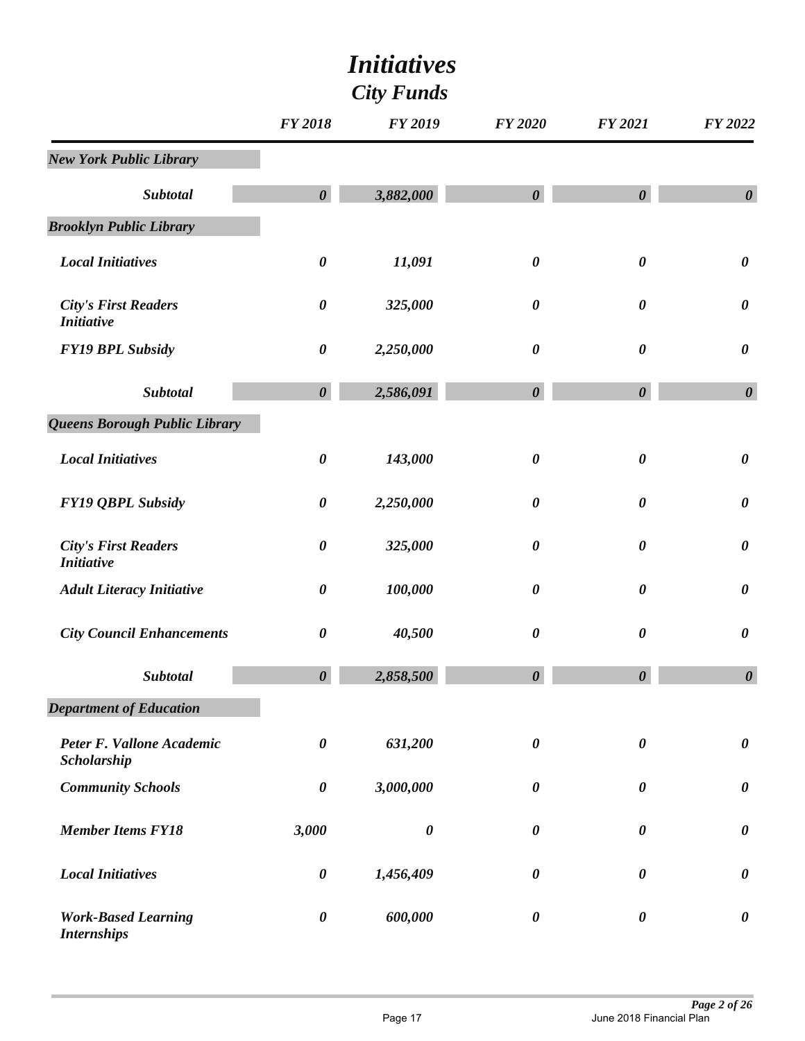# *Initiatives*

## *City Funds*

| | FY 2018 | FY 2019 | FY 2020 | FY 2021 | FY 2022 |
|---|---|---|---|---|---|
| ***New York Public Library*** | | | | | |
| ***Subtotal*** | ***0*** | ***3,882,000*** | ***0*** | ***0*** | ***0*** |
| ***Brooklyn Public Library*** | | | | | |
| *Local Initiatives* | *0* | *11,091* | *0* | *0* | *0* |
| *City's First Readers Initiative* | *0* | *325,000* | *0* | *0* | *0* |
| *FY19 BPL Subsidy* | *0* | *2,250,000* | *0* | *0* | *0* |
| ***Subtotal*** | ***0*** | ***2,586,091*** | ***0*** | ***0*** | ***0*** |
| ***Queens Borough Public Library*** | | | | | |
| *Local Initiatives* | *0* | *143,000* | *0* | *0* | *0* |
| *FY19 QBPL Subsidy* | *0* | *2,250,000* | *0* | *0* | *0* |
| *City's First Readers Initiative* | *0* | *325,000* | *0* | *0* | *0* |
| *Adult Literacy Initiative* | *0* | *100,000* | *0* | *0* | *0* |
| *City Council Enhancements* | *0* | *40,500* | *0* | *0* | *0* |
| ***Subtotal*** | ***0*** | ***2,858,500*** | ***0*** | ***0*** | ***0*** |
| ***Department of Education*** | | | | | |
| *Peter F. Vallone Academic Scholarship* | *0* | *631,200* | *0* | *0* | *0* |
| *Community Schools* | *0* | *3,000,000* | *0* | *0* | *0* |
| *Member Items FY18* | *3,000* | *0* | *0* | *0* | *0* |
| *Local Initiatives* | *0* | *1,456,409* | *0* | *0* | *0* |
| *Work-Based Learning Internships* | *0* | *600,000* | *0* | *0* | *0* |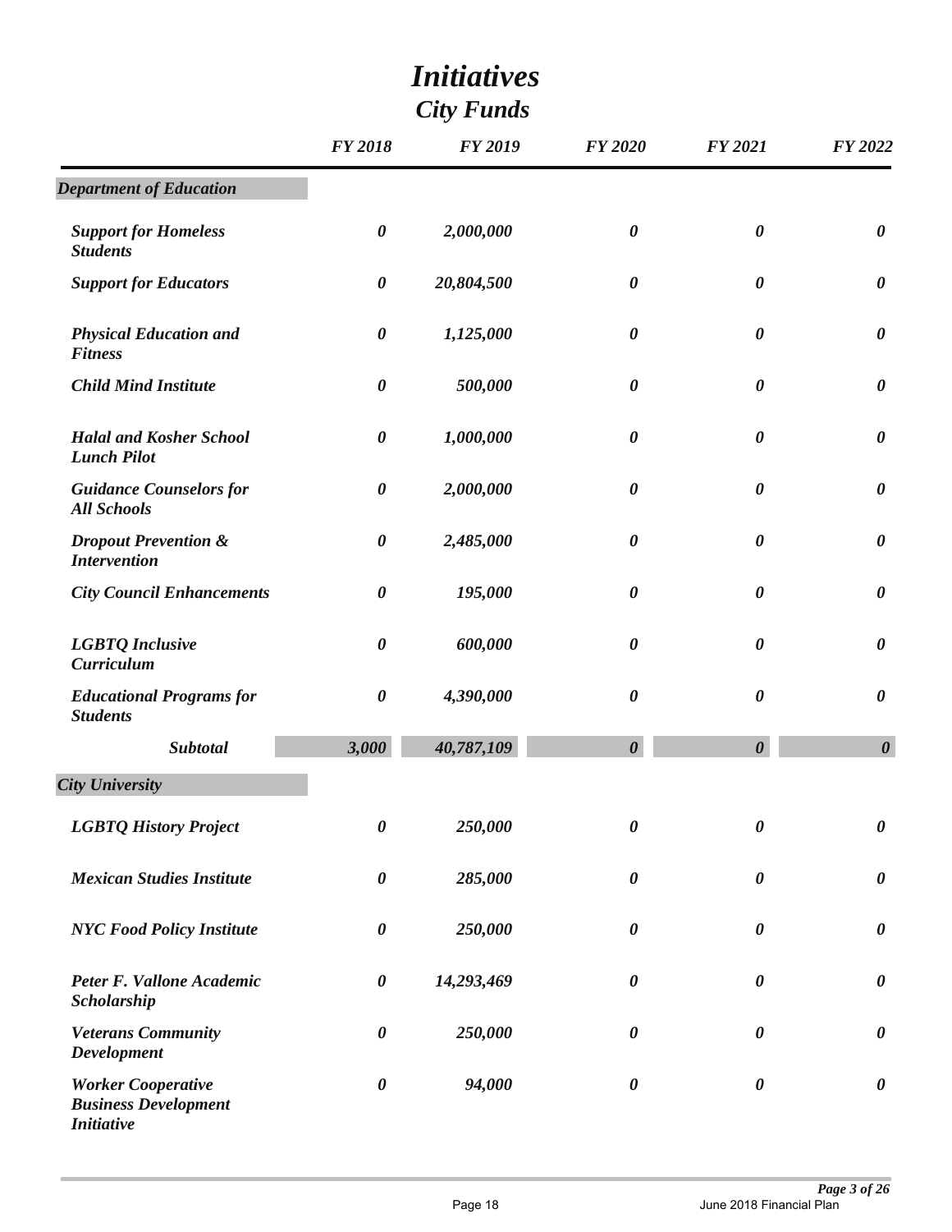# *Initiatives*

## *City Funds*

| | FY 2018 | FY 2019 | FY 2020 | FY 2021 | FY 2022 |
|---|---|---|---|---|---|
| ***Department of Education*** | | | | | |
| *Support for Homeless Students* | *0* | *2,000,000* | *0* | *0* | *0* |
| *Support for Educators* | *0* | *20,804,500* | *0* | *0* | *0* |
| *Physical Education and Fitness* | *0* | *1,125,000* | *0* | *0* | *0* |
| *Child Mind Institute* | *0* | *500,000* | *0* | *0* | *0* |
| *Halal and Kosher School Lunch Pilot* | *0* | *1,000,000* | *0* | *0* | *0* |
| *Guidance Counselors for All Schools* | *0* | *2,000,000* | *0* | *0* | *0* |
| *Dropout Prevention & Intervention* | *0* | *2,485,000* | *0* | *0* | *0* |
| *City Council Enhancements* | *0* | *195,000* | *0* | *0* | *0* |
| *LGBTQ Inclusive Curriculum* | *0* | *600,000* | *0* | *0* | *0* |
| *Educational Programs for Students* | *0* | *4,390,000* | *0* | *0* | *0* |
| ***Subtotal*** | ***3,000*** | ***40,787,109*** | ***0*** | ***0*** | ***0*** |
| ***City University*** | | | | | |
| *LGBTQ History Project* | *0* | *250,000* | *0* | *0* | *0* |
| *Mexican Studies Institute* | *0* | *285,000* | *0* | *0* | *0* |
| *NYC Food Policy Institute* | *0* | *250,000* | *0* | *0* | *0* |
| *Peter F. Vallone Academic Scholarship* | *0* | *14,293,469* | *0* | *0* | *0* |
| *Veterans Community Development* | *0* | *250,000* | *0* | *0* | *0* |
| *Worker Cooperative Business Development Initiative* | *0* | *94,000* | *0* | *0* | *0* |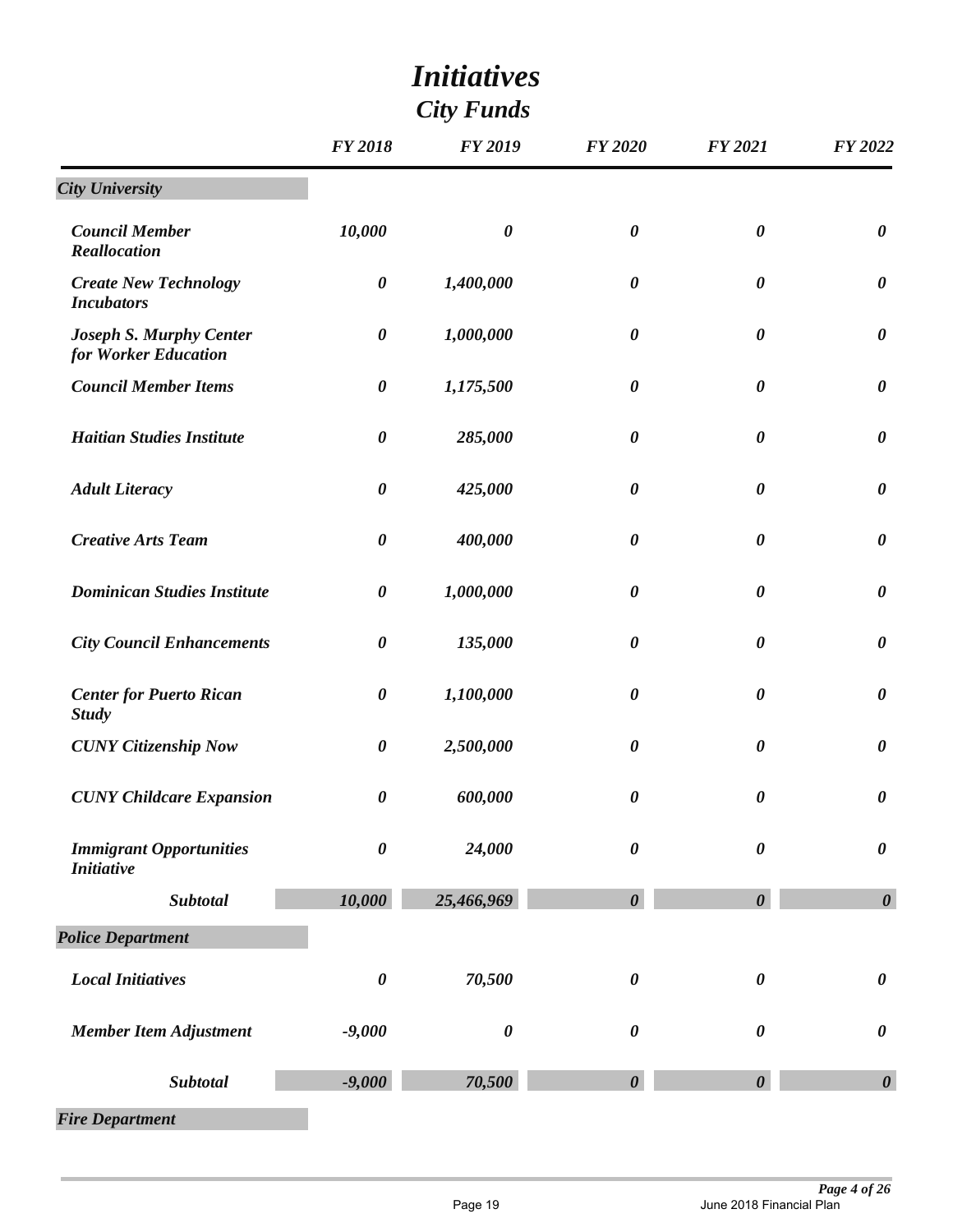# *Initiatives*

## *City Funds*

| | *FY 2018* | *FY 2019* | *FY 2020* | *FY 2021* | *FY 2022* |
|---|---|---|---|---|---|
| ***City University*** | | | | | |
| *Council Member Reallocation* | *10,000* | *0* | *0* | *0* | *0* |
| *Create New Technology Incubators* | *0* | *1,400,000* | *0* | *0* | *0* |
| *Joseph S. Murphy Center for Worker Education* | *0* | *1,000,000* | *0* | *0* | *0* |
| *Council Member Items* | *0* | *1,175,500* | *0* | *0* | *0* |
| *Haitian Studies Institute* | *0* | *285,000* | *0* | *0* | *0* |
| *Adult Literacy* | *0* | *425,000* | *0* | *0* | *0* |
| *Creative Arts Team* | *0* | *400,000* | *0* | *0* | *0* |
| *Dominican Studies Institute* | *0* | *1,000,000* | *0* | *0* | *0* |
| *City Council Enhancements* | *0* | *135,000* | *0* | *0* | *0* |
| *Center for Puerto Rican Study* | *0* | *1,100,000* | *0* | *0* | *0* |
| *CUNY Citizenship Now* | *0* | *2,500,000* | *0* | *0* | *0* |
| *CUNY Childcare Expansion* | *0* | *600,000* | *0* | *0* | *0* |
| *Immigrant Opportunities Initiative* | *0* | *24,000* | *0* | *0* | *0* |
| ***Subtotal*** | *10,000* | *25,466,969* | *0* | *0* | *0* |
| ***Police Department*** | | | | | |
| *Local Initiatives* | *0* | *70,500* | *0* | *0* | *0* |
| *Member Item Adjustment* | *-9,000* | *0* | *0* | *0* | *0* |
| ***Subtotal*** | *-9,000* | *70,500* | *0* | *0* | *0* |
| ***Fire Department*** | | | | | |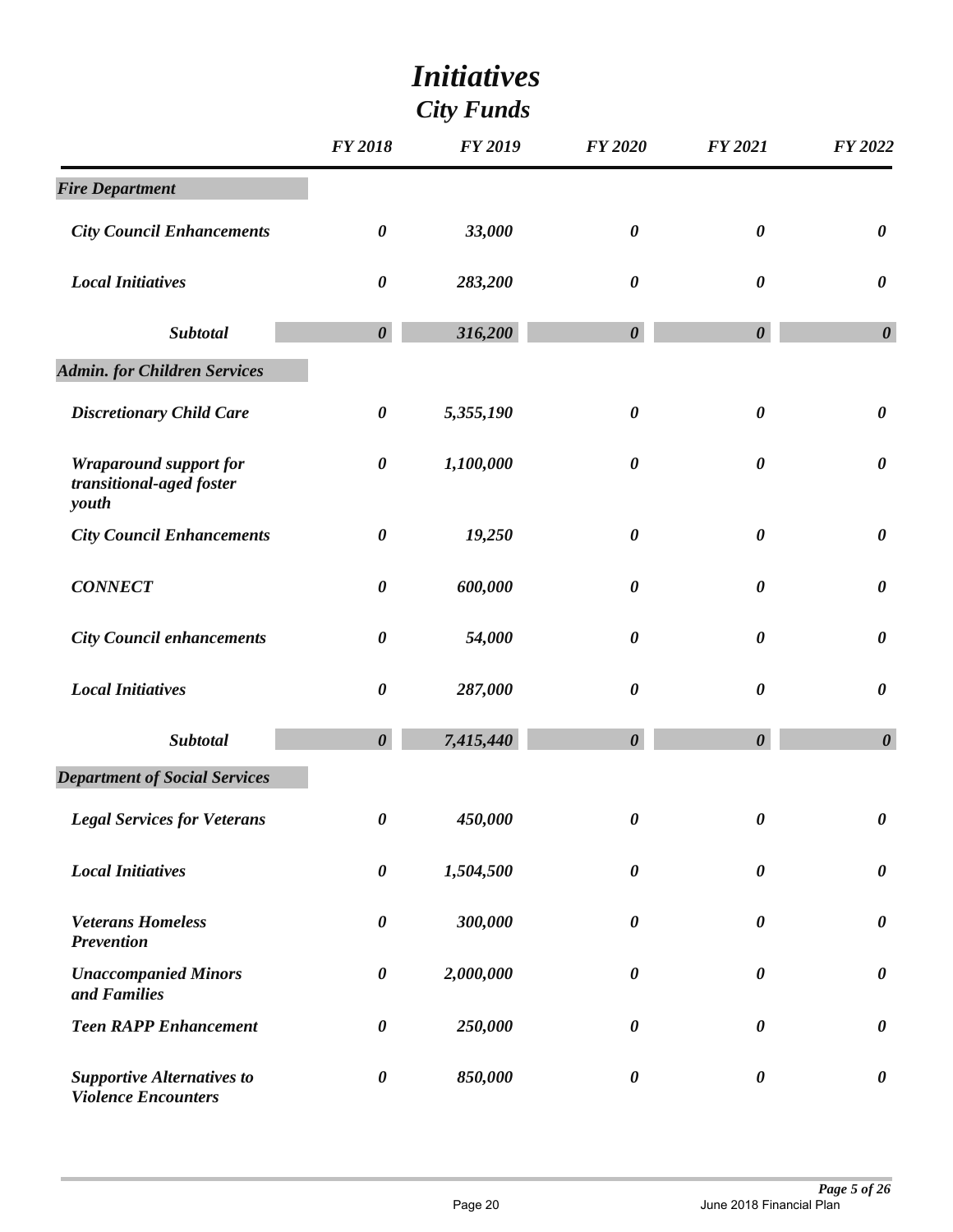# *Initiatives*

## *City Funds*

| | FY 2018 | FY 2019 | FY 2020 | FY 2021 | FY 2022 |
|---|---|---|---|---|---|
| ***Fire Department*** | | | | | |
| *City Council Enhancements* | *0* | *33,000* | *0* | *0* | *0* |
| *Local Initiatives* | *0* | *283,200* | *0* | *0* | *0* |
| ***Subtotal*** | ***0*** | ***316,200*** | ***0*** | ***0*** | ***0*** |
| ***Admin. for Children Services*** | | | | | |
| *Discretionary Child Care* | *0* | *5,355,190* | *0* | *0* | *0* |
| *Wraparound support for transitional-aged foster youth* | *0* | *1,100,000* | *0* | *0* | *0* |
| *City Council Enhancements* | *0* | *19,250* | *0* | *0* | *0* |
| *CONNECT* | *0* | *600,000* | *0* | *0* | *0* |
| *City Council enhancements* | *0* | *54,000* | *0* | *0* | *0* |
| *Local Initiatives* | *0* | *287,000* | *0* | *0* | *0* |
| ***Subtotal*** | ***0*** | ***7,415,440*** | ***0*** | ***0*** | ***0*** |
| ***Department of Social Services*** | | | | | |
| *Legal Services for Veterans* | *0* | *450,000* | *0* | *0* | *0* |
| *Local Initiatives* | *0* | *1,504,500* | *0* | *0* | *0* |
| *Veterans Homeless Prevention* | *0* | *300,000* | *0* | *0* | *0* |
| *Unaccompanied Minors and Families* | *0* | *2,000,000* | *0* | *0* | *0* |
| *Teen RAPP Enhancement* | *0* | *250,000* | *0* | *0* | *0* |
| *Supportive Alternatives to Violence Encounters* | *0* | *850,000* | *0* | *0* | *0* |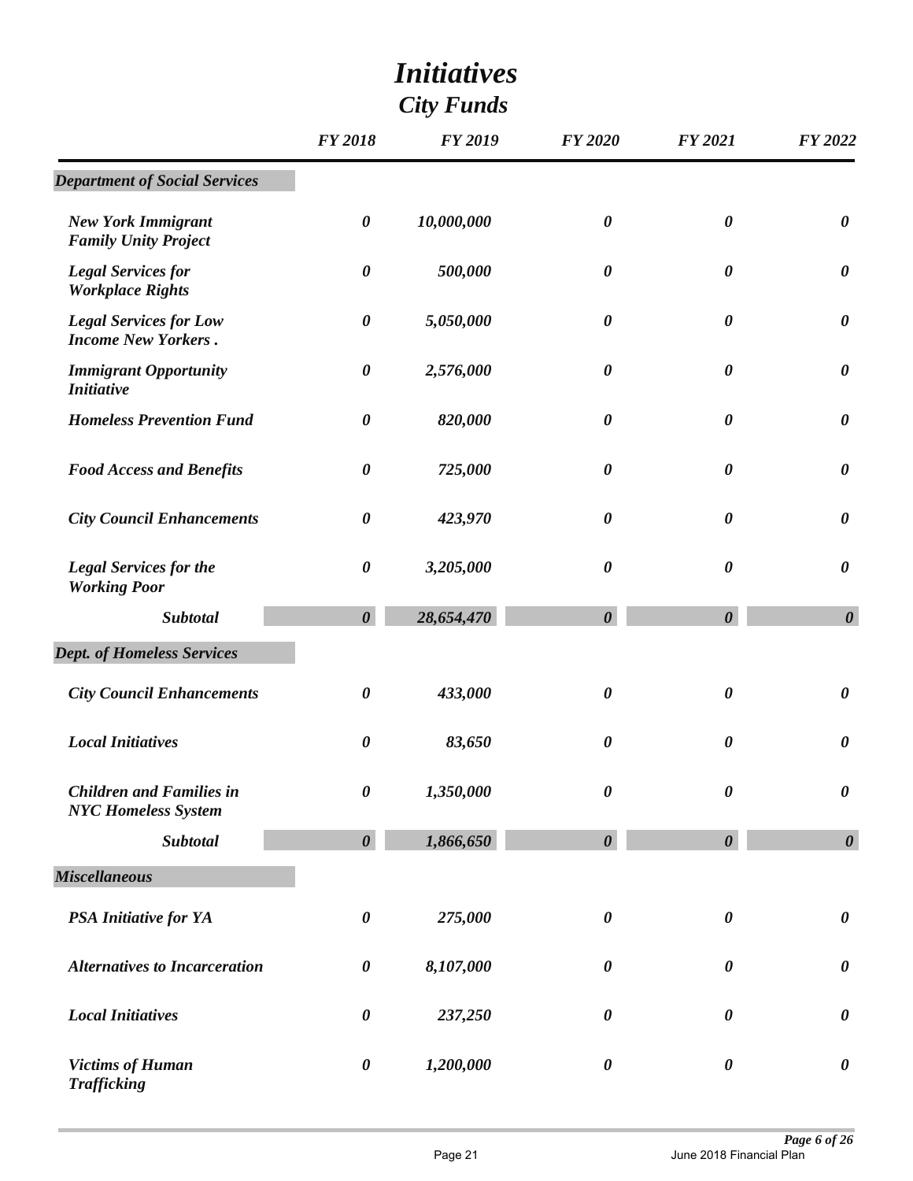# Initiatives

## City Funds

| | FY 2018 | FY 2019 | FY 2020 | FY 2021 | FY 2022 |
|---|---|---|---|---|---|
| ***Department of Social Services*** | | | | | |
| *New York Immigrant Family Unity Project* | *0* | *10,000,000* | *0* | *0* | *0* |
| *Legal Services for Workplace Rights* | *0* | *500,000* | *0* | *0* | *0* |
| *Legal Services for Low Income New Yorkers .* | *0* | *5,050,000* | *0* | *0* | *0* |
| *Immigrant Opportunity Initiative* | *0* | *2,576,000* | *0* | *0* | *0* |
| *Homeless Prevention Fund* | *0* | *820,000* | *0* | *0* | *0* |
| *Food Access and Benefits* | *0* | *725,000* | *0* | *0* | *0* |
| *City Council Enhancements* | *0* | *423,970* | *0* | *0* | *0* |
| *Legal Services for the Working Poor* | *0* | *3,205,000* | *0* | *0* | *0* |
| ***Subtotal*** | ***0*** | ***28,654,470*** | ***0*** | ***0*** | ***0*** |
| ***Dept. of Homeless Services*** | | | | | |
| *City Council Enhancements* | *0* | *433,000* | *0* | *0* | *0* |
| *Local Initiatives* | *0* | *83,650* | *0* | *0* | *0* |
| *Children and Families in NYC Homeless System* | *0* | *1,350,000* | *0* | *0* | *0* |
| ***Subtotal*** | ***0*** | ***1,866,650*** | ***0*** | ***0*** | ***0*** |
| ***Miscellaneous*** | | | | | |
| *PSA Initiative for YA* | *0* | *275,000* | *0* | *0* | *0* |
| *Alternatives to Incarceration* | *0* | *8,107,000* | *0* | *0* | *0* |
| *Local Initiatives* | *0* | *237,250* | *0* | *0* | *0* |
| *Victims of Human Trafficking* | *0* | *1,200,000* | *0* | *0* | *0* |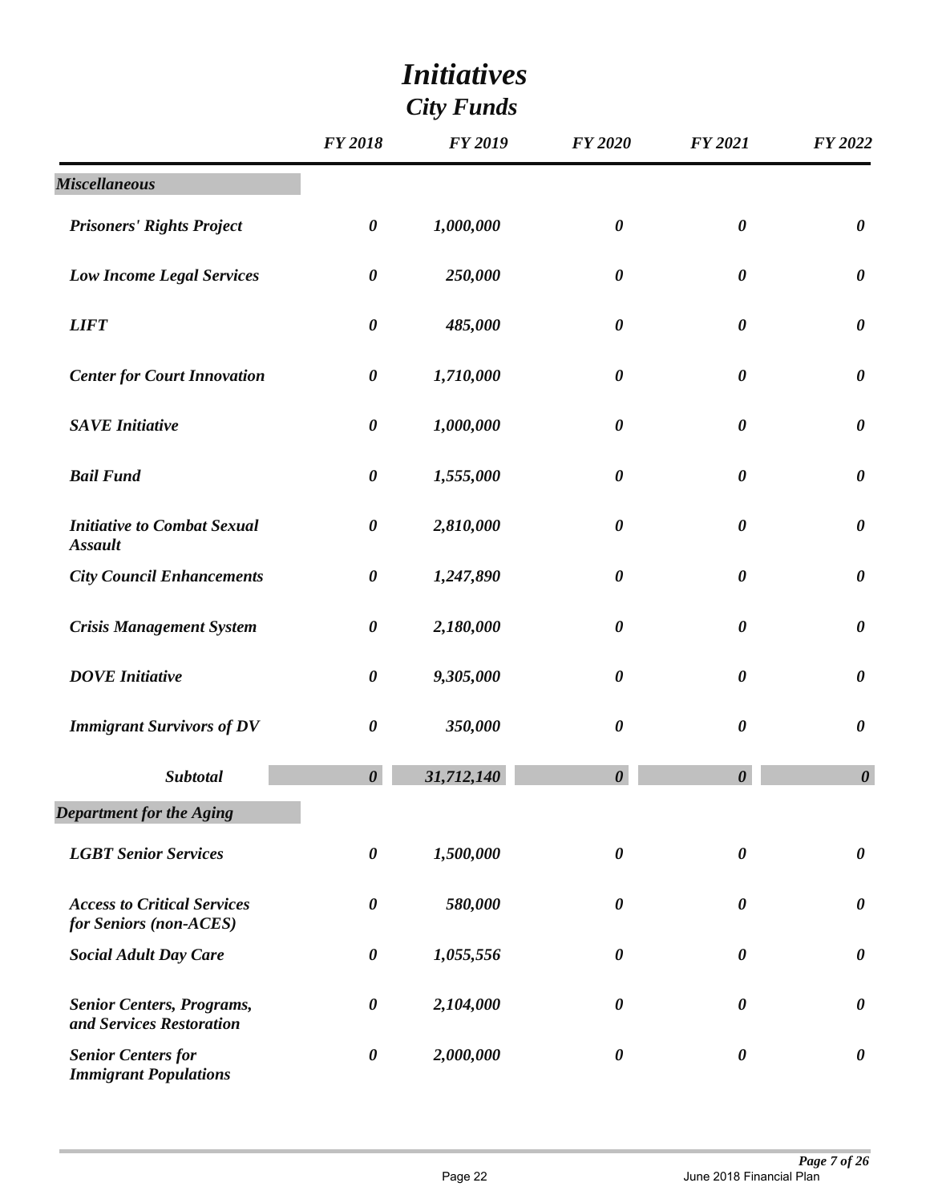# *Initiatives*

## *City Funds*

| | FY 2018 | FY 2019 | FY 2020 | FY 2021 | FY 2022 |
|---|---|---|---|---|---|
| ***Miscellaneous*** | | | | | |
| ***Prisoners' Rights Project*** | *0* | *1,000,000* | *0* | *0* | *0* |
| ***Low Income Legal Services*** | *0* | *250,000* | *0* | *0* | *0* |
| ***LIFT*** | *0* | *485,000* | *0* | *0* | *0* |
| ***Center for Court Innovation*** | *0* | *1,710,000* | *0* | *0* | *0* |
| ***SAVE Initiative*** | *0* | *1,000,000* | *0* | *0* | *0* |
| ***Bail Fund*** | *0* | *1,555,000* | *0* | *0* | *0* |
| ***Initiative to Combat Sexual Assault*** | *0* | *2,810,000* | *0* | *0* | *0* |
| ***City Council Enhancements*** | *0* | *1,247,890* | *0* | *0* | *0* |
| ***Crisis Management System*** | *0* | *2,180,000* | *0* | *0* | *0* |
| ***DOVE Initiative*** | *0* | *9,305,000* | *0* | *0* | *0* |
| ***Immigrant Survivors of DV*** | *0* | *350,000* | *0* | *0* | *0* |
| ***Subtotal*** | ***0*** | ***31,712,140*** | ***0*** | ***0*** | ***0*** |
| ***Department for the Aging*** | | | | | |
| ***LGBT Senior Services*** | *0* | *1,500,000* | *0* | *0* | *0* |
| ***Access to Critical Services for Seniors (non-ACES)*** | *0* | *580,000* | *0* | *0* | *0* |
| ***Social Adult Day Care*** | *0* | *1,055,556* | *0* | *0* | *0* |
| ***Senior Centers, Programs, and Services Restoration*** | *0* | *2,104,000* | *0* | *0* | *0* |
| ***Senior Centers for Immigrant Populations*** | *0* | *2,000,000* | *0* | *0* | *0* |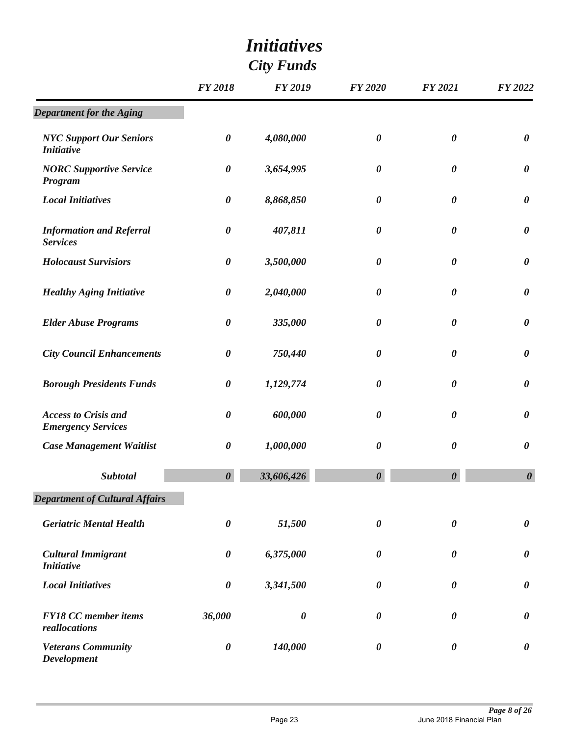# *Initiatives*

## *City Funds*

| | FY 2018 | FY 2019 | FY 2020 | FY 2021 | FY 2022 |
|---|---|---|---|---|---|
| ***Department for the Aging*** | | | | | |
| *NYC Support Our Seniors Initiative* | *0* | *4,080,000* | *0* | *0* | *0* |
| *NORC Supportive Service Program* | *0* | *3,654,995* | *0* | *0* | *0* |
| *Local Initiatives* | *0* | *8,868,850* | *0* | *0* | *0* |
| *Information and Referral Services* | *0* | *407,811* | *0* | *0* | *0* |
| *Holocaust Survisiors* | *0* | *3,500,000* | *0* | *0* | *0* |
| *Healthy Aging Initiative* | *0* | *2,040,000* | *0* | *0* | *0* |
| *Elder Abuse Programs* | *0* | *335,000* | *0* | *0* | *0* |
| *City Council Enhancements* | *0* | *750,440* | *0* | *0* | *0* |
| *Borough Presidents Funds* | *0* | *1,129,774* | *0* | *0* | *0* |
| *Access to Crisis and Emergency Services* | *0* | *600,000* | *0* | *0* | *0* |
| *Case Management Waitlist* | *0* | *1,000,000* | *0* | *0* | *0* |
| ***Subtotal*** | ***0*** | ***33,606,426*** | ***0*** | ***0*** | ***0*** |
| ***Department of Cultural Affairs*** | | | | | |
| *Geriatric Mental Health* | *0* | *51,500* | *0* | *0* | *0* |
| *Cultural Immigrant Initiative* | *0* | *6,375,000* | *0* | *0* | *0* |
| *Local Initiatives* | *0* | *3,341,500* | *0* | *0* | *0* |
| *FY18 CC member items reallocations* | *36,000* | *0* | *0* | *0* | *0* |
| *Veterans Community Development* | *0* | *140,000* | *0* | *0* | *0* |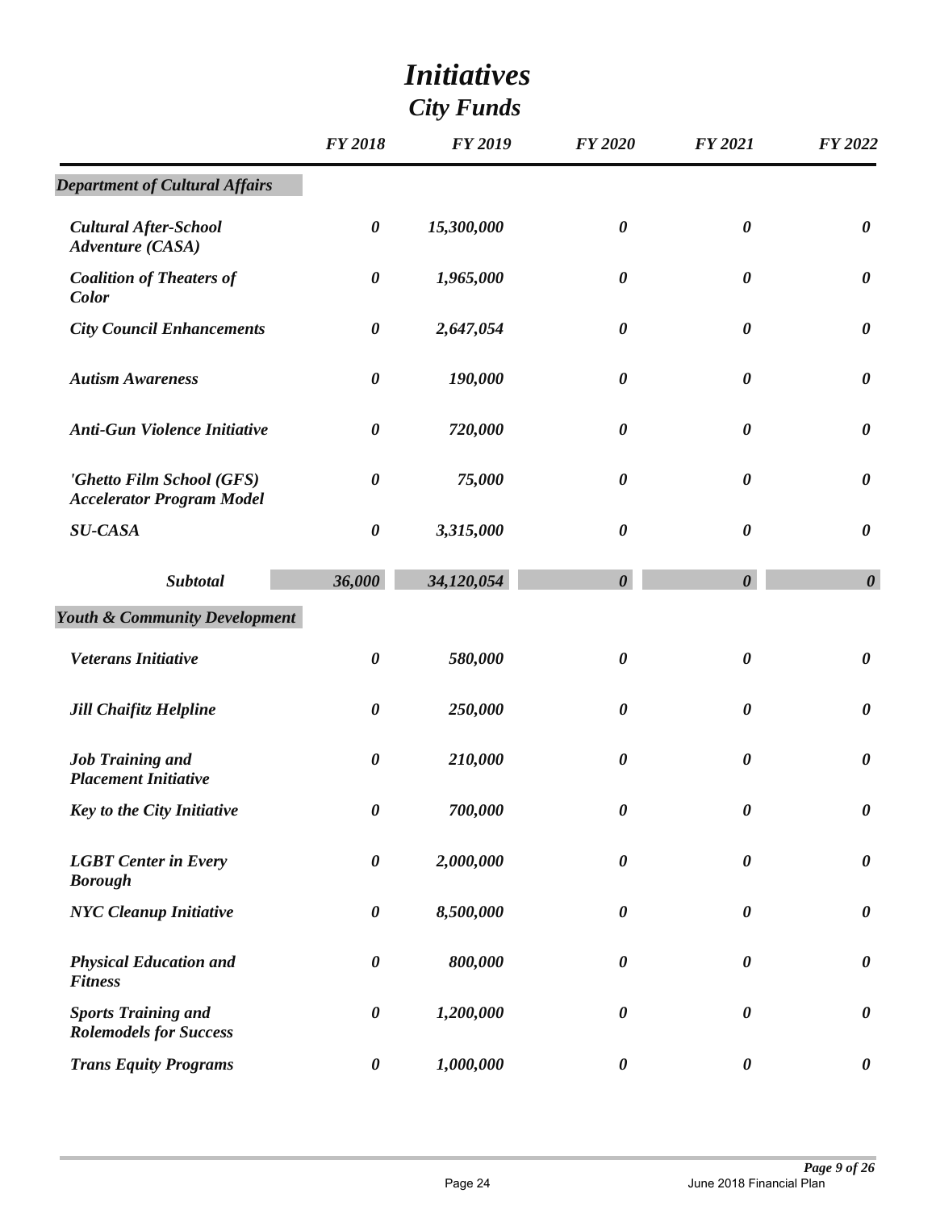# *Initiatives*

## *City Funds*

| | FY 2018 | FY 2019 | FY 2020 | FY 2021 | FY 2022 |
|---|---|---|---|---|---|
| ***Department of Cultural Affairs*** | | | | | |
| *Cultural After-School Adventure (CASA)* | *0* | *15,300,000* | *0* | *0* | *0* |
| *Coalition of Theaters of Color* | *0* | *1,965,000* | *0* | *0* | *0* |
| *City Council Enhancements* | *0* | *2,647,054* | *0* | *0* | *0* |
| *Autism Awareness* | *0* | *190,000* | *0* | *0* | *0* |
| *Anti-Gun Violence Initiative* | *0* | *720,000* | *0* | *0* | *0* |
| *'Ghetto Film School (GFS) Accelerator Program Model* | *0* | *75,000* | *0* | *0* | *0* |
| *SU-CASA* | *0* | *3,315,000* | *0* | *0* | *0* |
| ***Subtotal*** | ***36,000*** | ***34,120,054*** | ***0*** | ***0*** | ***0*** |
| ***Youth & Community Development*** | | | | | |
| *Veterans Initiative* | *0* | *580,000* | *0* | *0* | *0* |
| *Jill Chaifitz Helpline* | *0* | *250,000* | *0* | *0* | *0* |
| *Job Training and Placement Initiative* | *0* | *210,000* | *0* | *0* | *0* |
| *Key to the City Initiative* | *0* | *700,000* | *0* | *0* | *0* |
| *LGBT Center in Every Borough* | *0* | *2,000,000* | *0* | *0* | *0* |
| *NYC Cleanup Initiative* | *0* | *8,500,000* | *0* | *0* | *0* |
| *Physical Education and Fitness* | *0* | *800,000* | *0* | *0* | *0* |
| *Sports Training and Rolemodels for Success* | *0* | *1,200,000* | *0* | *0* | *0* |
| *Trans Equity Programs* | *0* | *1,000,000* | *0* | *0* | *0* |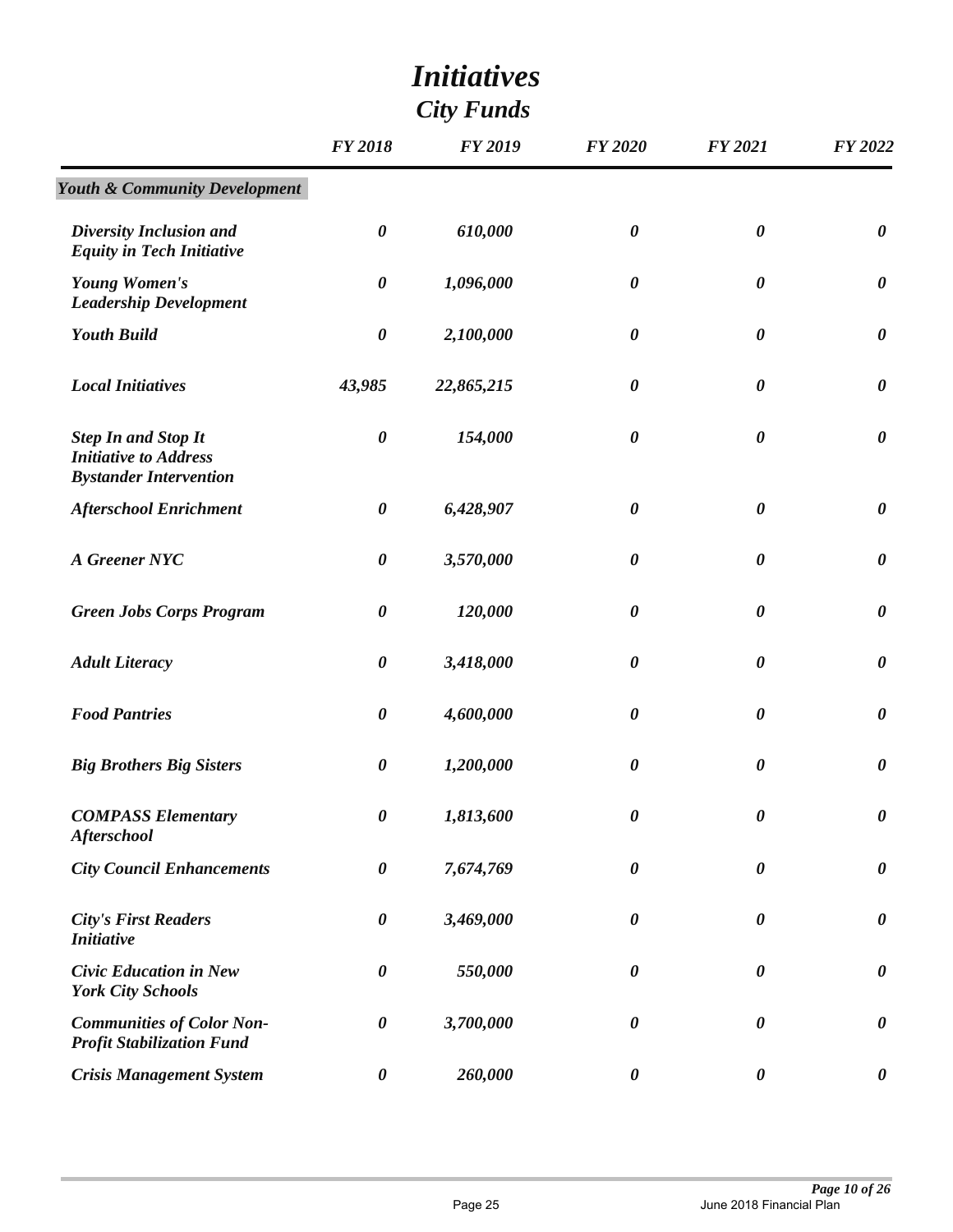# *Initiatives*

## *City Funds*

| | FY 2018 | FY 2019 | FY 2020 | FY 2021 | FY 2022 |
|---|---|---|---|---|---|
| ***Youth & Community Development*** | | | | | |
| *Diversity Inclusion and Equity in Tech Initiative* | *0* | *610,000* | *0* | *0* | *0* |
| *Young Women's Leadership Development* | *0* | *1,096,000* | *0* | *0* | *0* |
| *Youth Build* | *0* | *2,100,000* | *0* | *0* | *0* |
| *Local Initiatives* | *43,985* | *22,865,215* | *0* | *0* | *0* |
| *Step In and Stop It Initiative to Address Bystander Intervention* | *0* | *154,000* | *0* | *0* | *0* |
| *Afterschool Enrichment* | *0* | *6,428,907* | *0* | *0* | *0* |
| *A Greener NYC* | *0* | *3,570,000* | *0* | *0* | *0* |
| *Green Jobs Corps Program* | *0* | *120,000* | *0* | *0* | *0* |
| *Adult Literacy* | *0* | *3,418,000* | *0* | *0* | *0* |
| *Food Pantries* | *0* | *4,600,000* | *0* | *0* | *0* |
| *Big Brothers Big Sisters* | *0* | *1,200,000* | *0* | *0* | *0* |
| *COMPASS Elementary Afterschool* | *0* | *1,813,600* | *0* | *0* | *0* |
| *City Council Enhancements* | *0* | *7,674,769* | *0* | *0* | *0* |
| *City's First Readers Initiative* | *0* | *3,469,000* | *0* | *0* | *0* |
| *Civic Education in New York City Schools* | *0* | *550,000* | *0* | *0* | *0* |
| *Communities of Color Non-Profit Stabilization Fund* | *0* | *3,700,000* | *0* | *0* | *0* |
| *Crisis Management System* | *0* | *260,000* | *0* | *0* | *0* |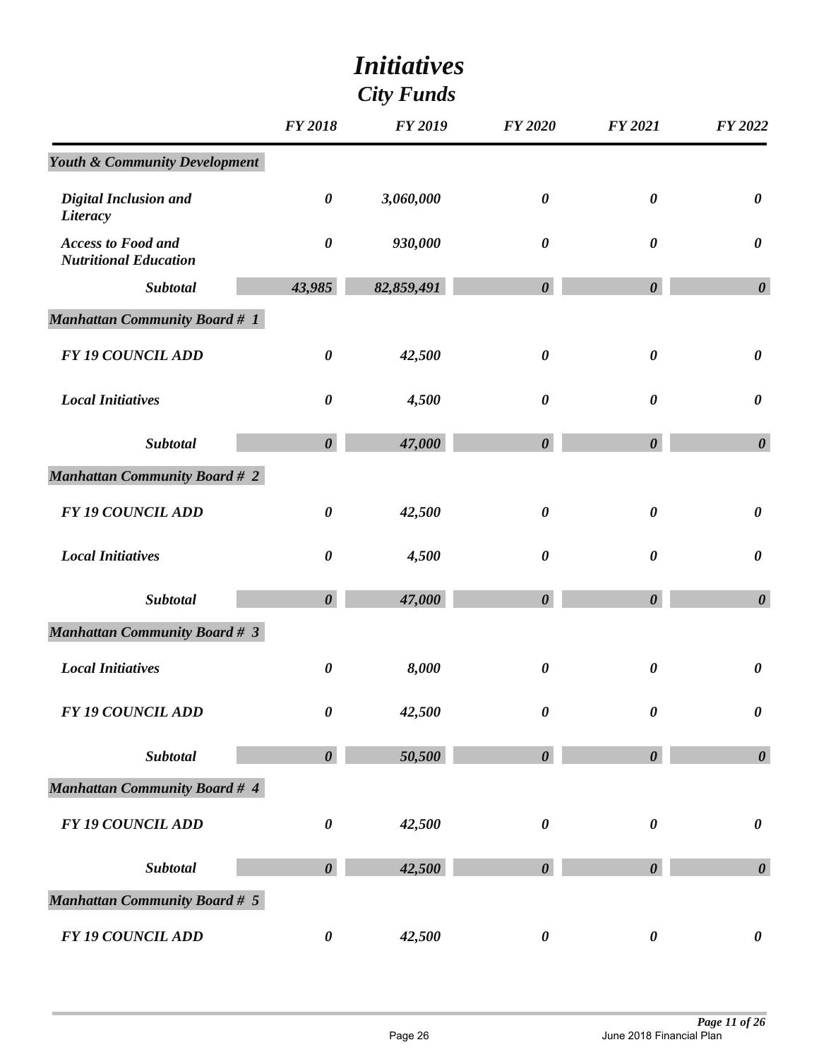# *Initiatives*
## *City Funds*

| | FY 2018 | FY 2019 | FY 2020 | FY 2021 | FY 2022 |
|---|---|---|---|---|---|
| ***Youth & Community Development*** | | | | | |
| *Digital Inclusion and Literacy* | *0* | *3,060,000* | *0* | *0* | *0* |
| *Access to Food and Nutritional Education* | *0* | *930,000* | *0* | *0* | *0* |
| ***Subtotal*** | ***43,985*** | ***82,859,491*** | ***0*** | ***0*** | ***0*** |
| ***Manhattan Community Board # 1*** | | | | | |
| *FY 19 COUNCIL ADD* | *0* | *42,500* | *0* | *0* | *0* |
| *Local Initiatives* | *0* | *4,500* | *0* | *0* | *0* |
| ***Subtotal*** | ***0*** | ***47,000*** | ***0*** | ***0*** | ***0*** |
| ***Manhattan Community Board # 2*** | | | | | |
| *FY 19 COUNCIL ADD* | *0* | *42,500* | *0* | *0* | *0* |
| *Local Initiatives* | *0* | *4,500* | *0* | *0* | *0* |
| ***Subtotal*** | ***0*** | ***47,000*** | ***0*** | ***0*** | ***0*** |
| ***Manhattan Community Board # 3*** | | | | | |
| *Local Initiatives* | *0* | *8,000* | *0* | *0* | *0* |
| *FY 19 COUNCIL ADD* | *0* | *42,500* | *0* | *0* | *0* |
| ***Subtotal*** | ***0*** | ***50,500*** | ***0*** | ***0*** | ***0*** |
| ***Manhattan Community Board # 4*** | | | | | |
| *FY 19 COUNCIL ADD* | *0* | *42,500* | *0* | *0* | *0* |
| ***Subtotal*** | ***0*** | ***42,500*** | ***0*** | ***0*** | ***0*** |
| ***Manhattan Community Board # 5*** | | | | | |
| *FY 19 COUNCIL ADD* | *0* | *42,500* | *0* | *0* | *0* |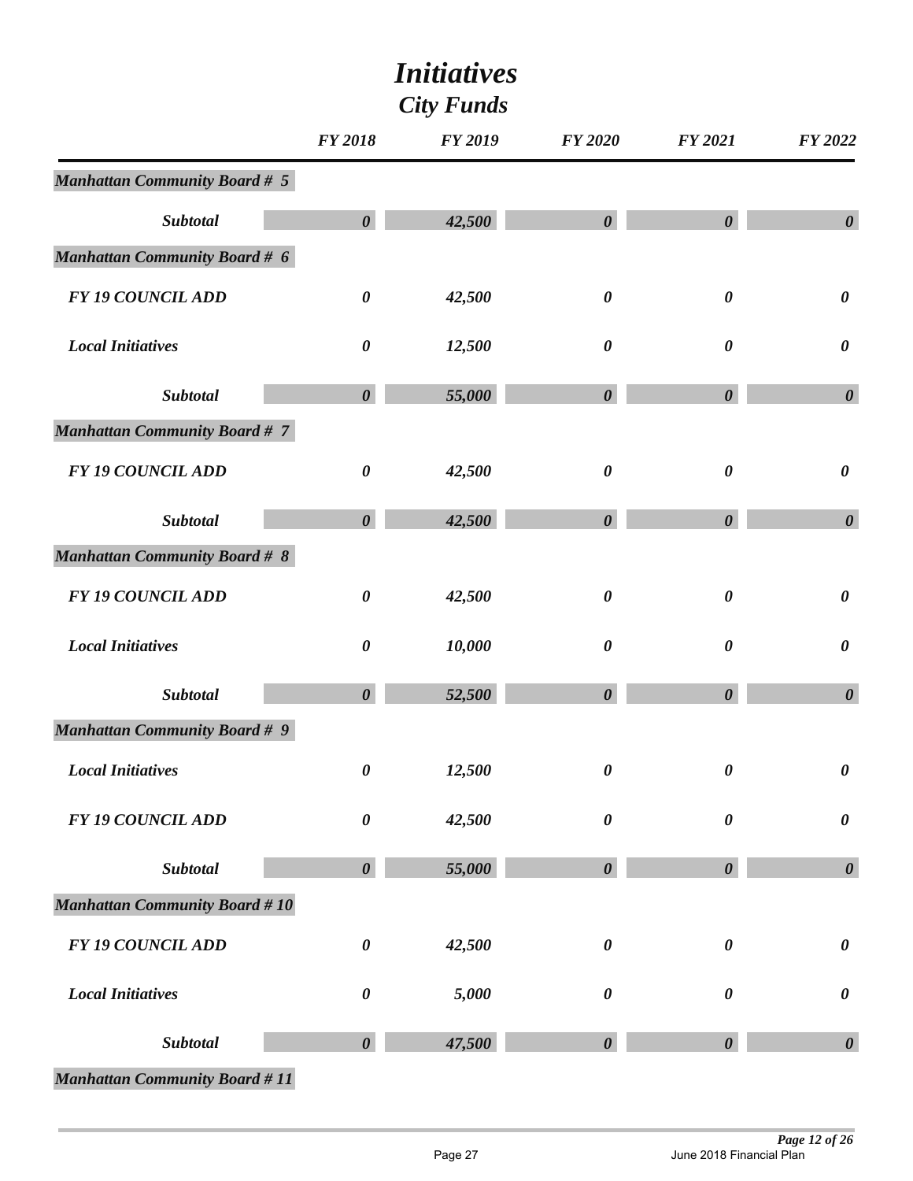# *Initiatives*

## *City Funds*

| | FY 2018 | FY 2019 | FY 2020 | FY 2021 | FY 2022 |
|---|---|---|---|---|---|
| ***Manhattan Community Board # 5*** | | | | | |
| *Subtotal* | *0* | *42,500* | *0* | *0* | *0* |
| ***Manhattan Community Board # 6*** | | | | | |
| *FY 19 COUNCIL ADD* | *0* | *42,500* | *0* | *0* | *0* |
| *Local Initiatives* | *0* | *12,500* | *0* | *0* | *0* |
| *Subtotal* | *0* | *55,000* | *0* | *0* | *0* |
| ***Manhattan Community Board # 7*** | | | | | |
| *FY 19 COUNCIL ADD* | *0* | *42,500* | *0* | *0* | *0* |
| *Subtotal* | *0* | *42,500* | *0* | *0* | *0* |
| ***Manhattan Community Board # 8*** | | | | | |
| *FY 19 COUNCIL ADD* | *0* | *42,500* | *0* | *0* | *0* |
| *Local Initiatives* | *0* | *10,000* | *0* | *0* | *0* |
| *Subtotal* | *0* | *52,500* | *0* | *0* | *0* |
| ***Manhattan Community Board # 9*** | | | | | |
| *Local Initiatives* | *0* | *12,500* | *0* | *0* | *0* |
| *FY 19 COUNCIL ADD* | *0* | *42,500* | *0* | *0* | *0* |
| *Subtotal* | *0* | *55,000* | *0* | *0* | *0* |
| ***Manhattan Community Board # 10*** | | | | | |
| *FY 19 COUNCIL ADD* | *0* | *42,500* | *0* | *0* | *0* |
| *Local Initiatives* | *0* | *5,000* | *0* | *0* | *0* |
| *Subtotal* | *0* | *47,500* | *0* | *0* | *0* |
| ***Manhattan Community Board # 11*** | | | | | |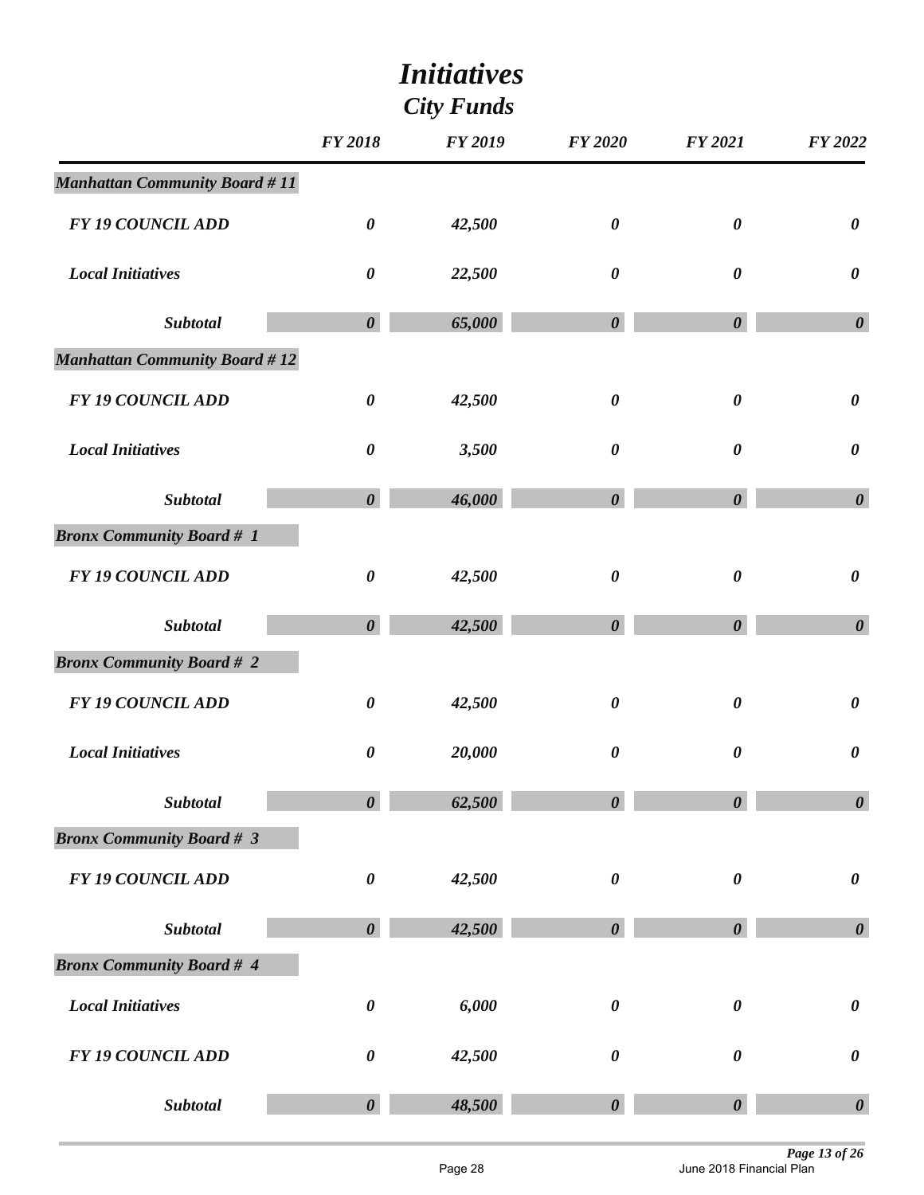# *Initiatives*

## *City Funds*

| | FY 2018 | FY 2019 | FY 2020 | FY 2021 | FY 2022 |
|---|---|---|---|---|---|
| ***Manhattan Community Board # 11*** | | | | | |
| *FY 19 COUNCIL ADD* | *0* | *42,500* | *0* | *0* | *0* |
| *Local Initiatives* | *0* | *22,500* | *0* | *0* | *0* |
| ***Subtotal*** | ***0*** | ***65,000*** | ***0*** | ***0*** | ***0*** |
| ***Manhattan Community Board # 12*** | | | | | |
| *FY 19 COUNCIL ADD* | *0* | *42,500* | *0* | *0* | *0* |
| *Local Initiatives* | *0* | *3,500* | *0* | *0* | *0* |
| ***Subtotal*** | ***0*** | ***46,000*** | ***0*** | ***0*** | ***0*** |
| ***Bronx Community Board # 1*** | | | | | |
| *FY 19 COUNCIL ADD* | *0* | *42,500* | *0* | *0* | *0* |
| ***Subtotal*** | ***0*** | ***42,500*** | ***0*** | ***0*** | ***0*** |
| ***Bronx Community Board # 2*** | | | | | |
| *FY 19 COUNCIL ADD* | *0* | *42,500* | *0* | *0* | *0* |
| *Local Initiatives* | *0* | *20,000* | *0* | *0* | *0* |
| ***Subtotal*** | ***0*** | ***62,500*** | ***0*** | ***0*** | ***0*** |
| ***Bronx Community Board # 3*** | | | | | |
| *FY 19 COUNCIL ADD* | *0* | *42,500* | *0* | *0* | *0* |
| ***Subtotal*** | ***0*** | ***42,500*** | ***0*** | ***0*** | ***0*** |
| ***Bronx Community Board # 4*** | | | | | |
| *Local Initiatives* | *0* | *6,000* | *0* | *0* | *0* |
| *FY 19 COUNCIL ADD* | *0* | *42,500* | *0* | *0* | *0* |
| ***Subtotal*** | ***0*** | ***48,500*** | ***0*** | ***0*** | ***0*** |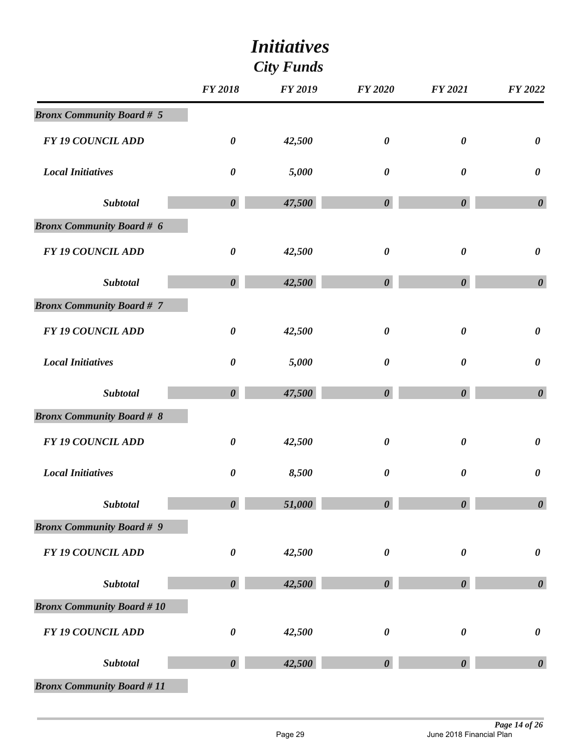# *Initiatives*

## *City Funds*

| | FY 2018 | FY 2019 | FY 2020 | FY 2021 | FY 2022 |
|---|---|---|---|---|---|
| ***Bronx Community Board # 5*** | | | | | |
| *FY 19 COUNCIL ADD* | *0* | *42,500* | *0* | *0* | *0* |
| *Local Initiatives* | *0* | *5,000* | *0* | *0* | *0* |
| ***Subtotal*** | ***0*** | ***47,500*** | ***0*** | ***0*** | ***0*** |
| ***Bronx Community Board # 6*** | | | | | |
| *FY 19 COUNCIL ADD* | *0* | *42,500* | *0* | *0* | *0* |
| ***Subtotal*** | ***0*** | ***42,500*** | ***0*** | ***0*** | ***0*** |
| ***Bronx Community Board # 7*** | | | | | |
| *FY 19 COUNCIL ADD* | *0* | *42,500* | *0* | *0* | *0* |
| *Local Initiatives* | *0* | *5,000* | *0* | *0* | *0* |
| ***Subtotal*** | ***0*** | ***47,500*** | ***0*** | ***0*** | ***0*** |
| ***Bronx Community Board # 8*** | | | | | |
| *FY 19 COUNCIL ADD* | *0* | *42,500* | *0* | *0* | *0* |
| *Local Initiatives* | *0* | *8,500* | *0* | *0* | *0* |
| ***Subtotal*** | ***0*** | ***51,000*** | ***0*** | ***0*** | ***0*** |
| ***Bronx Community Board # 9*** | | | | | |
| *FY 19 COUNCIL ADD* | *0* | *42,500* | *0* | *0* | *0* |
| ***Subtotal*** | ***0*** | ***42,500*** | ***0*** | ***0*** | ***0*** |
| ***Bronx Community Board # 10*** | | | | | |
| *FY 19 COUNCIL ADD* | *0* | *42,500* | *0* | *0* | *0* |
| ***Subtotal*** | ***0*** | ***42,500*** | ***0*** | ***0*** | ***0*** |
| ***Bronx Community Board # 11*** | | | | | |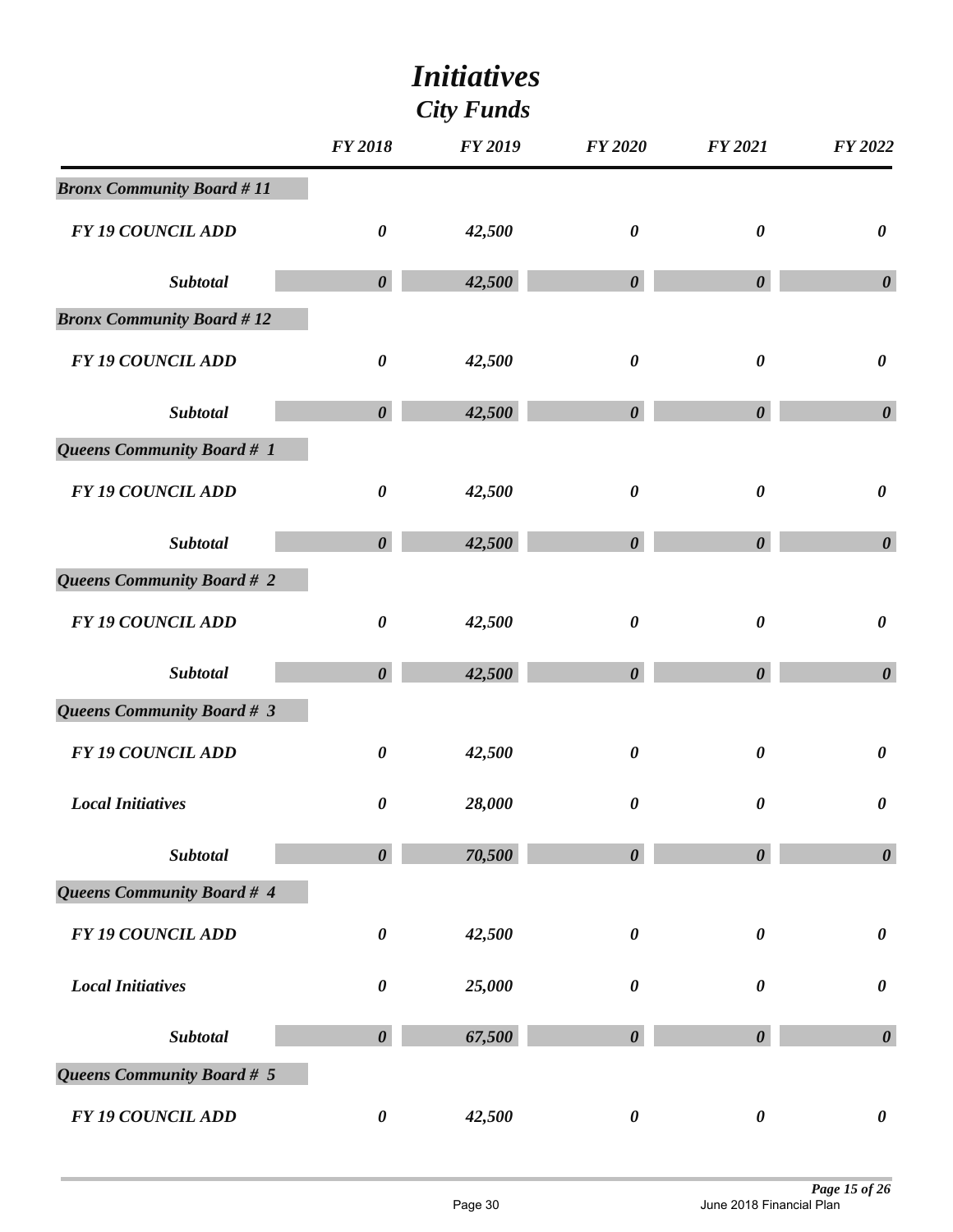# *Initiatives*

## *City Funds*

| | FY 2018 | FY 2019 | FY 2020 | FY 2021 | FY 2022 |
|---|---|---|---|---|---|
| ***Bronx Community Board # 11*** | | | | | |
| *FY 19 COUNCIL ADD* | *0* | *42,500* | *0* | *0* | *0* |
| *Subtotal* | *0* | *42,500* | *0* | *0* | *0* |
| ***Bronx Community Board # 12*** | | | | | |
| *FY 19 COUNCIL ADD* | *0* | *42,500* | *0* | *0* | *0* |
| *Subtotal* | *0* | *42,500* | *0* | *0* | *0* |
| ***Queens Community Board # 1*** | | | | | |
| *FY 19 COUNCIL ADD* | *0* | *42,500* | *0* | *0* | *0* |
| *Subtotal* | *0* | *42,500* | *0* | *0* | *0* |
| ***Queens Community Board # 2*** | | | | | |
| *FY 19 COUNCIL ADD* | *0* | *42,500* | *0* | *0* | *0* |
| *Subtotal* | *0* | *42,500* | *0* | *0* | *0* |
| ***Queens Community Board # 3*** | | | | | |
| *FY 19 COUNCIL ADD* | *0* | *42,500* | *0* | *0* | *0* |
| *Local Initiatives* | *0* | *28,000* | *0* | *0* | *0* |
| *Subtotal* | *0* | *70,500* | *0* | *0* | *0* |
| ***Queens Community Board # 4*** | | | | | |
| *FY 19 COUNCIL ADD* | *0* | *42,500* | *0* | *0* | *0* |
| *Local Initiatives* | *0* | *25,000* | *0* | *0* | *0* |
| *Subtotal* | *0* | *67,500* | *0* | *0* | *0* |
| ***Queens Community Board # 5*** | | | | | |
| *FY 19 COUNCIL ADD* | *0* | *42,500* | *0* | *0* | *0* |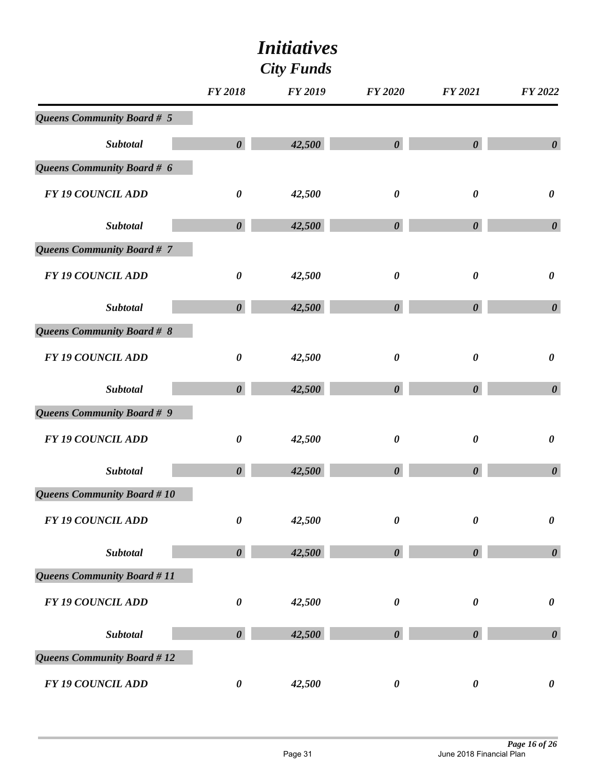# Initiatives

## City Funds

| | FY 2018 | FY 2019 | FY 2020 | FY 2021 | FY 2022 |
|---|---|---|---|---|---|
| ***Queens Community Board # 5*** | | | | | |
| ***Subtotal*** | ***0*** | ***42,500*** | ***0*** | ***0*** | ***0*** |
| ***Queens Community Board # 6*** | | | | | |
| ***FY 19 COUNCIL ADD*** | ***0*** | ***42,500*** | ***0*** | ***0*** | ***0*** |
| ***Subtotal*** | ***0*** | ***42,500*** | ***0*** | ***0*** | ***0*** |
| ***Queens Community Board # 7*** | | | | | |
| ***FY 19 COUNCIL ADD*** | ***0*** | ***42,500*** | ***0*** | ***0*** | ***0*** |
| ***Subtotal*** | ***0*** | ***42,500*** | ***0*** | ***0*** | ***0*** |
| ***Queens Community Board # 8*** | | | | | |
| ***FY 19 COUNCIL ADD*** | ***0*** | ***42,500*** | ***0*** | ***0*** | ***0*** |
| ***Subtotal*** | ***0*** | ***42,500*** | ***0*** | ***0*** | ***0*** |
| ***Queens Community Board # 9*** | | | | | |
| ***FY 19 COUNCIL ADD*** | ***0*** | ***42,500*** | ***0*** | ***0*** | ***0*** |
| ***Subtotal*** | ***0*** | ***42,500*** | ***0*** | ***0*** | ***0*** |
| ***Queens Community Board # 10*** | | | | | |
| ***FY 19 COUNCIL ADD*** | ***0*** | ***42,500*** | ***0*** | ***0*** | ***0*** |
| ***Subtotal*** | ***0*** | ***42,500*** | ***0*** | ***0*** | ***0*** |
| ***Queens Community Board # 11*** | | | | | |
| ***FY 19 COUNCIL ADD*** | ***0*** | ***42,500*** | ***0*** | ***0*** | ***0*** |
| ***Subtotal*** | ***0*** | ***42,500*** | ***0*** | ***0*** | ***0*** |
| ***Queens Community Board # 12*** | | | | | |
| ***FY 19 COUNCIL ADD*** | ***0*** | ***42,500*** | ***0*** | ***0*** | ***0*** |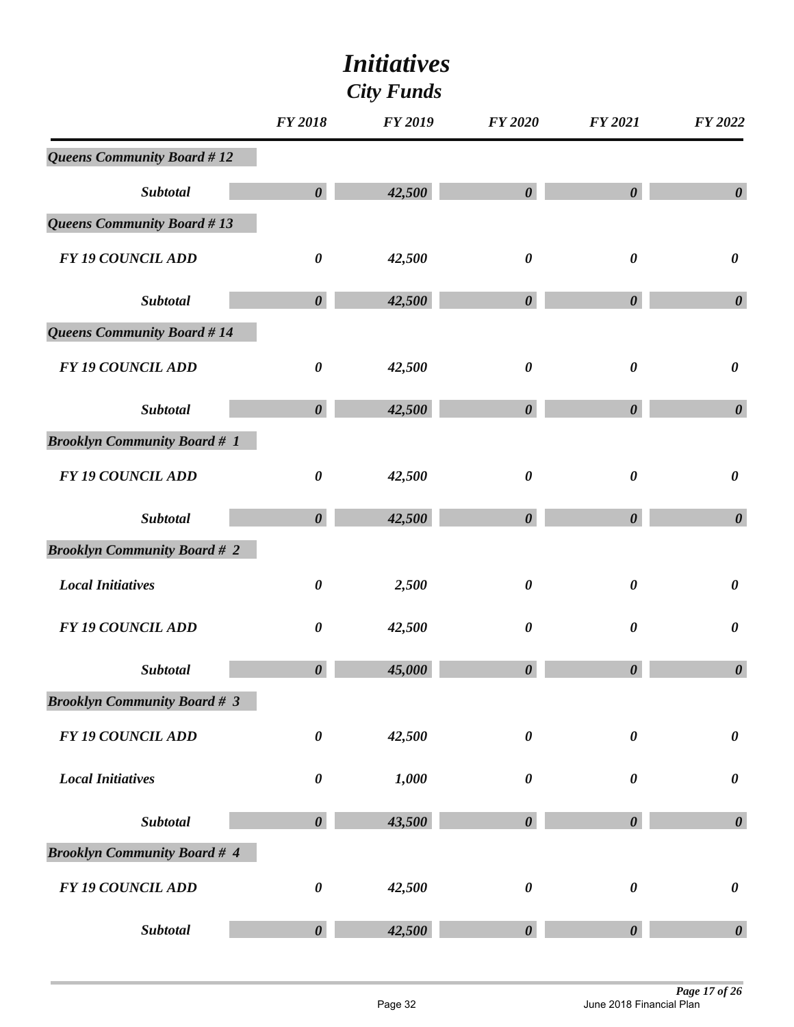# *Initiatives*
## *City Funds*

| | FY 2018 | FY 2019 | FY 2020 | FY 2021 | FY 2022 |
|---|---|---|---|---|---|
| ***Queens Community Board # 12*** | | | | | |
| ***Subtotal*** | ***0*** | ***42,500*** | ***0*** | ***0*** | ***0*** |
| ***Queens Community Board # 13*** | | | | | |
| ***FY 19 COUNCIL ADD*** | ***0*** | ***42,500*** | ***0*** | ***0*** | ***0*** |
| ***Subtotal*** | ***0*** | ***42,500*** | ***0*** | ***0*** | ***0*** |
| ***Queens Community Board # 14*** | | | | | |
| ***FY 19 COUNCIL ADD*** | ***0*** | ***42,500*** | ***0*** | ***0*** | ***0*** |
| ***Subtotal*** | ***0*** | ***42,500*** | ***0*** | ***0*** | ***0*** |
| ***Brooklyn Community Board # 1*** | | | | | |
| ***FY 19 COUNCIL ADD*** | ***0*** | ***42,500*** | ***0*** | ***0*** | ***0*** |
| ***Subtotal*** | ***0*** | ***42,500*** | ***0*** | ***0*** | ***0*** |
| ***Brooklyn Community Board # 2*** | | | | | |
| ***Local Initiatives*** | ***0*** | ***2,500*** | ***0*** | ***0*** | ***0*** |
| ***FY 19 COUNCIL ADD*** | ***0*** | ***42,500*** | ***0*** | ***0*** | ***0*** |
| ***Subtotal*** | ***0*** | ***45,000*** | ***0*** | ***0*** | ***0*** |
| ***Brooklyn Community Board # 3*** | | | | | |
| ***FY 19 COUNCIL ADD*** | ***0*** | ***42,500*** | ***0*** | ***0*** | ***0*** |
| ***Local Initiatives*** | ***0*** | ***1,000*** | ***0*** | ***0*** | ***0*** |
| ***Subtotal*** | ***0*** | ***43,500*** | ***0*** | ***0*** | ***0*** |
| ***Brooklyn Community Board # 4*** | | | | | |
| ***FY 19 COUNCIL ADD*** | ***0*** | ***42,500*** | ***0*** | ***0*** | ***0*** |
| ***Subtotal*** | ***0*** | ***42,500*** | ***0*** | ***0*** | ***0*** |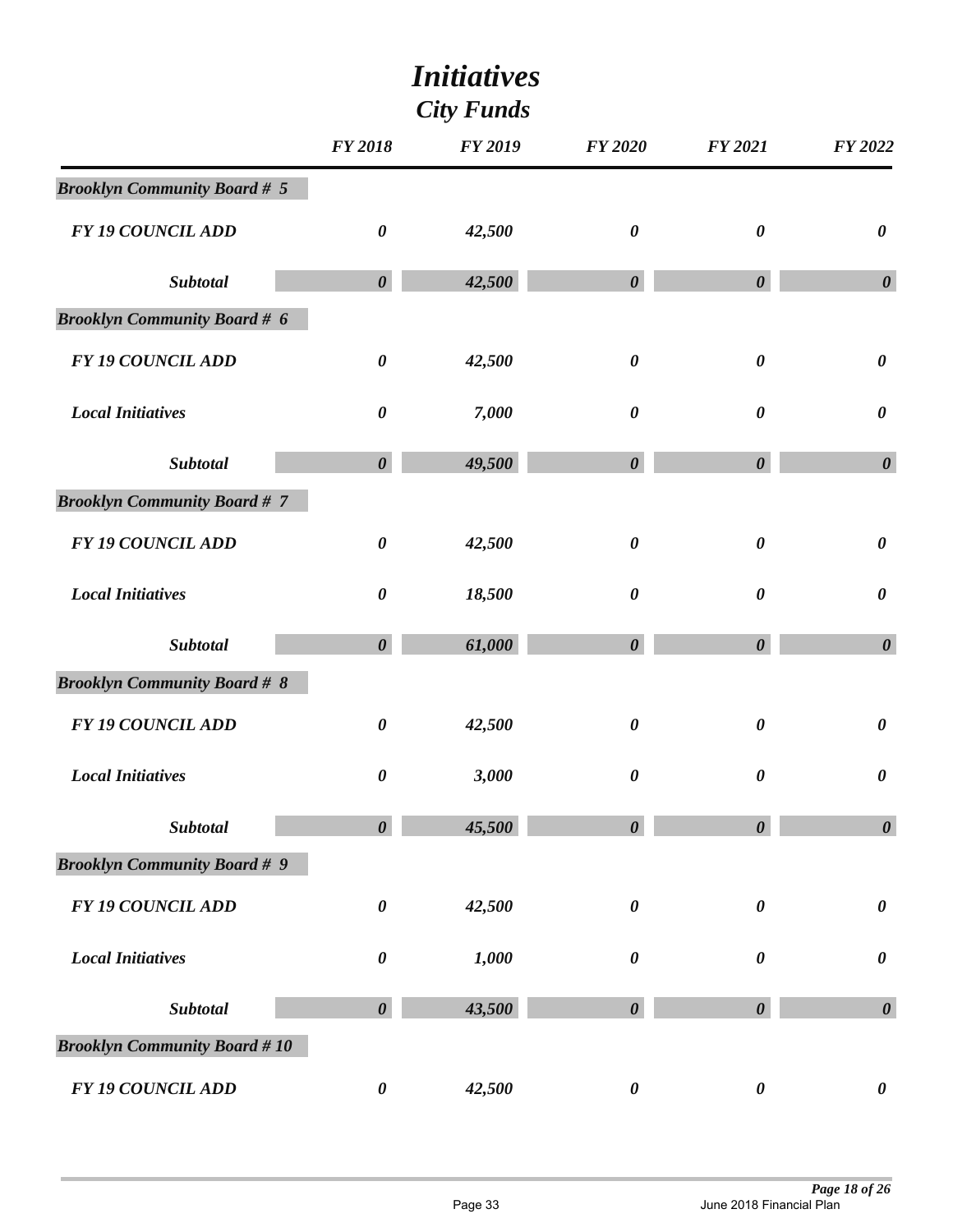# *Initiatives*

## *City Funds*

| | FY 2018 | FY 2019 | FY 2020 | FY 2021 | FY 2022 |
|---|---|---|---|---|---|
| ***Brooklyn Community Board # 5*** | | | | | |
| *FY 19 COUNCIL ADD* | *0* | *42,500* | *0* | *0* | *0* |
| ***Subtotal*** | ***0*** | ***42,500*** | ***0*** | ***0*** | ***0*** |
| ***Brooklyn Community Board # 6*** | | | | | |
| *FY 19 COUNCIL ADD* | *0* | *42,500* | *0* | *0* | *0* |
| *Local Initiatives* | *0* | *7,000* | *0* | *0* | *0* |
| ***Subtotal*** | ***0*** | ***49,500*** | ***0*** | ***0*** | ***0*** |
| ***Brooklyn Community Board # 7*** | | | | | |
| *FY 19 COUNCIL ADD* | *0* | *42,500* | *0* | *0* | *0* |
| *Local Initiatives* | *0* | *18,500* | *0* | *0* | *0* |
| ***Subtotal*** | ***0*** | ***61,000*** | ***0*** | ***0*** | ***0*** |
| ***Brooklyn Community Board # 8*** | | | | | |
| *FY 19 COUNCIL ADD* | *0* | *42,500* | *0* | *0* | *0* |
| *Local Initiatives* | *0* | *3,000* | *0* | *0* | *0* |
| ***Subtotal*** | ***0*** | ***45,500*** | ***0*** | ***0*** | ***0*** |
| ***Brooklyn Community Board # 9*** | | | | | |
| *FY 19 COUNCIL ADD* | *0* | *42,500* | *0* | *0* | *0* |
| *Local Initiatives* | *0* | *1,000* | *0* | *0* | *0* |
| ***Subtotal*** | ***0*** | ***43,500*** | ***0*** | ***0*** | ***0*** |
| ***Brooklyn Community Board # 10*** | | | | | |
| *FY 19 COUNCIL ADD* | *0* | *42,500* | *0* | *0* | *0* |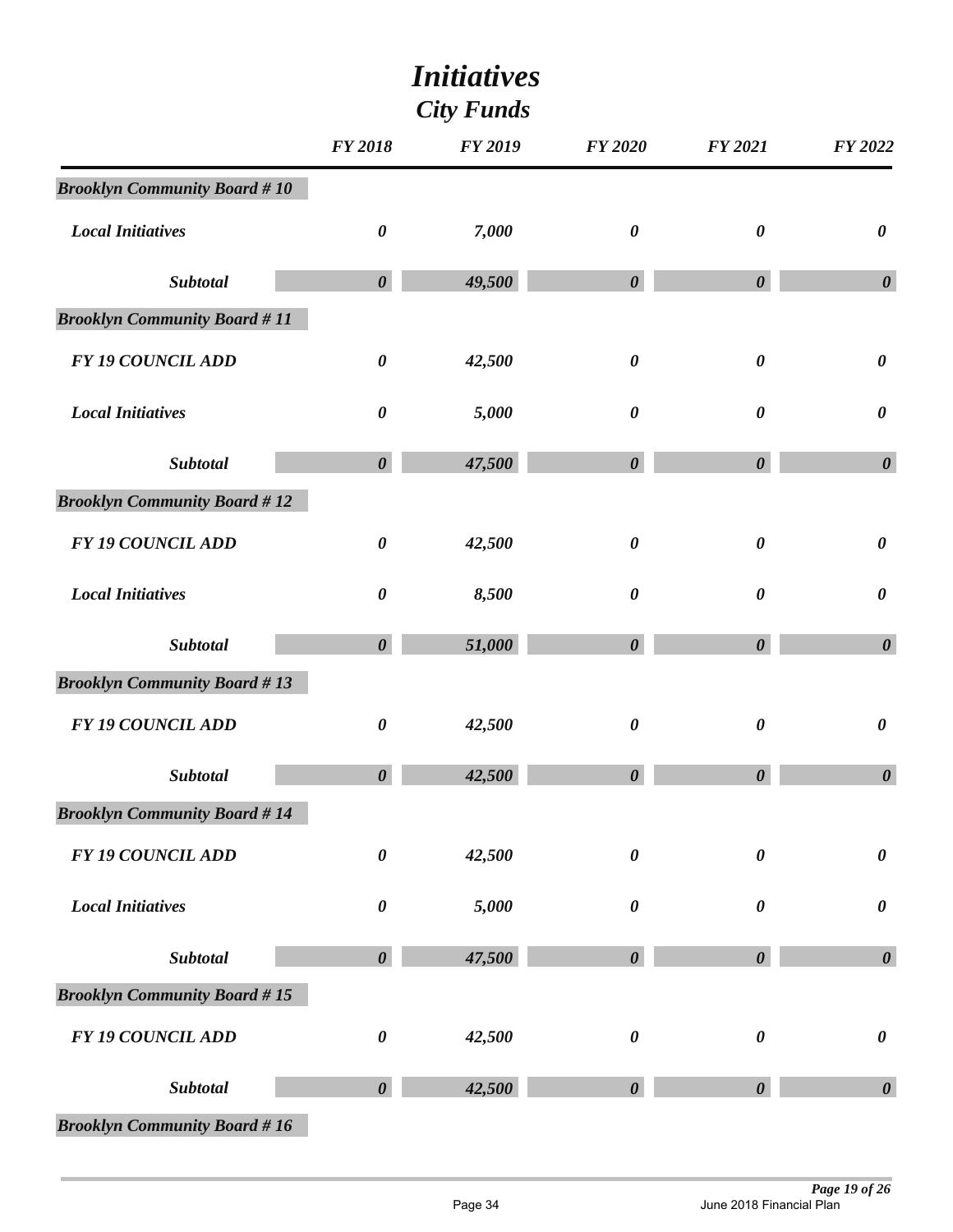# *Initiatives*

## *City Funds*

| | FY 2018 | FY 2019 | FY 2020 | FY 2021 | FY 2022 |
|---|---|---|---|---|---|
| ***Brooklyn Community Board # 10*** | | | | | |
| *Local Initiatives* | *0* | *7,000* | *0* | *0* | *0* |
| ***Subtotal*** | ***0*** | ***49,500*** | ***0*** | ***0*** | ***0*** |
| ***Brooklyn Community Board # 11*** | | | | | |
| *FY 19 COUNCIL ADD* | *0* | *42,500* | *0* | *0* | *0* |
| *Local Initiatives* | *0* | *5,000* | *0* | *0* | *0* |
| ***Subtotal*** | ***0*** | ***47,500*** | ***0*** | ***0*** | ***0*** |
| ***Brooklyn Community Board # 12*** | | | | | |
| *FY 19 COUNCIL ADD* | *0* | *42,500* | *0* | *0* | *0* |
| *Local Initiatives* | *0* | *8,500* | *0* | *0* | *0* |
| ***Subtotal*** | ***0*** | ***51,000*** | ***0*** | ***0*** | ***0*** |
| ***Brooklyn Community Board # 13*** | | | | | |
| *FY 19 COUNCIL ADD* | *0* | *42,500* | *0* | *0* | *0* |
| ***Subtotal*** | ***0*** | ***42,500*** | ***0*** | ***0*** | ***0*** |
| ***Brooklyn Community Board # 14*** | | | | | |
| *FY 19 COUNCIL ADD* | *0* | *42,500* | *0* | *0* | *0* |
| *Local Initiatives* | *0* | *5,000* | *0* | *0* | *0* |
| ***Subtotal*** | ***0*** | ***47,500*** | ***0*** | ***0*** | ***0*** |
| ***Brooklyn Community Board # 15*** | | | | | |
| *FY 19 COUNCIL ADD* | *0* | *42,500* | *0* | *0* | *0* |
| ***Subtotal*** | ***0*** | ***42,500*** | ***0*** | ***0*** | ***0*** |
| ***Brooklyn Community Board # 16*** | | | | | |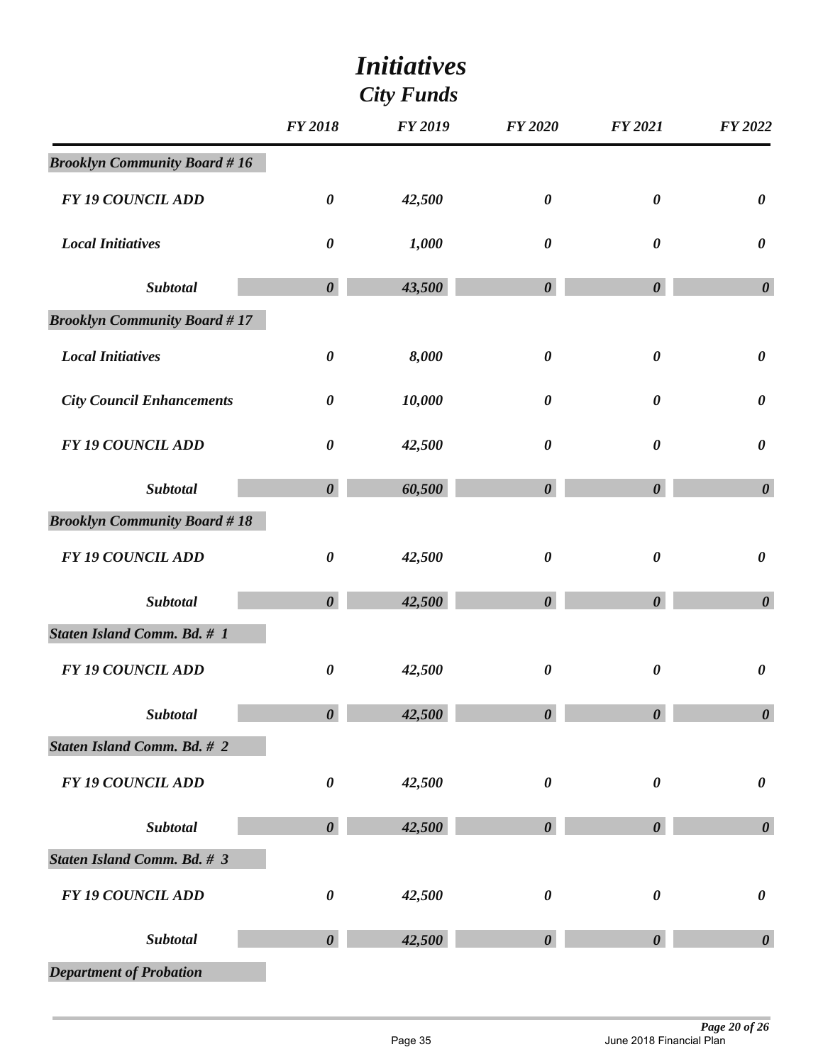# *Initiatives*

## *City Funds*

| | FY 2018 | FY 2019 | FY 2020 | FY 2021 | FY 2022 |
|---|---|---|---|---|---|
| ***Brooklyn Community Board # 16*** | | | | | |
| *FY 19 COUNCIL ADD* | *0* | *42,500* | *0* | *0* | *0* |
| *Local Initiatives* | *0* | *1,000* | *0* | *0* | *0* |
| ***Subtotal*** | ***0*** | ***43,500*** | ***0*** | ***0*** | ***0*** |
| ***Brooklyn Community Board # 17*** | | | | | |
| *Local Initiatives* | *0* | *8,000* | *0* | *0* | *0* |
| *City Council Enhancements* | *0* | *10,000* | *0* | *0* | *0* |
| *FY 19 COUNCIL ADD* | *0* | *42,500* | *0* | *0* | *0* |
| ***Subtotal*** | ***0*** | ***60,500*** | ***0*** | ***0*** | ***0*** |
| ***Brooklyn Community Board # 18*** | | | | | |
| *FY 19 COUNCIL ADD* | *0* | *42,500* | *0* | *0* | *0* |
| ***Subtotal*** | ***0*** | ***42,500*** | ***0*** | ***0*** | ***0*** |
| ***Staten Island Comm. Bd. # 1*** | | | | | |
| *FY 19 COUNCIL ADD* | *0* | *42,500* | *0* | *0* | *0* |
| ***Subtotal*** | ***0*** | ***42,500*** | ***0*** | ***0*** | ***0*** |
| ***Staten Island Comm. Bd. # 2*** | | | | | |
| *FY 19 COUNCIL ADD* | *0* | *42,500* | *0* | *0* | *0* |
| ***Subtotal*** | ***0*** | ***42,500*** | ***0*** | ***0*** | ***0*** |
| ***Staten Island Comm. Bd. # 3*** | | | | | |
| *FY 19 COUNCIL ADD* | *0* | *42,500* | *0* | *0* | *0* |
| ***Subtotal*** | ***0*** | ***42,500*** | ***0*** | ***0*** | ***0*** |
| ***Department of Probation*** | | | | | |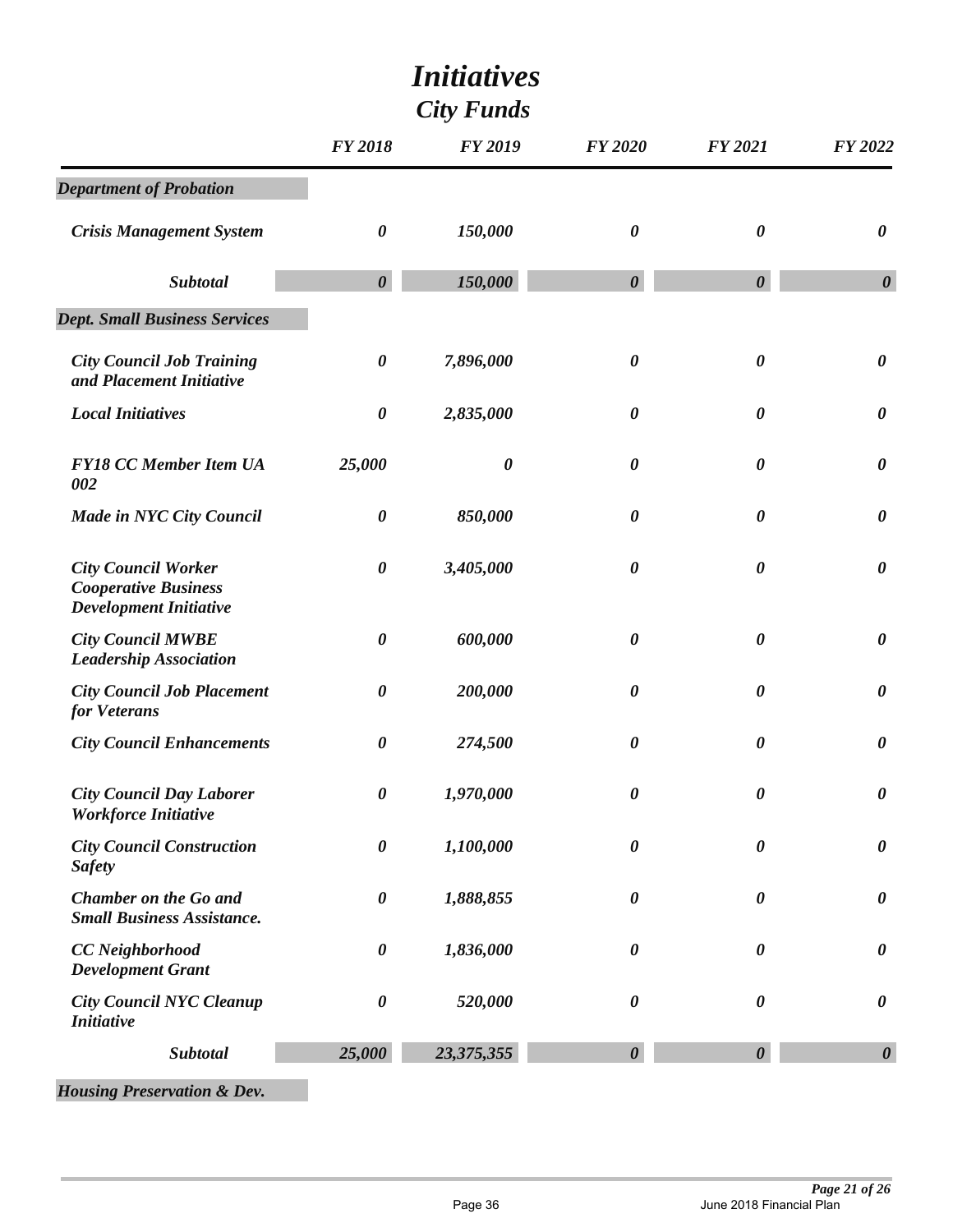# *Initiatives*

## *City Funds*

| | FY 2018 | FY 2019 | FY 2020 | FY 2021 | FY 2022 |
|---|---|---|---|---|---|
| ***Department of Probation*** | | | | | |
| *Crisis Management System* | *0* | *150,000* | *0* | *0* | *0* |
| ***Subtotal*** | ***0*** | ***150,000*** | ***0*** | ***0*** | ***0*** |
| ***Dept. Small Business Services*** | | | | | |
| *City Council Job Training and Placement Initiative* | *0* | *7,896,000* | *0* | *0* | *0* |
| *Local Initiatives* | *0* | *2,835,000* | *0* | *0* | *0* |
| *FY18 CC Member Item UA 002* | *25,000* | *0* | *0* | *0* | *0* |
| *Made in NYC City Council* | *0* | *850,000* | *0* | *0* | *0* |
| *City Council Worker Cooperative Business Development Initiative* | *0* | *3,405,000* | *0* | *0* | *0* |
| *City Council MWBE Leadership Association* | *0* | *600,000* | *0* | *0* | *0* |
| *City Council Job Placement for Veterans* | *0* | *200,000* | *0* | *0* | *0* |
| *City Council Enhancements* | *0* | *274,500* | *0* | *0* | *0* |
| *City Council Day Laborer Workforce Initiative* | *0* | *1,970,000* | *0* | *0* | *0* |
| *City Council Construction Safety* | *0* | *1,100,000* | *0* | *0* | *0* |
| *Chamber on the Go and Small Business Assistance.* | *0* | *1,888,855* | *0* | *0* | *0* |
| *CC Neighborhood Development Grant* | *0* | *1,836,000* | *0* | *0* | *0* |
| *City Council NYC Cleanup Initiative* | *0* | *520,000* | *0* | *0* | *0* |
| ***Subtotal*** | ***25,000*** | ***23,375,355*** | ***0*** | ***0*** | ***0*** |
| ***Housing Preservation & Dev.*** | | | | | |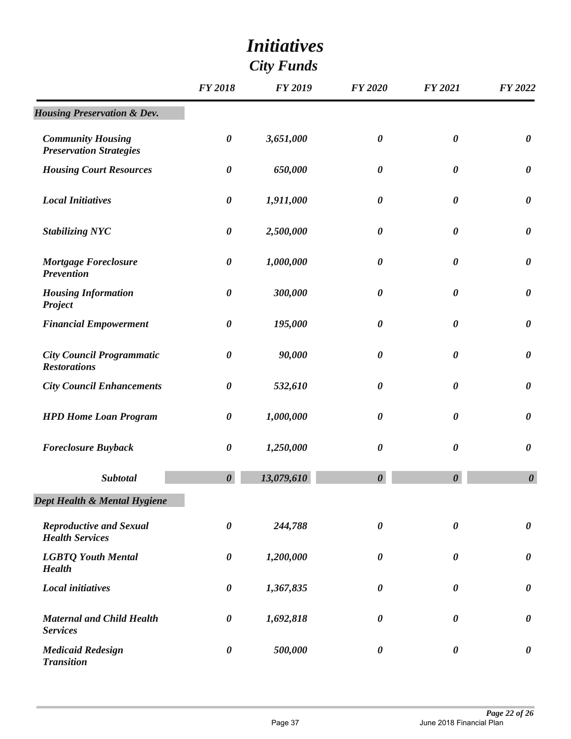# *Initiatives*
## *City Funds*

| | *FY 2018* | *FY 2019* | *FY 2020* | *FY 2021* | *FY 2022* |
|---|---|---|---|---|---|
| ***Housing Preservation & Dev.*** | | | | | |
| ***Community Housing Preservation Strategies*** | *0* | *3,651,000* | *0* | *0* | *0* |
| ***Housing Court Resources*** | *0* | *650,000* | *0* | *0* | *0* |
| ***Local Initiatives*** | *0* | *1,911,000* | *0* | *0* | *0* |
| ***Stabilizing NYC*** | *0* | *2,500,000* | *0* | *0* | *0* |
| ***Mortgage Foreclosure Prevention*** | *0* | *1,000,000* | *0* | *0* | *0* |
| ***Housing Information Project*** | *0* | *300,000* | *0* | *0* | *0* |
| ***Financial Empowerment*** | *0* | *195,000* | *0* | *0* | *0* |
| ***City Council Programmatic Restorations*** | *0* | *90,000* | *0* | *0* | *0* |
| ***City Council Enhancements*** | *0* | *532,610* | *0* | *0* | *0* |
| ***HPD Home Loan Program*** | *0* | *1,000,000* | *0* | *0* | *0* |
| ***Foreclosure Buyback*** | *0* | *1,250,000* | *0* | *0* | *0* |
| ***Subtotal*** | ***0*** | ***13,079,610*** | ***0*** | ***0*** | ***0*** |
| ***Dept Health & Mental Hygiene*** | | | | | |
| ***Reproductive and Sexual Health Services*** | *0* | *244,788* | *0* | *0* | *0* |
| ***LGBTQ Youth Mental Health*** | *0* | *1,200,000* | *0* | *0* | *0* |
| ***Local initiatives*** | *0* | *1,367,835* | *0* | *0* | *0* |
| ***Maternal and Child Health Services*** | *0* | *1,692,818* | *0* | *0* | *0* |
| ***Medicaid Redesign Transition*** | *0* | *500,000* | *0* | *0* | *0* |

June 2018 Financial Plan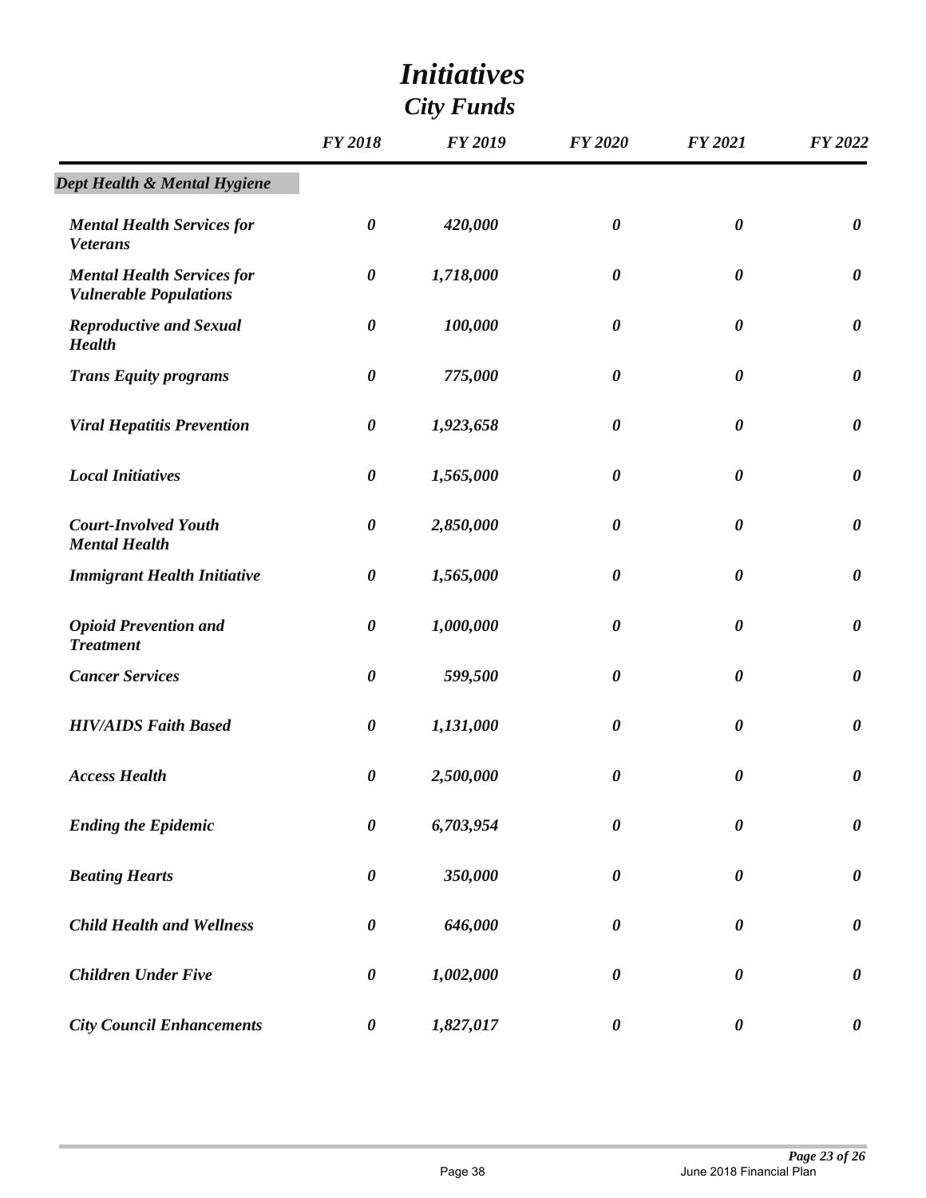# *Initiatives*

## *City Funds*

| | *FY 2018* | *FY 2019* | *FY 2020* | *FY 2021* | *FY 2022* |
|---|---|---|---|---|---|
| ***Dept Health & Mental Hygiene*** | | | | | |
| ***Mental Health Services for Veterans*** | ***0*** | ***420,000*** | ***0*** | ***0*** | ***0*** |
| ***Mental Health Services for Vulnerable Populations*** | ***0*** | ***1,718,000*** | ***0*** | ***0*** | ***0*** |
| ***Reproductive and Sexual Health*** | ***0*** | ***100,000*** | ***0*** | ***0*** | ***0*** |
| ***Trans Equity programs*** | ***0*** | ***775,000*** | ***0*** | ***0*** | ***0*** |
| ***Viral Hepatitis Prevention*** | ***0*** | ***1,923,658*** | ***0*** | ***0*** | ***0*** |
| ***Local Initiatives*** | ***0*** | ***1,565,000*** | ***0*** | ***0*** | ***0*** |
| ***Court-Involved Youth Mental Health*** | ***0*** | ***2,850,000*** | ***0*** | ***0*** | ***0*** |
| ***Immigrant Health Initiative*** | ***0*** | ***1,565,000*** | ***0*** | ***0*** | ***0*** |
| ***Opioid Prevention and Treatment*** | ***0*** | ***1,000,000*** | ***0*** | ***0*** | ***0*** |
| ***Cancer Services*** | ***0*** | ***599,500*** | ***0*** | ***0*** | ***0*** |
| ***HIV/AIDS Faith Based*** | ***0*** | ***1,131,000*** | ***0*** | ***0*** | ***0*** |
| ***Access Health*** | ***0*** | ***2,500,000*** | ***0*** | ***0*** | ***0*** |
| ***Ending the Epidemic*** | ***0*** | ***6,703,954*** | ***0*** | ***0*** | ***0*** |
| ***Beating Hearts*** | ***0*** | ***350,000*** | ***0*** | ***0*** | ***0*** |
| ***Child Health and Wellness*** | ***0*** | ***646,000*** | ***0*** | ***0*** | ***0*** |
| ***Children Under Five*** | ***0*** | ***1,002,000*** | ***0*** | ***0*** | ***0*** |
| ***City Council Enhancements*** | ***0*** | ***1,827,017*** | ***0*** | ***0*** | ***0*** |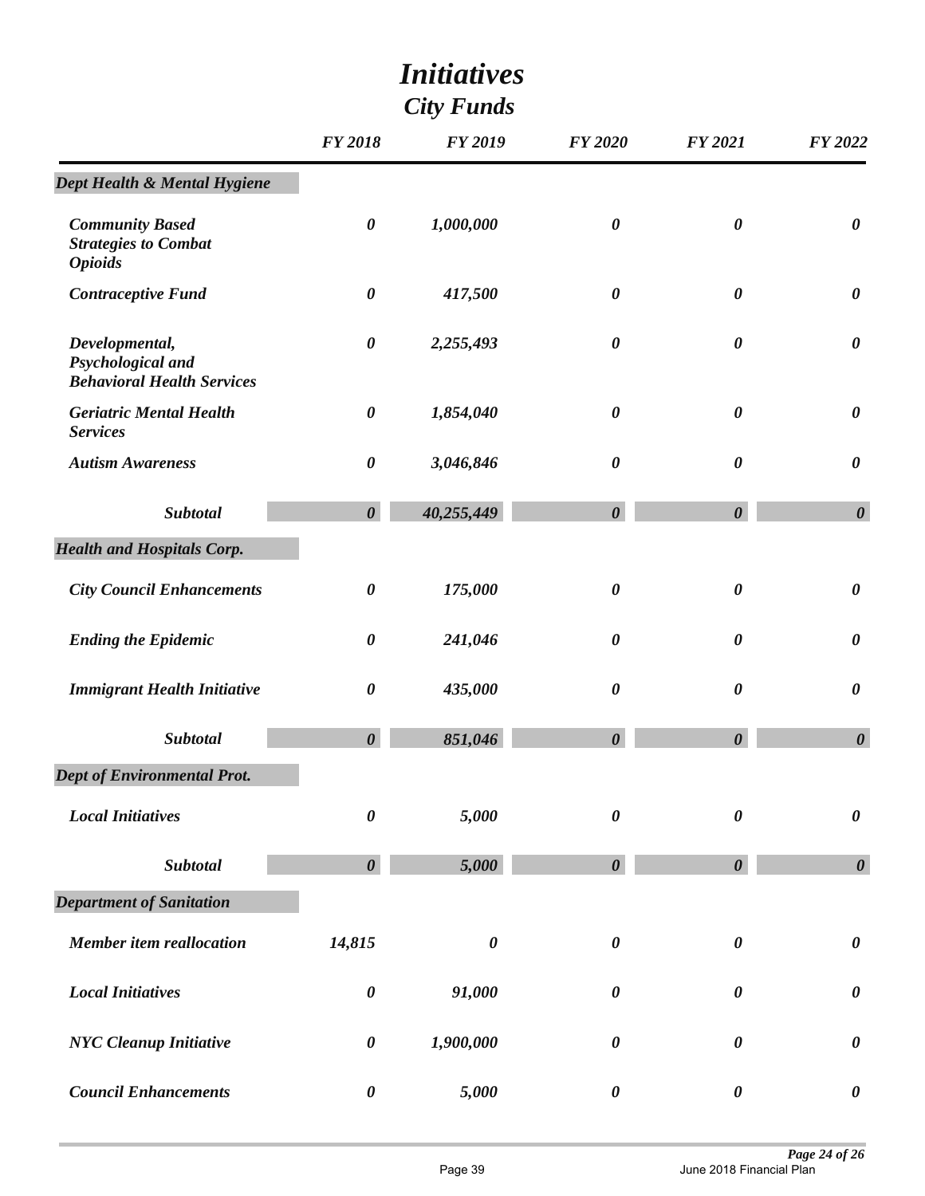# *Initiatives*

## *City Funds*

| | FY 2018 | FY 2019 | FY 2020 | FY 2021 | FY 2022 |
|---|---|---|---|---|---|
| ***Dept Health & Mental Hygiene*** | | | | | |
| *Community Based Strategies to Combat Opioids* | *0* | *1,000,000* | *0* | *0* | *0* |
| *Contraceptive Fund* | *0* | *417,500* | *0* | *0* | *0* |
| *Developmental, Psychological and Behavioral Health Services* | *0* | *2,255,493* | *0* | *0* | *0* |
| *Geriatric Mental Health Services* | *0* | *1,854,040* | *0* | *0* | *0* |
| *Autism Awareness* | *0* | *3,046,846* | *0* | *0* | *0* |
| ***Subtotal*** | ***0*** | ***40,255,449*** | ***0*** | ***0*** | ***0*** |
| ***Health and Hospitals Corp.*** | | | | | |
| *City Council Enhancements* | *0* | *175,000* | *0* | *0* | *0* |
| *Ending the Epidemic* | *0* | *241,046* | *0* | *0* | *0* |
| *Immigrant Health Initiative* | *0* | *435,000* | *0* | *0* | *0* |
| ***Subtotal*** | ***0*** | ***851,046*** | ***0*** | ***0*** | ***0*** |
| ***Dept of Environmental Prot.*** | | | | | |
| *Local Initiatives* | *0* | *5,000* | *0* | *0* | *0* |
| ***Subtotal*** | ***0*** | ***5,000*** | ***0*** | ***0*** | ***0*** |
| ***Department of Sanitation*** | | | | | |
| *Member item reallocation* | *14,815* | *0* | *0* | *0* | *0* |
| *Local Initiatives* | *0* | *91,000* | *0* | *0* | *0* |
| *NYC Cleanup Initiative* | *0* | *1,900,000* | *0* | *0* | *0* |
| *Council Enhancements* | *0* | *5,000* | *0* | *0* | *0* |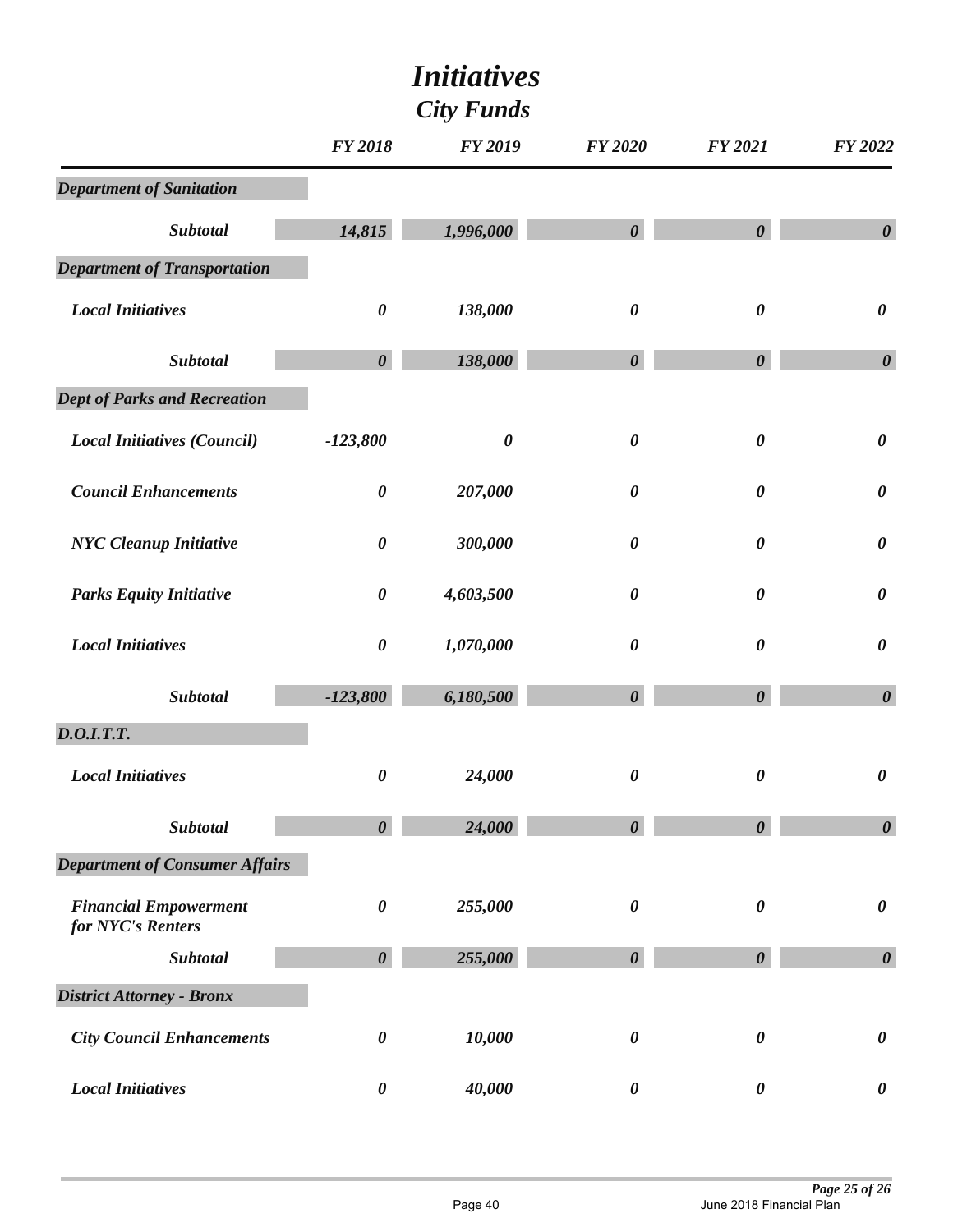# *Initiatives*

## *City Funds*

| | FY 2018 | FY 2019 | FY 2020 | FY 2021 | FY 2022 |
|---|---|---|---|---|---|
| ***Department of Sanitation*** | | | | | |
| ***Subtotal*** | *14,815* | *1,996,000* | *0* | *0* | *0* |
| ***Department of Transportation*** | | | | | |
| ***Local Initiatives*** | *0* | *138,000* | *0* | *0* | *0* |
| ***Subtotal*** | *0* | *138,000* | *0* | *0* | *0* |
| ***Dept of Parks and Recreation*** | | | | | |
| ***Local Initiatives (Council)*** | *-123,800* | *0* | *0* | *0* | *0* |
| ***Council Enhancements*** | *0* | *207,000* | *0* | *0* | *0* |
| ***NYC Cleanup Initiative*** | *0* | *300,000* | *0* | *0* | *0* |
| ***Parks Equity Initiative*** | *0* | *4,603,500* | *0* | *0* | *0* |
| ***Local Initiatives*** | *0* | *1,070,000* | *0* | *0* | *0* |
| ***Subtotal*** | *-123,800* | *6,180,500* | *0* | *0* | *0* |
| ***D.O.I.T.T.*** | | | | | |
| ***Local Initiatives*** | *0* | *24,000* | *0* | *0* | *0* |
| ***Subtotal*** | *0* | *24,000* | *0* | *0* | *0* |
| ***Department of Consumer Affairs*** | | | | | |
| ***Financial Empowerment for NYC's Renters*** | *0* | *255,000* | *0* | *0* | *0* |
| ***Subtotal*** | *0* | *255,000* | *0* | *0* | *0* |
| ***District Attorney - Bronx*** | | | | | |
| ***City Council Enhancements*** | *0* | *10,000* | *0* | *0* | *0* |
| ***Local Initiatives*** | *0* | *40,000* | *0* | *0* | *0* |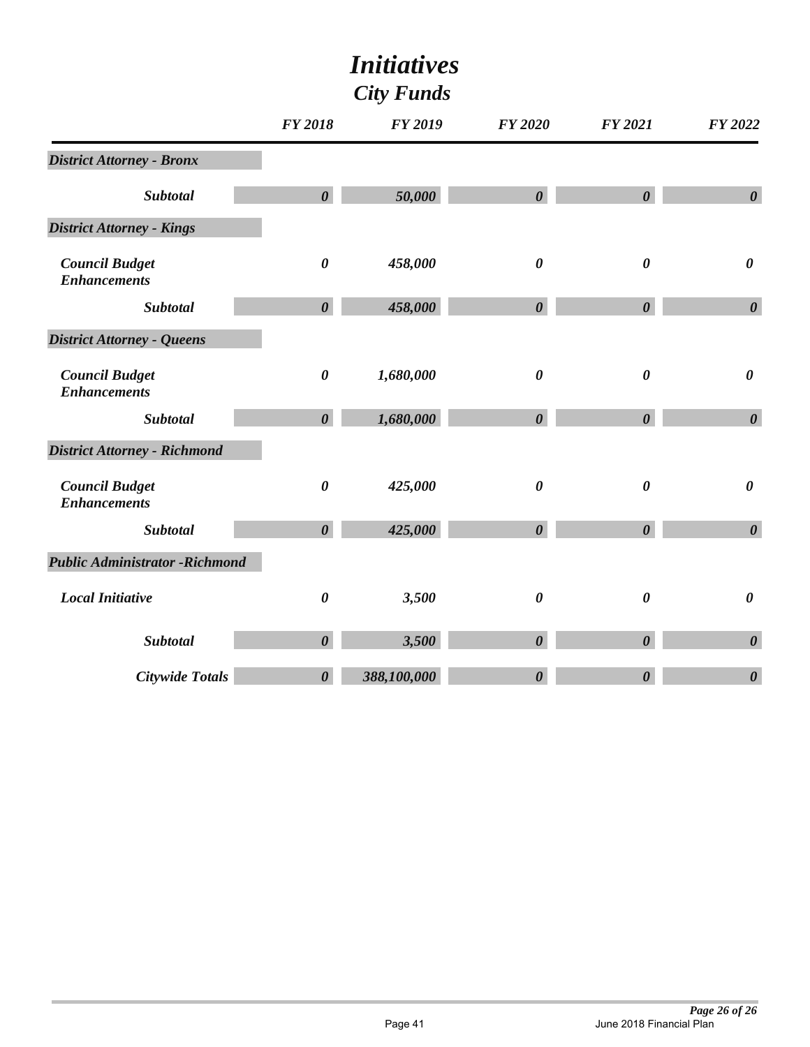# *Initiatives*

## *City Funds*

| | FY 2018 | FY 2019 | FY 2020 | FY 2021 | FY 2022 |
|---|---|---|---|---|---|
| ***District Attorney - Bronx*** | | | | | |
| ***Subtotal*** | *0* | *50,000* | *0* | *0* | *0* |
| ***District Attorney - Kings*** | | | | | |
| ***Council Budget Enhancements*** | *0* | *458,000* | *0* | *0* | *0* |
| ***Subtotal*** | *0* | *458,000* | *0* | *0* | *0* |
| ***District Attorney - Queens*** | | | | | |
| ***Council Budget Enhancements*** | *0* | *1,680,000* | *0* | *0* | *0* |
| ***Subtotal*** | *0* | *1,680,000* | *0* | *0* | *0* |
| ***District Attorney - Richmond*** | | | | | |
| ***Council Budget Enhancements*** | *0* | *425,000* | *0* | *0* | *0* |
| ***Subtotal*** | *0* | *425,000* | *0* | *0* | *0* |
| ***Public Administrator -Richmond*** | | | | | |
| ***Local Initiative*** | *0* | *3,500* | *0* | *0* | *0* |
| ***Subtotal*** | *0* | *3,500* | *0* | *0* | *0* |
| ***Citywide Totals*** | *0* | *388,100,000* | *0* | *0* | *0* |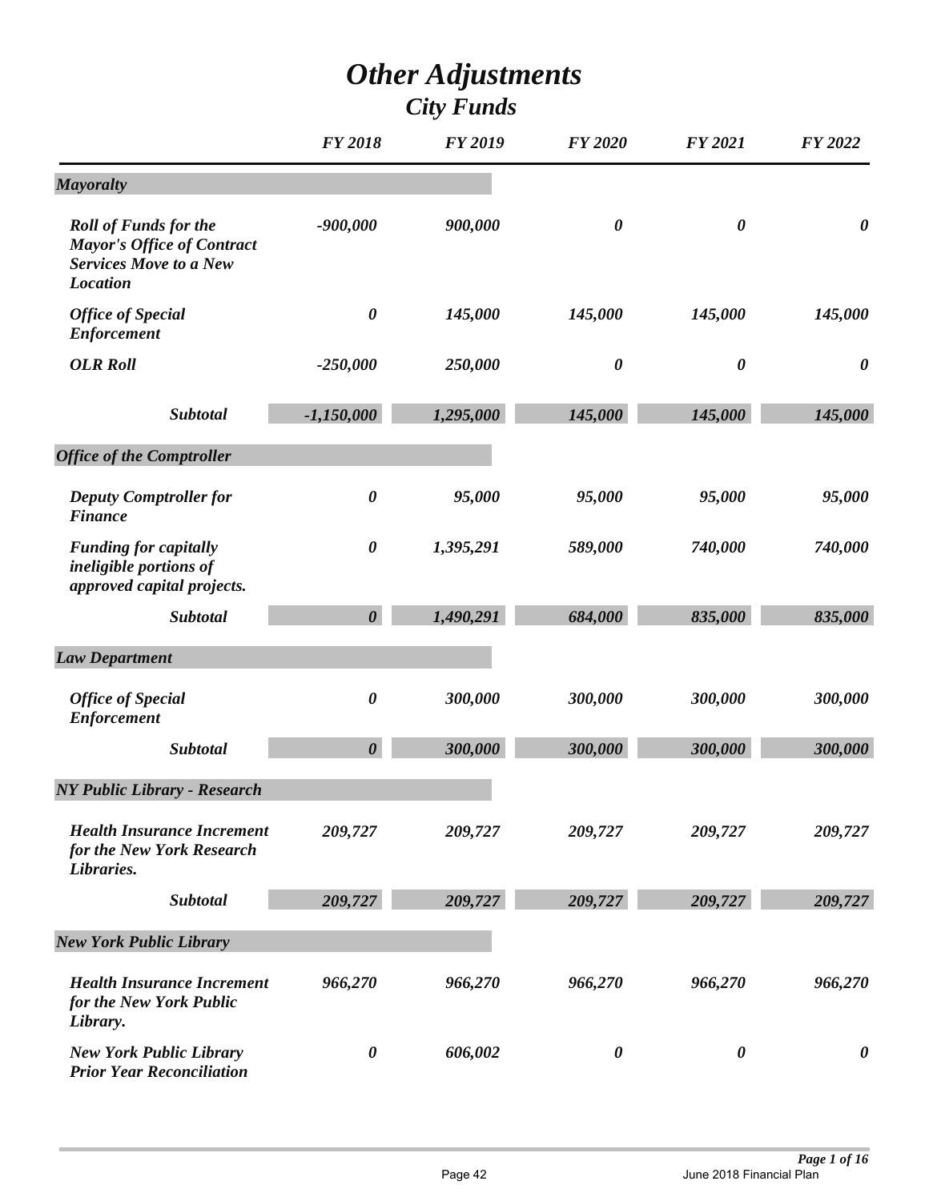# *Other Adjustments*

## *City Funds*

| | FY 2018 | FY 2019 | FY 2020 | FY 2021 | FY 2022 |
|---|---|---|---|---|---|
| ***Mayoralty*** | | | | | |
| *Roll of Funds for the Mayor's Office of Contract Services Move to a New Location* | -900,000 | 900,000 | 0 | 0 | 0 |
| *Office of Special Enforcement* | 0 | 145,000 | 145,000 | 145,000 | 145,000 |
| *OLR Roll* | -250,000 | 250,000 | 0 | 0 | 0 |
| *Subtotal* | -1,150,000 | 1,295,000 | 145,000 | 145,000 | 145,000 |
| ***Office of the Comptroller*** | | | | | |
| *Deputy Comptroller for Finance* | 0 | 95,000 | 95,000 | 95,000 | 95,000 |
| *Funding for capitally ineligible portions of approved capital projects.* | 0 | 1,395,291 | 589,000 | 740,000 | 740,000 |
| *Subtotal* | 0 | 1,490,291 | 684,000 | 835,000 | 835,000 |
| ***Law Department*** | | | | | |
| *Office of Special Enforcement* | 0 | 300,000 | 300,000 | 300,000 | 300,000 |
| *Subtotal* | 0 | 300,000 | 300,000 | 300,000 | 300,000 |
| ***NY Public Library - Research*** | | | | | |
| *Health Insurance Increment for the New York Research Libraries.* | 209,727 | 209,727 | 209,727 | 209,727 | 209,727 |
| *Subtotal* | 209,727 | 209,727 | 209,727 | 209,727 | 209,727 |
| ***New York Public Library*** | | | | | |
| *Health Insurance Increment for the New York Public Library.* | 966,270 | 966,270 | 966,270 | 966,270 | 966,270 |
| *New York Public Library Prior Year Reconciliation* | 0 | 606,002 | 0 | 0 | 0 |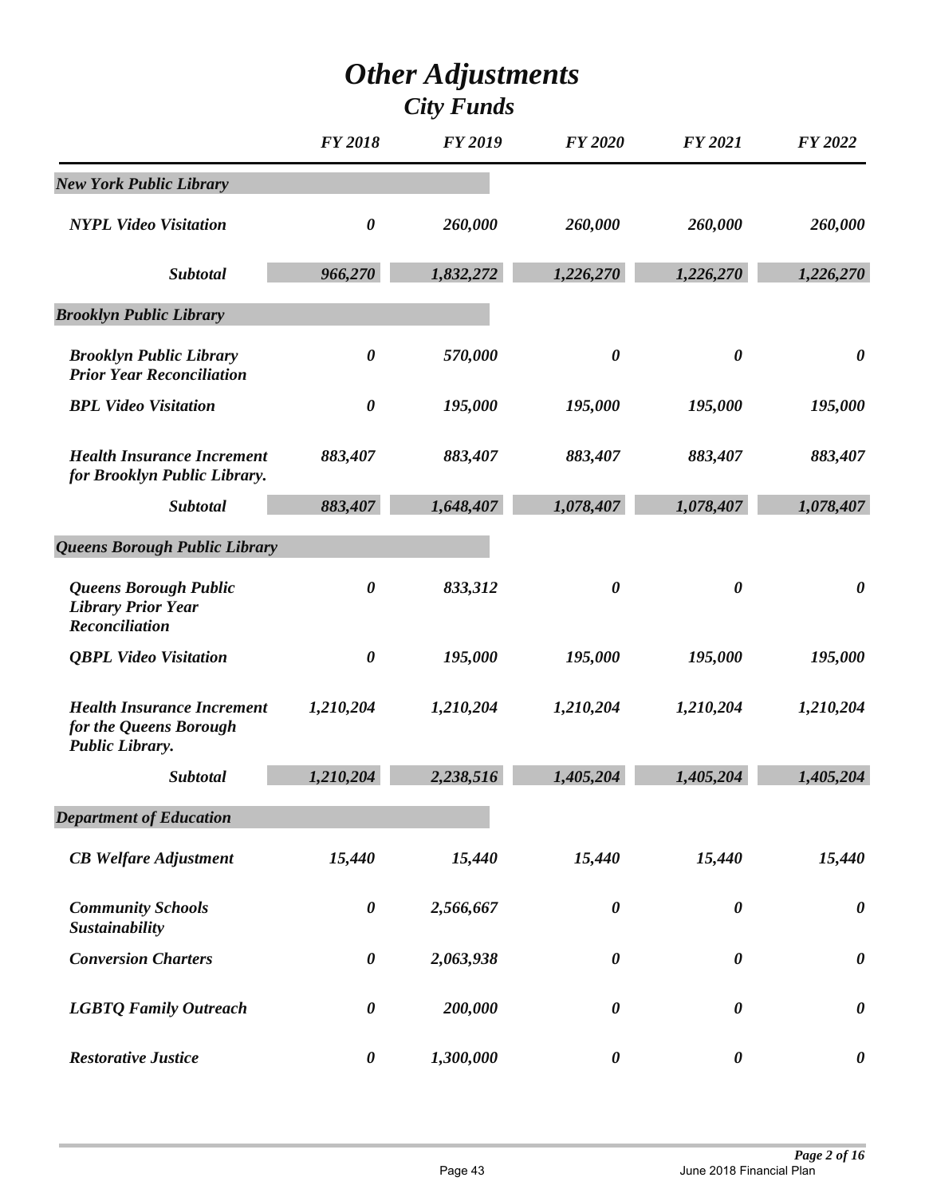# *Other Adjustments*

## *City Funds*

| | FY 2018 | FY 2019 | FY 2020 | FY 2021 | FY 2022 |
|---|---|---|---|---|---|
| ***New York Public Library*** | | | | | |
| *NYPL Video Visitation* | *0* | *260,000* | *260,000* | *260,000* | *260,000* |
| ***Subtotal*** | *966,270* | *1,832,272* | *1,226,270* | *1,226,270* | *1,226,270* |
| ***Brooklyn Public Library*** | | | | | |
| *Brooklyn Public Library Prior Year Reconciliation* | *0* | *570,000* | *0* | *0* | *0* |
| *BPL Video Visitation* | *0* | *195,000* | *195,000* | *195,000* | *195,000* |
| *Health Insurance Increment for Brooklyn Public Library.* | *883,407* | *883,407* | *883,407* | *883,407* | *883,407* |
| ***Subtotal*** | *883,407* | *1,648,407* | *1,078,407* | *1,078,407* | *1,078,407* |
| ***Queens Borough Public Library*** | | | | | |
| *Queens Borough Public Library Prior Year Reconciliation* | *0* | *833,312* | *0* | *0* | *0* |
| *QBPL Video Visitation* | *0* | *195,000* | *195,000* | *195,000* | *195,000* |
| *Health Insurance Increment for the Queens Borough Public Library.* | *1,210,204* | *1,210,204* | *1,210,204* | *1,210,204* | *1,210,204* |
| ***Subtotal*** | *1,210,204* | *2,238,516* | *1,405,204* | *1,405,204* | *1,405,204* |
| ***Department of Education*** | | | | | |
| *CB Welfare Adjustment* | *15,440* | *15,440* | *15,440* | *15,440* | *15,440* |
| *Community Schools Sustainability* | *0* | *2,566,667* | *0* | *0* | *0* |
| *Conversion Charters* | *0* | *2,063,938* | *0* | *0* | *0* |
| *LGBTQ Family Outreach* | *0* | *200,000* | *0* | *0* | *0* |
| *Restorative Justice* | *0* | *1,300,000* | *0* | *0* | *0* |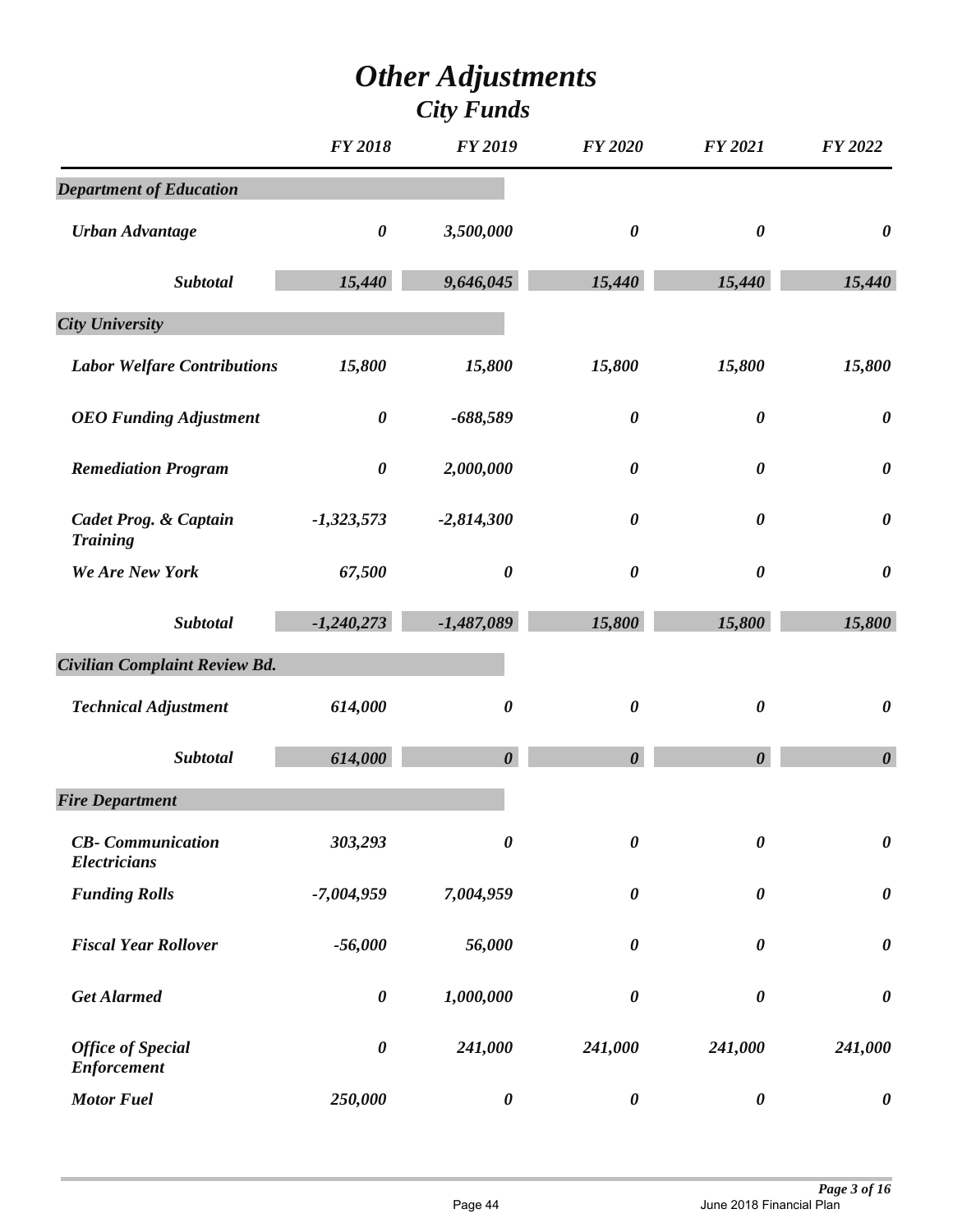# *Other Adjustments*

## *City Funds*

| | FY 2018 | FY 2019 | FY 2020 | FY 2021 | FY 2022 |
|---|---|---|---|---|---|
| ***Department of Education*** | | | | | |
| ***Urban Advantage*** | *0* | *3,500,000* | *0* | *0* | *0* |
| ***Subtotal*** | *15,440* | *9,646,045* | *15,440* | *15,440* | *15,440* |
| ***City University*** | | | | | |
| ***Labor Welfare Contributions*** | *15,800* | *15,800* | *15,800* | *15,800* | *15,800* |
| ***OEO Funding Adjustment*** | *0* | *-688,589* | *0* | *0* | *0* |
| ***Remediation Program*** | *0* | *2,000,000* | *0* | *0* | *0* |
| ***Cadet Prog. & Captain Training*** | *-1,323,573* | *-2,814,300* | *0* | *0* | *0* |
| ***We Are New York*** | *67,500* | *0* | *0* | *0* | *0* |
| ***Subtotal*** | *-1,240,273* | *-1,487,089* | *15,800* | *15,800* | *15,800* |
| ***Civilian Complaint Review Bd.*** | | | | | |
| ***Technical Adjustment*** | *614,000* | *0* | *0* | *0* | *0* |
| ***Subtotal*** | *614,000* | *0* | *0* | *0* | *0* |
| ***Fire Department*** | | | | | |
| ***CB- Communication Electricians*** | *303,293* | *0* | *0* | *0* | *0* |
| ***Funding Rolls*** | *-7,004,959* | *7,004,959* | *0* | *0* | *0* |
| ***Fiscal Year Rollover*** | *-56,000* | *56,000* | *0* | *0* | *0* |
| ***Get Alarmed*** | *0* | *1,000,000* | *0* | *0* | *0* |
| ***Office of Special Enforcement*** | *0* | *241,000* | *241,000* | *241,000* | *241,000* |
| ***Motor Fuel*** | *250,000* | *0* | *0* | *0* | *0* |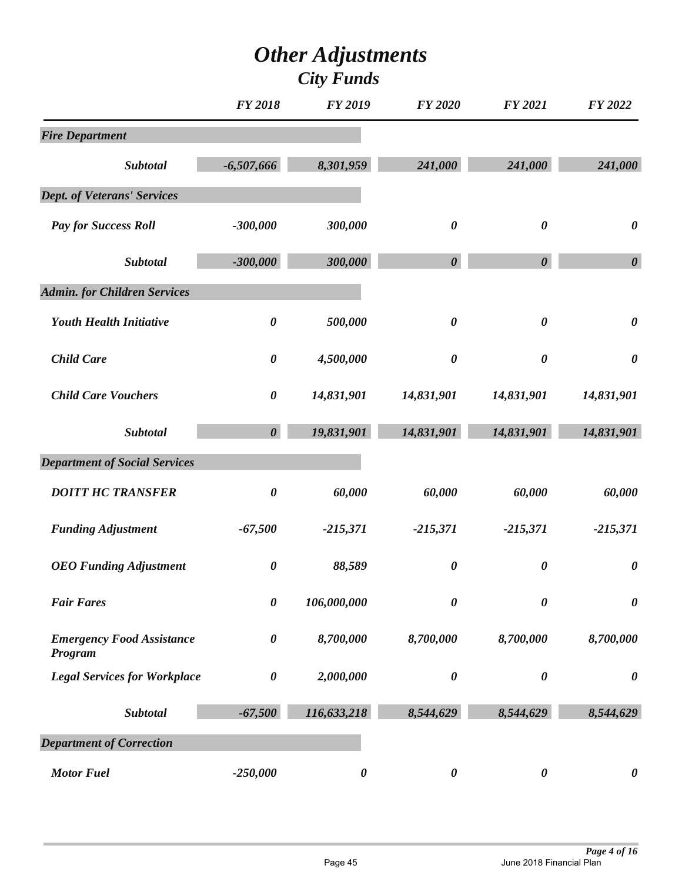# *Other Adjustments*

## *City Funds*

| | *FY 2018* | *FY 2019* | *FY 2020* | *FY 2021* | *FY 2022* |
|---|---|---|---|---|---|
| ***Fire Department*** | | | | | |
| ***Subtotal*** | ***-6,507,666*** | ***8,301,959*** | ***241,000*** | ***241,000*** | ***241,000*** |
| ***Dept. of Veterans' Services*** | | | | | |
| ***Pay for Success Roll*** | ***-300,000*** | ***300,000*** | ***0*** | ***0*** | ***0*** |
| ***Subtotal*** | ***-300,000*** | ***300,000*** | ***0*** | ***0*** | ***0*** |
| ***Admin. for Children Services*** | | | | | |
| ***Youth Health Initiative*** | ***0*** | ***500,000*** | ***0*** | ***0*** | ***0*** |
| ***Child Care*** | ***0*** | ***4,500,000*** | ***0*** | ***0*** | ***0*** |
| ***Child Care Vouchers*** | ***0*** | ***14,831,901*** | ***14,831,901*** | ***14,831,901*** | ***14,831,901*** |
| ***Subtotal*** | ***0*** | ***19,831,901*** | ***14,831,901*** | ***14,831,901*** | ***14,831,901*** |
| ***Department of Social Services*** | | | | | |
| ***DOITT HC TRANSFER*** | ***0*** | ***60,000*** | ***60,000*** | ***60,000*** | ***60,000*** |
| ***Funding Adjustment*** | ***-67,500*** | ***-215,371*** | ***-215,371*** | ***-215,371*** | ***-215,371*** |
| ***OEO Funding Adjustment*** | ***0*** | ***88,589*** | ***0*** | ***0*** | ***0*** |
| ***Fair Fares*** | ***0*** | ***106,000,000*** | ***0*** | ***0*** | ***0*** |
| ***Emergency Food Assistance Program*** | ***0*** | ***8,700,000*** | ***8,700,000*** | ***8,700,000*** | ***8,700,000*** |
| ***Legal Services for Workplace*** | ***0*** | ***2,000,000*** | ***0*** | ***0*** | ***0*** |
| ***Subtotal*** | ***-67,500*** | ***116,633,218*** | ***8,544,629*** | ***8,544,629*** | ***8,544,629*** |
| ***Department of Correction*** | | | | | |
| ***Motor Fuel*** | ***-250,000*** | ***0*** | ***0*** | ***0*** | ***0*** |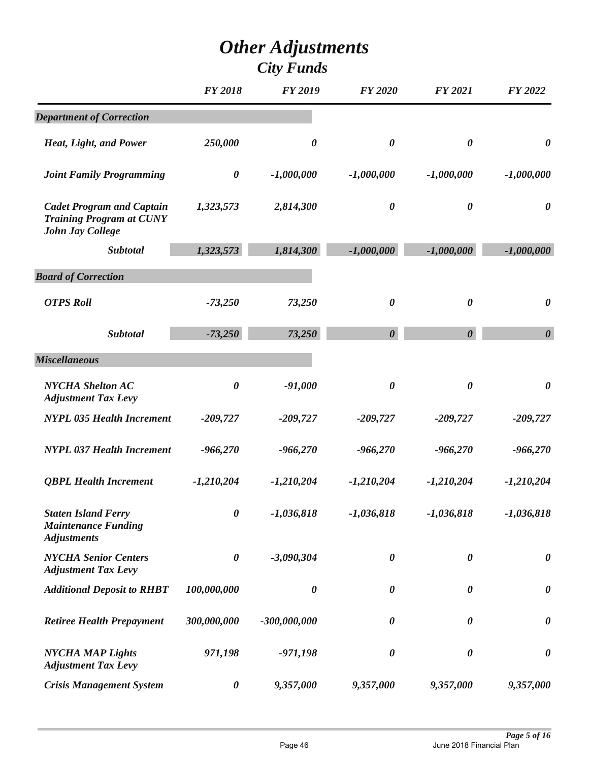# *Other Adjustments*
## *City Funds*

| | *FY 2018* | *FY 2019* | *FY 2020* | *FY 2021* | *FY 2022* |
|---|---|---|---|---|---|
| ***Department of Correction*** | | | | | |
| ***Heat, Light, and Power*** | *250,000* | *0* | *0* | *0* | *0* |
| ***Joint Family Programming*** | *0* | *-1,000,000* | *-1,000,000* | *-1,000,000* | *-1,000,000* |
| ***Cadet Program and Captain Training Program at CUNY John Jay College*** | *1,323,573* | *2,814,300* | *0* | *0* | *0* |
| ***Subtotal*** | *1,323,573* | *1,814,300* | *-1,000,000* | *-1,000,000* | *-1,000,000* |
| ***Board of Correction*** | | | | | |
| ***OTPS Roll*** | *-73,250* | *73,250* | *0* | *0* | *0* |
| ***Subtotal*** | *-73,250* | *73,250* | *0* | *0* | *0* |
| ***Miscellaneous*** | | | | | |
| ***NYCHA Shelton AC Adjustment Tax Levy*** | *0* | *-91,000* | *0* | *0* | *0* |
| ***NYPL 035 Health Increment*** | *-209,727* | *-209,727* | *-209,727* | *-209,727* | *-209,727* |
| ***NYPL 037 Health Increment*** | *-966,270* | *-966,270* | *-966,270* | *-966,270* | *-966,270* |
| ***QBPL Health Increment*** | *-1,210,204* | *-1,210,204* | *-1,210,204* | *-1,210,204* | *-1,210,204* |
| ***Staten Island Ferry Maintenance Funding Adjustments*** | *0* | *-1,036,818* | *-1,036,818* | *-1,036,818* | *-1,036,818* |
| ***NYCHA Senior Centers Adjustment Tax Levy*** | *0* | *-3,090,304* | *0* | *0* | *0* |
| ***Additional Deposit to RHBT*** | *100,000,000* | *0* | *0* | *0* | *0* |
| ***Retiree Health Prepayment*** | *300,000,000* | *-300,000,000* | *0* | *0* | *0* |
| ***NYCHA MAP Lights Adjustment Tax Levy*** | *971,198* | *-971,198* | *0* | *0* | *0* |
| ***Crisis Management System*** | *0* | *9,357,000* | *9,357,000* | *9,357,000* | *9,357,000* |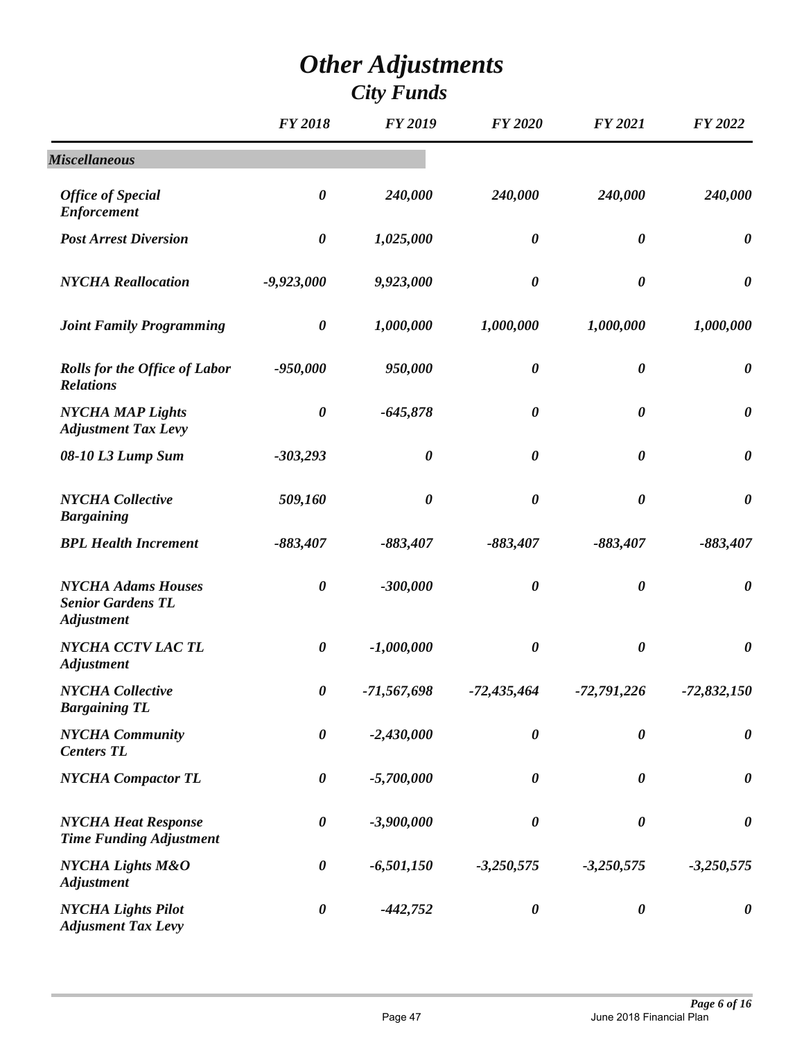# *Other Adjustments*
## *City Funds*

| | *FY 2018* | *FY 2019* | *FY 2020* | *FY 2021* | *FY 2022* |
|---|---|---|---|---|---|
| ***Miscellaneous*** | | | | | |
| ***Office of Special Enforcement*** | ***0*** | ***240,000*** | ***240,000*** | ***240,000*** | ***240,000*** |
| ***Post Arrest Diversion*** | ***0*** | ***1,025,000*** | ***0*** | ***0*** | ***0*** |
| ***NYCHA Reallocation*** | ***-9,923,000*** | ***9,923,000*** | ***0*** | ***0*** | ***0*** |
| ***Joint Family Programming*** | ***0*** | ***1,000,000*** | ***1,000,000*** | ***1,000,000*** | ***1,000,000*** |
| ***Rolls for the Office of Labor Relations*** | ***-950,000*** | ***950,000*** | ***0*** | ***0*** | ***0*** |
| ***NYCHA MAP Lights Adjustment Tax Levy*** | ***0*** | ***-645,878*** | ***0*** | ***0*** | ***0*** |
| ***08-10 L3 Lump Sum*** | ***-303,293*** | ***0*** | ***0*** | ***0*** | ***0*** |
| ***NYCHA Collective Bargaining*** | ***509,160*** | ***0*** | ***0*** | ***0*** | ***0*** |
| ***BPL Health Increment*** | ***-883,407*** | ***-883,407*** | ***-883,407*** | ***-883,407*** | ***-883,407*** |
| ***NYCHA Adams Houses Senior Gardens TL Adjustment*** | ***0*** | ***-300,000*** | ***0*** | ***0*** | ***0*** |
| ***NYCHA CCTV LAC TL Adjustment*** | ***0*** | ***-1,000,000*** | ***0*** | ***0*** | ***0*** |
| ***NYCHA Collective Bargaining TL*** | ***0*** | ***-71,567,698*** | ***-72,435,464*** | ***-72,791,226*** | ***-72,832,150*** |
| ***NYCHA Community Centers TL*** | ***0*** | ***-2,430,000*** | ***0*** | ***0*** | ***0*** |
| ***NYCHA Compactor TL*** | ***0*** | ***-5,700,000*** | ***0*** | ***0*** | ***0*** |
| ***NYCHA Heat Response Time Funding Adjustment*** | ***0*** | ***-3,900,000*** | ***0*** | ***0*** | ***0*** |
| ***NYCHA Lights M&O Adjustment*** | ***0*** | ***-6,501,150*** | ***-3,250,575*** | ***-3,250,575*** | ***-3,250,575*** |
| ***NYCHA Lights Pilot Adjusment Tax Levy*** | ***0*** | ***-442,752*** | ***0*** | ***0*** | ***0*** |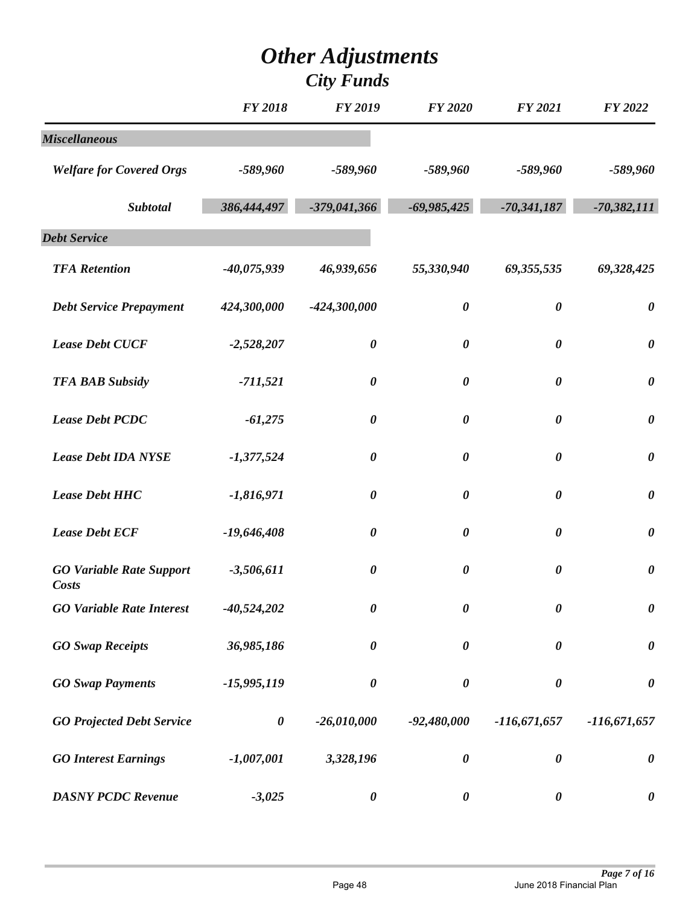# *Other Adjustments*

## *City Funds*

| | FY 2018 | FY 2019 | FY 2020 | FY 2021 | FY 2022 |
|---|---|---|---|---|---|
| ***Miscellaneous*** | | | | | |
| ***Welfare for Covered Orgs*** | *-589,960* | *-589,960* | *-589,960* | *-589,960* | *-589,960* |
| ***Subtotal*** | *386,444,497* | *-379,041,366* | *-69,985,425* | *-70,341,187* | *-70,382,111* |
| ***Debt Service*** | | | | | |
| ***TFA Retention*** | *-40,075,939* | *46,939,656* | *55,330,940* | *69,355,535* | *69,328,425* |
| ***Debt Service Prepayment*** | *424,300,000* | *-424,300,000* | *0* | *0* | *0* |
| ***Lease Debt CUCF*** | *-2,528,207* | *0* | *0* | *0* | *0* |
| ***TFA BAB Subsidy*** | *-711,521* | *0* | *0* | *0* | *0* |
| ***Lease Debt PCDC*** | *-61,275* | *0* | *0* | *0* | *0* |
| ***Lease Debt IDA NYSE*** | *-1,377,524* | *0* | *0* | *0* | *0* |
| ***Lease Debt HHC*** | *-1,816,971* | *0* | *0* | *0* | *0* |
| ***Lease Debt ECF*** | *-19,646,408* | *0* | *0* | *0* | *0* |
| ***GO Variable Rate Support Costs*** | *-3,506,611* | *0* | *0* | *0* | *0* |
| ***GO Variable Rate Interest*** | *-40,524,202* | *0* | *0* | *0* | *0* |
| ***GO Swap Receipts*** | *36,985,186* | *0* | *0* | *0* | *0* |
| ***GO Swap Payments*** | *-15,995,119* | *0* | *0* | *0* | *0* |
| ***GO Projected Debt Service*** | *0* | *-26,010,000* | *-92,480,000* | *-116,671,657* | *-116,671,657* |
| ***GO Interest Earnings*** | *-1,007,001* | *3,328,196* | *0* | *0* | *0* |
| ***DASNY PCDC Revenue*** | *-3,025* | *0* | *0* | *0* | *0* |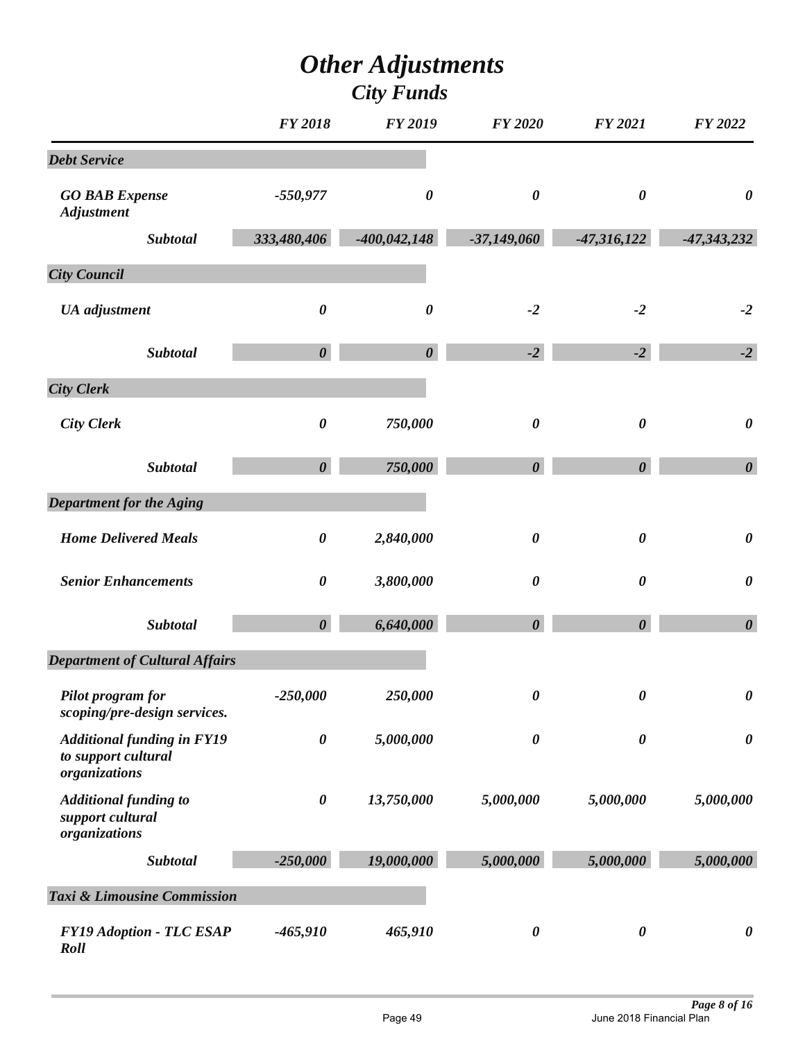# *Other Adjustments*

## *City Funds*

| | *FY 2018* | *FY 2019* | *FY 2020* | *FY 2021* | *FY 2022* |
|---|---|---|---|---|---|
| ***Debt Service*** | | | | | |
| *GO BAB Expense Adjustment* | *-550,977* | *0* | *0* | *0* | *0* |
| ***Subtotal*** | ***333,480,406*** | ***-400,042,148*** | ***-37,149,060*** | ***-47,316,122*** | ***-47,343,232*** |
| ***City Council*** | | | | | |
| *UA adjustment* | *0* | *0* | *-2* | *-2* | *-2* |
| ***Subtotal*** | ***0*** | ***0*** | ***-2*** | ***-2*** | ***-2*** |
| ***City Clerk*** | | | | | |
| *City Clerk* | *0* | *750,000* | *0* | *0* | *0* |
| ***Subtotal*** | ***0*** | ***750,000*** | ***0*** | ***0*** | ***0*** |
| ***Department for the Aging*** | | | | | |
| *Home Delivered Meals* | *0* | *2,840,000* | *0* | *0* | *0* |
| *Senior Enhancements* | *0* | *3,800,000* | *0* | *0* | *0* |
| ***Subtotal*** | ***0*** | ***6,640,000*** | ***0*** | ***0*** | ***0*** |
| ***Department of Cultural Affairs*** | | | | | |
| *Pilot program for scoping/pre-design services.* | *-250,000* | *250,000* | *0* | *0* | *0* |
| *Additional funding in FY19 to support cultural organizations* | *0* | *5,000,000* | *0* | *0* | *0* |
| *Additional funding to support cultural organizations* | *0* | *13,750,000* | *5,000,000* | *5,000,000* | *5,000,000* |
| ***Subtotal*** | ***-250,000*** | ***19,000,000*** | ***5,000,000*** | ***5,000,000*** | ***5,000,000*** |
| ***Taxi & Limousine Commission*** | | | | | |
| *FY19 Adoption - TLC ESAP Roll* | *-465,910* | *465,910* | *0* | *0* | *0* |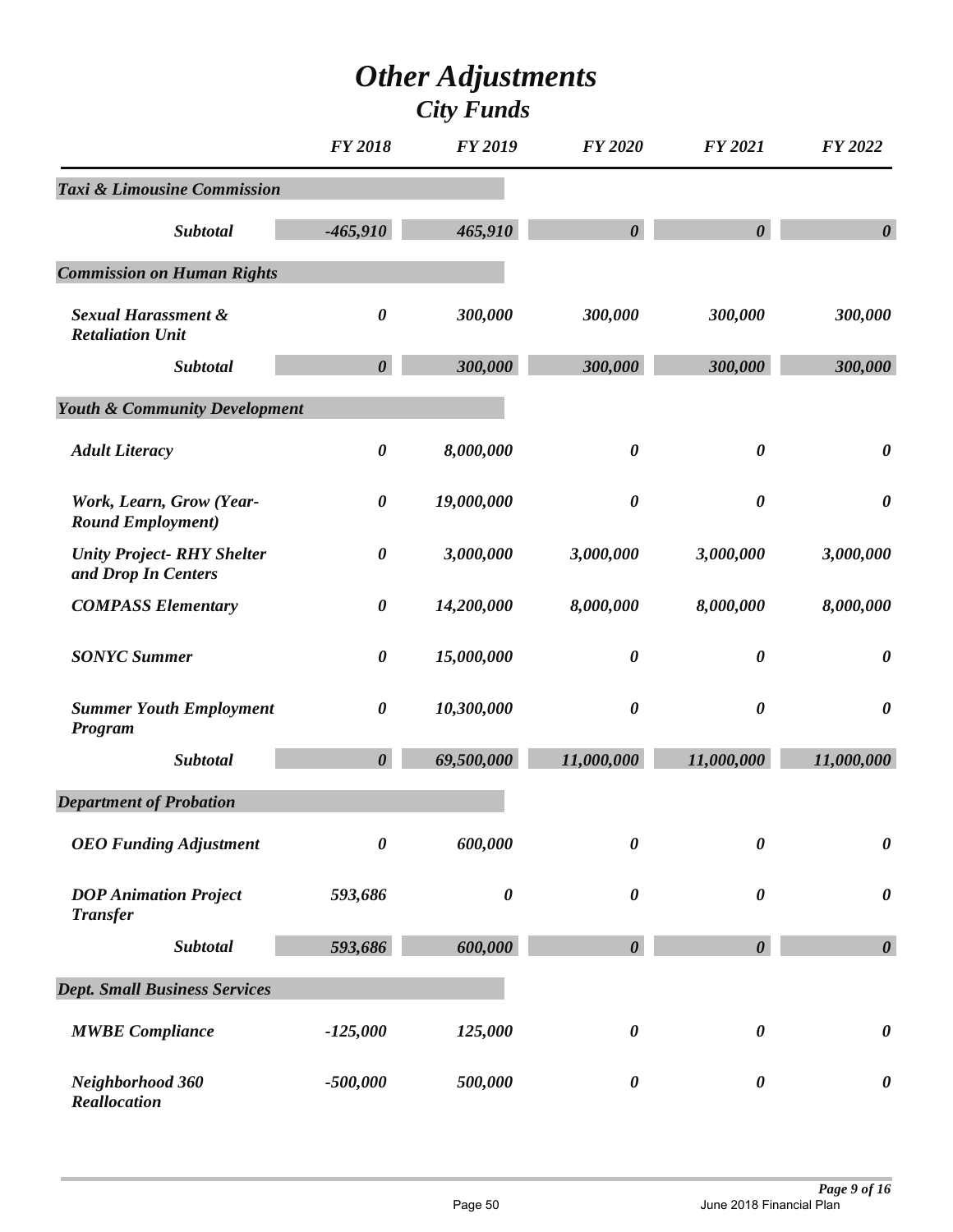# Other Adjustments

## City Funds

| | FY 2018 | FY 2019 | FY 2020 | FY 2021 | FY 2022 |
|---|---|---|---|---|---|
| ***Taxi & Limousine Commission*** | | | | | |
| ***Subtotal*** | ***-465,910*** | ***465,910*** | ***0*** | ***0*** | ***0*** |
| ***Commission on Human Rights*** | | | | | |
| *Sexual Harassment & Retaliation Unit* | *0* | *300,000* | *300,000* | *300,000* | *300,000* |
| ***Subtotal*** | ***0*** | ***300,000*** | ***300,000*** | ***300,000*** | ***300,000*** |
| ***Youth & Community Development*** | | | | | |
| *Adult Literacy* | *0* | *8,000,000* | *0* | *0* | *0* |
| *Work, Learn, Grow (Year-Round Employment)* | *0* | *19,000,000* | *0* | *0* | *0* |
| *Unity Project- RHY Shelter and Drop In Centers* | *0* | *3,000,000* | *3,000,000* | *3,000,000* | *3,000,000* |
| *COMPASS Elementary* | *0* | *14,200,000* | *8,000,000* | *8,000,000* | *8,000,000* |
| *SONYC Summer* | *0* | *15,000,000* | *0* | *0* | *0* |
| *Summer Youth Employment Program* | *0* | *10,300,000* | *0* | *0* | *0* |
| ***Subtotal*** | ***0*** | ***69,500,000*** | ***11,000,000*** | ***11,000,000*** | ***11,000,000*** |
| ***Department of Probation*** | | | | | |
| *OEO Funding Adjustment* | *0* | *600,000* | *0* | *0* | *0* |
| *DOP Animation Project Transfer* | *593,686* | *0* | *0* | *0* | *0* |
| ***Subtotal*** | ***593,686*** | ***600,000*** | ***0*** | ***0*** | ***0*** |
| ***Dept. Small Business Services*** | | | | | |
| *MWBE Compliance* | *-125,000* | *125,000* | *0* | *0* | *0* |
| *Neighborhood 360 Reallocation* | *-500,000* | *500,000* | *0* | *0* | *0* |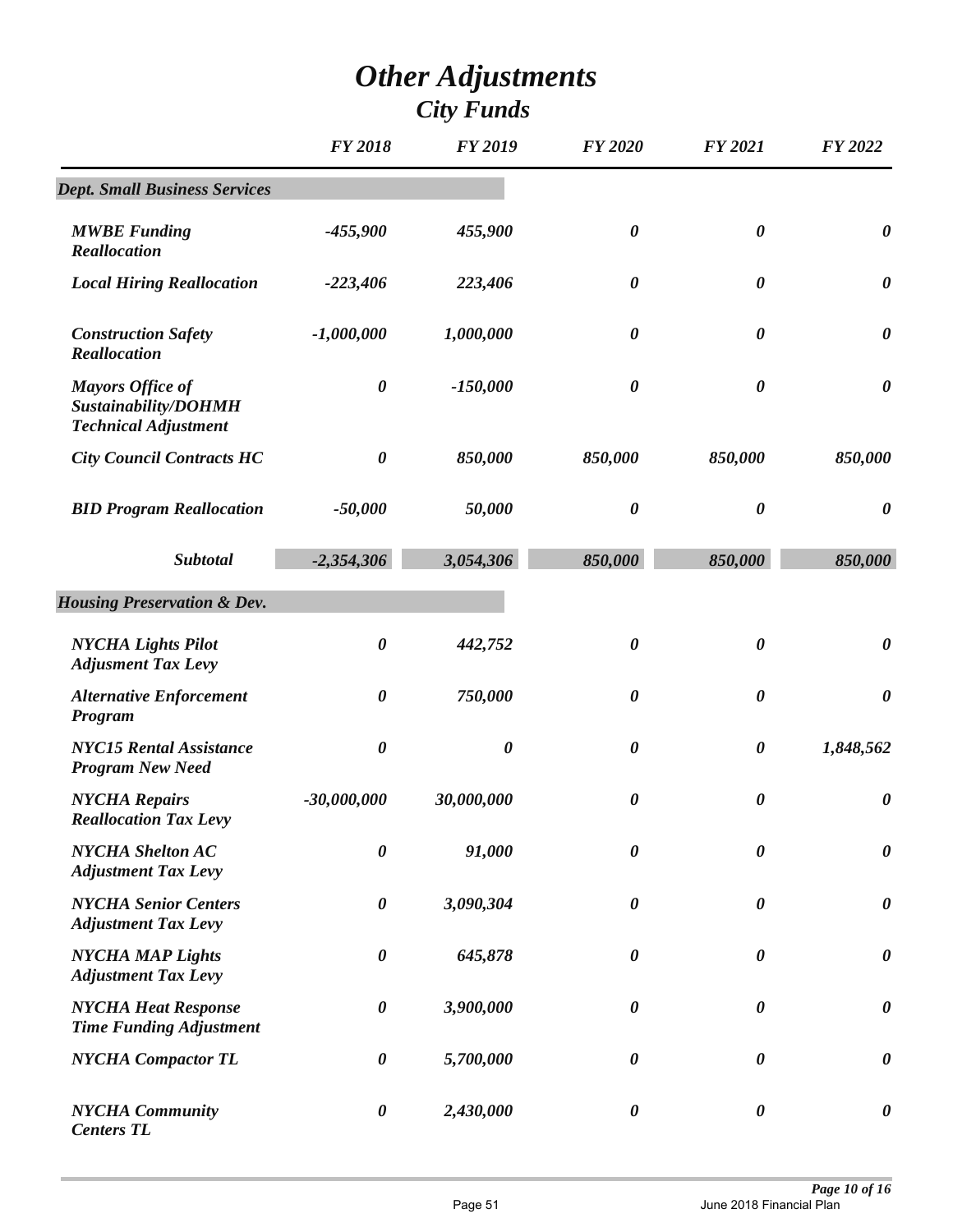# *Other Adjustments*
## *City Funds*

| | *FY 2018* | *FY 2019* | *FY 2020* | *FY 2021* | *FY 2022* |
|---|---|---|---|---|---|
| ***Dept. Small Business Services*** | | | | | |
| ***MWBE Funding Reallocation*** | *-455,900* | *455,900* | *0* | *0* | *0* |
| ***Local Hiring Reallocation*** | *-223,406* | *223,406* | *0* | *0* | *0* |
| ***Construction Safety Reallocation*** | *-1,000,000* | *1,000,000* | *0* | *0* | *0* |
| ***Mayors Office of Sustainability/DOHMH Technical Adjustment*** | *0* | *-150,000* | *0* | *0* | *0* |
| ***City Council Contracts HC*** | *0* | *850,000* | *850,000* | *850,000* | *850,000* |
| ***BID Program Reallocation*** | *-50,000* | *50,000* | *0* | *0* | *0* |
| ***Subtotal*** | *-2,354,306* | *3,054,306* | *850,000* | *850,000* | *850,000* |
| ***Housing Preservation & Dev.*** | | | | | |
| ***NYCHA Lights Pilot Adjusment Tax Levy*** | *0* | *442,752* | *0* | *0* | *0* |
| ***Alternative Enforcement Program*** | *0* | *750,000* | *0* | *0* | *0* |
| ***NYC15 Rental Assistance Program New Need*** | *0* | *0* | *0* | *0* | *1,848,562* |
| ***NYCHA Repairs Reallocation Tax Levy*** | *-30,000,000* | *30,000,000* | *0* | *0* | *0* |
| ***NYCHA Shelton AC Adjustment Tax Levy*** | *0* | *91,000* | *0* | *0* | *0* |
| ***NYCHA Senior Centers Adjustment Tax Levy*** | *0* | *3,090,304* | *0* | *0* | *0* |
| ***NYCHA MAP Lights Adjustment Tax Levy*** | *0* | *645,878* | *0* | *0* | *0* |
| ***NYCHA Heat Response Time Funding Adjustment*** | *0* | *3,900,000* | *0* | *0* | *0* |
| ***NYCHA Compactor TL*** | *0* | *5,700,000* | *0* | *0* | *0* |
| ***NYCHA Community Centers TL*** | *0* | *2,430,000* | *0* | *0* | *0* |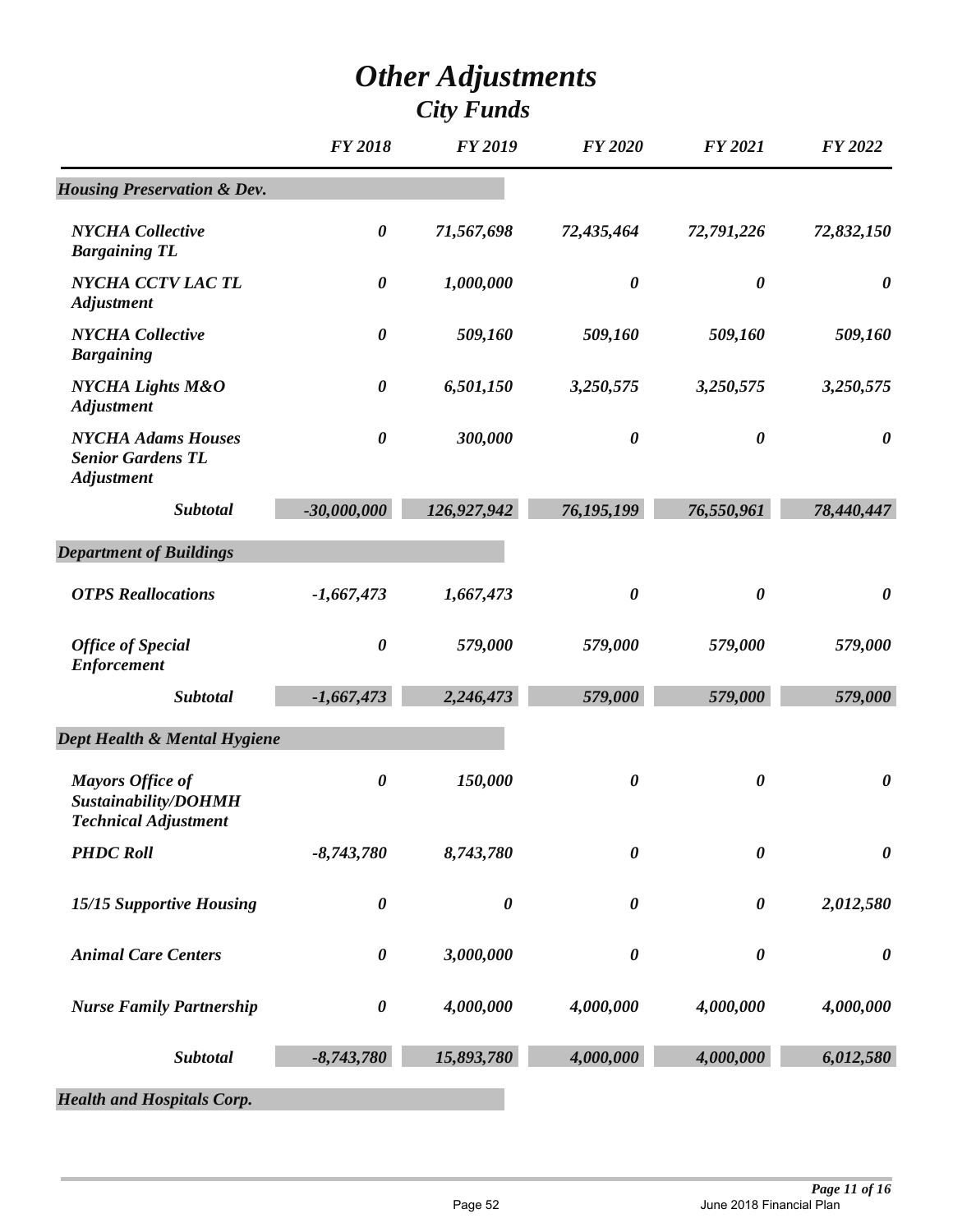# *Other Adjustments*
## *City Funds*

| | *FY 2018* | *FY 2019* | *FY 2020* | *FY 2021* | *FY 2022* |
|---|---|---|---|---|---|
| ***Housing Preservation & Dev.*** | | | | | |
| ***NYCHA Collective Bargaining TL*** | ***0*** | ***71,567,698*** | ***72,435,464*** | ***72,791,226*** | ***72,832,150*** |
| ***NYCHA CCTV LAC TL Adjustment*** | ***0*** | ***1,000,000*** | ***0*** | ***0*** | ***0*** |
| ***NYCHA Collective Bargaining*** | ***0*** | ***509,160*** | ***509,160*** | ***509,160*** | ***509,160*** |
| ***NYCHA Lights M&O Adjustment*** | ***0*** | ***6,501,150*** | ***3,250,575*** | ***3,250,575*** | ***3,250,575*** |
| ***NYCHA Adams Houses Senior Gardens TL Adjustment*** | ***0*** | ***300,000*** | ***0*** | ***0*** | ***0*** |
| ***Subtotal*** | ***-30,000,000*** | ***126,927,942*** | ***76,195,199*** | ***76,550,961*** | ***78,440,447*** |
| ***Department of Buildings*** | | | | | |
| ***OTPS Reallocations*** | ***-1,667,473*** | ***1,667,473*** | ***0*** | ***0*** | ***0*** |
| ***Office of Special Enforcement*** | ***0*** | ***579,000*** | ***579,000*** | ***579,000*** | ***579,000*** |
| ***Subtotal*** | ***-1,667,473*** | ***2,246,473*** | ***579,000*** | ***579,000*** | ***579,000*** |
| ***Dept Health & Mental Hygiene*** | | | | | |
| ***Mayors Office of Sustainability/DOHMH Technical Adjustment*** | ***0*** | ***150,000*** | ***0*** | ***0*** | ***0*** |
| ***PHDC Roll*** | ***-8,743,780*** | ***8,743,780*** | ***0*** | ***0*** | ***0*** |
| ***15/15 Supportive Housing*** | ***0*** | ***0*** | ***0*** | ***0*** | ***2,012,580*** |
| ***Animal Care Centers*** | ***0*** | ***3,000,000*** | ***0*** | ***0*** | ***0*** |
| ***Nurse Family Partnership*** | ***0*** | ***4,000,000*** | ***4,000,000*** | ***4,000,000*** | ***4,000,000*** |
| ***Subtotal*** | ***-8,743,780*** | ***15,893,780*** | ***4,000,000*** | ***4,000,000*** | ***6,012,580*** |
| ***Health and Hospitals Corp.*** | | | | | |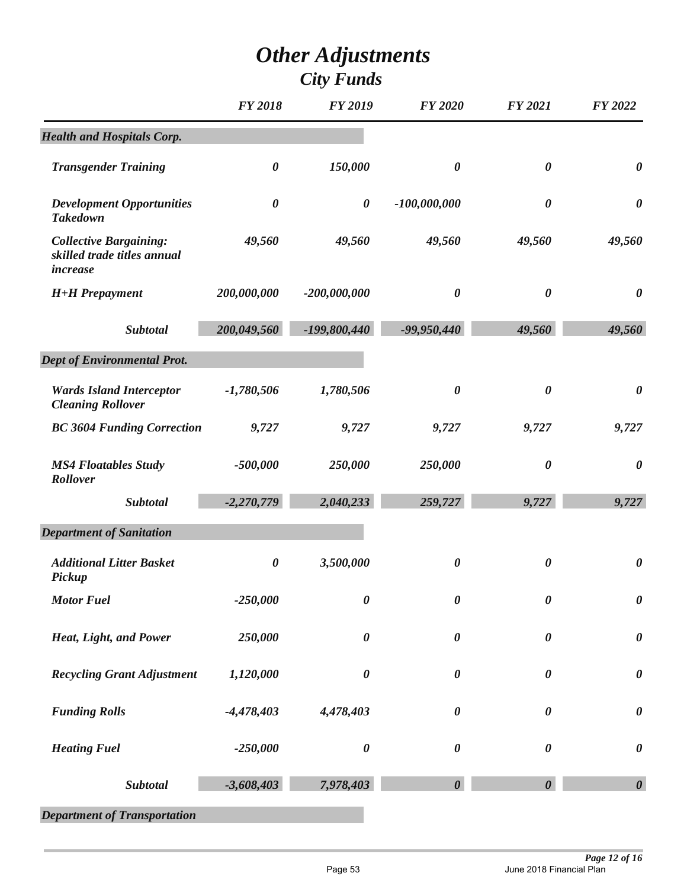# *Other Adjustments*

## *City Funds*

| | *FY 2018* | *FY 2019* | *FY 2020* | *FY 2021* | *FY 2022* |
|---|---|---|---|---|---|
| ***Health and Hospitals Corp.*** | | | | | |
| *Transgender Training* | *0* | *150,000* | *0* | *0* | *0* |
| *Development Opportunities Takedown* | *0* | *0* | *-100,000,000* | *0* | *0* |
| *Collective Bargaining: skilled trade titles annual increase* | *49,560* | *49,560* | *49,560* | *49,560* | *49,560* |
| *H+H Prepayment* | *200,000,000* | *-200,000,000* | *0* | *0* | *0* |
| ***Subtotal*** | *200,049,560* | *-199,800,440* | *-99,950,440* | *49,560* | *49,560* |
| ***Dept of Environmental Prot.*** | | | | | |
| *Wards Island Interceptor Cleaning Rollover* | *-1,780,506* | *1,780,506* | *0* | *0* | *0* |
| *BC 3604 Funding Correction* | *9,727* | *9,727* | *9,727* | *9,727* | *9,727* |
| *MS4 Floatables Study Rollover* | *-500,000* | *250,000* | *250,000* | *0* | *0* |
| ***Subtotal*** | *-2,270,779* | *2,040,233* | *259,727* | *9,727* | *9,727* |
| ***Department of Sanitation*** | | | | | |
| *Additional Litter Basket Pickup* | *0* | *3,500,000* | *0* | *0* | *0* |
| *Motor Fuel* | *-250,000* | *0* | *0* | *0* | *0* |
| *Heat, Light, and Power* | *250,000* | *0* | *0* | *0* | *0* |
| *Recycling Grant Adjustment* | *1,120,000* | *0* | *0* | *0* | *0* |
| *Funding Rolls* | *-4,478,403* | *4,478,403* | *0* | *0* | *0* |
| *Heating Fuel* | *-250,000* | *0* | *0* | *0* | *0* |
| ***Subtotal*** | *-3,608,403* | *7,978,403* | *0* | *0* | *0* |
| ***Department of Transportation*** | | | | | |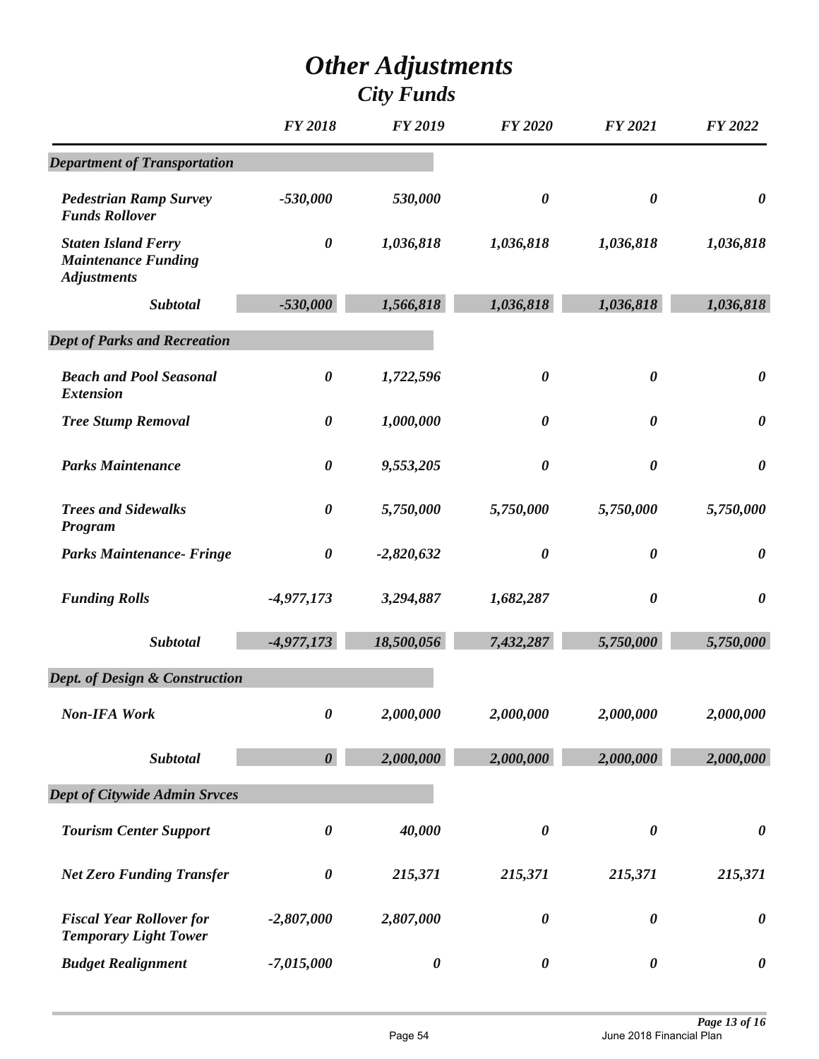# *Other Adjustments*

## *City Funds*

| | FY 2018 | FY 2019 | FY 2020 | FY 2021 | FY 2022 |
|---|---|---|---|---|---|
| ***Department of Transportation*** | | | | | |
| ***Pedestrian Ramp Survey Funds Rollover*** | *-530,000* | *530,000* | *0* | *0* | *0* |
| ***Staten Island Ferry Maintenance Funding Adjustments*** | *0* | *1,036,818* | *1,036,818* | *1,036,818* | *1,036,818* |
| ***Subtotal*** | ***-530,000*** | ***1,566,818*** | ***1,036,818*** | ***1,036,818*** | ***1,036,818*** |
| ***Dept of Parks and Recreation*** | | | | | |
| ***Beach and Pool Seasonal Extension*** | *0* | *1,722,596* | *0* | *0* | *0* |
| ***Tree Stump Removal*** | *0* | *1,000,000* | *0* | *0* | *0* |
| ***Parks Maintenance*** | *0* | *9,553,205* | *0* | *0* | *0* |
| ***Trees and Sidewalks Program*** | *0* | *5,750,000* | *5,750,000* | *5,750,000* | *5,750,000* |
| ***Parks Maintenance- Fringe*** | *0* | *-2,820,632* | *0* | *0* | *0* |
| ***Funding Rolls*** | *-4,977,173* | *3,294,887* | *1,682,287* | *0* | *0* |
| ***Subtotal*** | ***-4,977,173*** | ***18,500,056*** | ***7,432,287*** | ***5,750,000*** | ***5,750,000*** |
| ***Dept. of Design & Construction*** | | | | | |
| ***Non-IFA Work*** | *0* | *2,000,000* | *2,000,000* | *2,000,000* | *2,000,000* |
| ***Subtotal*** | ***0*** | ***2,000,000*** | ***2,000,000*** | ***2,000,000*** | ***2,000,000*** |
| ***Dept of Citywide Admin Srvces*** | | | | | |
| ***Tourism Center Support*** | *0* | *40,000* | *0* | *0* | *0* |
| ***Net Zero Funding Transfer*** | *0* | *215,371* | *215,371* | *215,371* | *215,371* |
| ***Fiscal Year Rollover for Temporary Light Tower*** | *-2,807,000* | *2,807,000* | *0* | *0* | *0* |
| ***Budget Realignment*** | *-7,015,000* | *0* | *0* | *0* | *0* |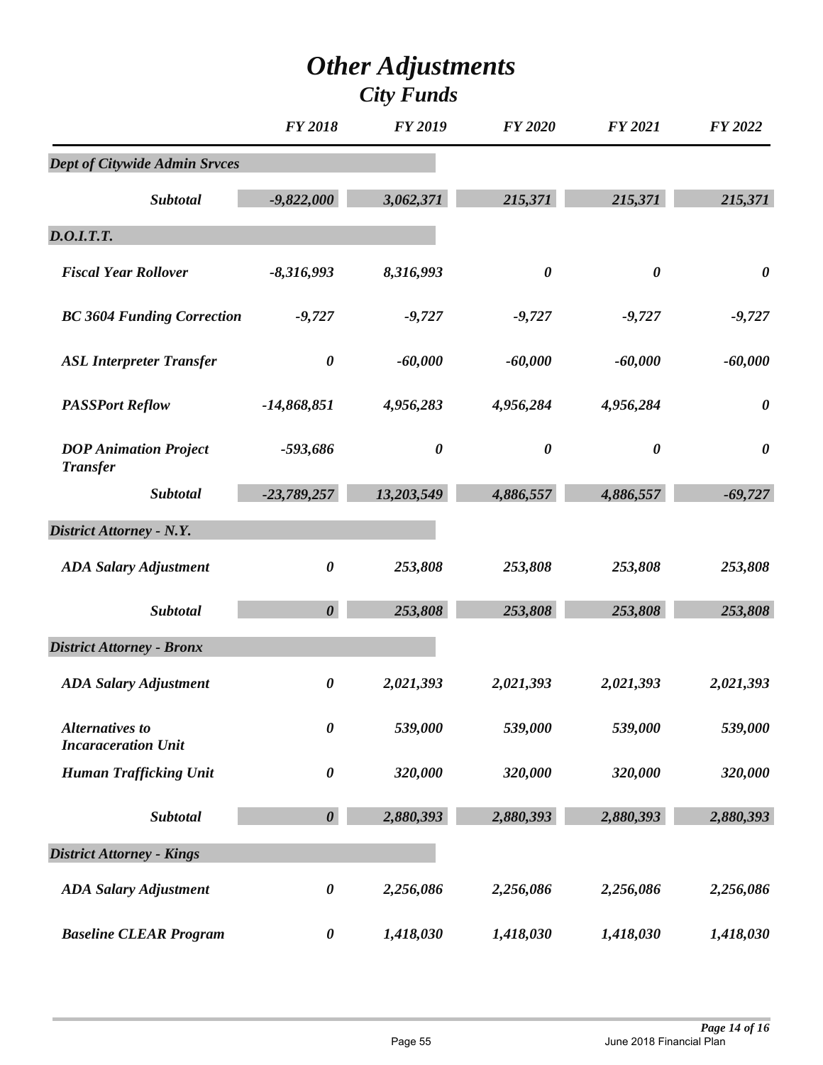# *Other Adjustments*
## *City Funds*

| | FY 2018 | FY 2019 | FY 2020 | FY 2021 | FY 2022 |
|---|---|---|---|---|---|
| ***Dept of Citywide Admin Srvces*** | | | | | |
| ***Subtotal*** | ***-9,822,000*** | ***3,062,371*** | ***215,371*** | ***215,371*** | ***215,371*** |
| ***D.O.I.T.T.*** | | | | | |
| ***Fiscal Year Rollover*** | ***-8,316,993*** | ***8,316,993*** | ***0*** | ***0*** | ***0*** |
| ***BC 3604 Funding Correction*** | ***-9,727*** | ***-9,727*** | ***-9,727*** | ***-9,727*** | ***-9,727*** |
| ***ASL Interpreter Transfer*** | ***0*** | ***-60,000*** | ***-60,000*** | ***-60,000*** | ***-60,000*** |
| ***PASSPort Reflow*** | ***-14,868,851*** | ***4,956,283*** | ***4,956,284*** | ***4,956,284*** | ***0*** |
| ***DOP Animation Project Transfer*** | ***-593,686*** | ***0*** | ***0*** | ***0*** | ***0*** |
| ***Subtotal*** | ***-23,789,257*** | ***13,203,549*** | ***4,886,557*** | ***4,886,557*** | ***-69,727*** |
| ***District Attorney - N.Y.*** | | | | | |
| ***ADA Salary Adjustment*** | ***0*** | ***253,808*** | ***253,808*** | ***253,808*** | ***253,808*** |
| ***Subtotal*** | ***0*** | ***253,808*** | ***253,808*** | ***253,808*** | ***253,808*** |
| ***District Attorney - Bronx*** | | | | | |
| ***ADA Salary Adjustment*** | ***0*** | ***2,021,393*** | ***2,021,393*** | ***2,021,393*** | ***2,021,393*** |
| ***Alternatives to Incaraceration Unit*** | ***0*** | ***539,000*** | ***539,000*** | ***539,000*** | ***539,000*** |
| ***Human Trafficking Unit*** | ***0*** | ***320,000*** | ***320,000*** | ***320,000*** | ***320,000*** |
| ***Subtotal*** | ***0*** | ***2,880,393*** | ***2,880,393*** | ***2,880,393*** | ***2,880,393*** |
| ***District Attorney - Kings*** | | | | | |
| ***ADA Salary Adjustment*** | ***0*** | ***2,256,086*** | ***2,256,086*** | ***2,256,086*** | ***2,256,086*** |
| ***Baseline CLEAR Program*** | ***0*** | ***1,418,030*** | ***1,418,030*** | ***1,418,030*** | ***1,418,030*** |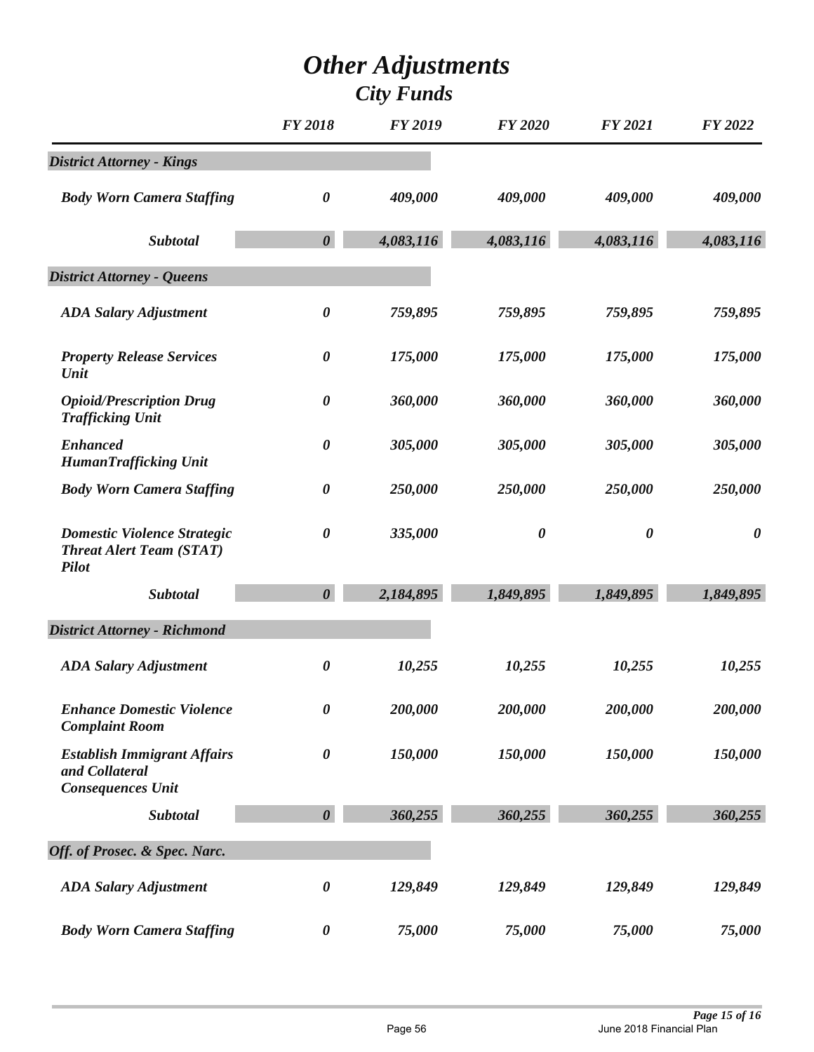# *Other Adjustments*
## *City Funds*

| | FY 2018 | FY 2019 | FY 2020 | FY 2021 | FY 2022 |
|---|---|---|---|---|---|
| ***District Attorney - Kings*** | | | | | |
| *Body Worn Camera Staffing* | 0 | 409,000 | 409,000 | 409,000 | 409,000 |
| ***Subtotal*** | ***0*** | ***4,083,116*** | ***4,083,116*** | ***4,083,116*** | ***4,083,116*** |
| ***District Attorney - Queens*** | | | | | |
| *ADA Salary Adjustment* | 0 | 759,895 | 759,895 | 759,895 | 759,895 |
| *Property Release Services Unit* | 0 | 175,000 | 175,000 | 175,000 | 175,000 |
| *Opioid/Prescription Drug Trafficking Unit* | 0 | 360,000 | 360,000 | 360,000 | 360,000 |
| *Enhanced HumanTrafficking Unit* | 0 | 305,000 | 305,000 | 305,000 | 305,000 |
| *Body Worn Camera Staffing* | 0 | 250,000 | 250,000 | 250,000 | 250,000 |
| *Domestic Violence Strategic Threat Alert Team (STAT) Pilot* | 0 | 335,000 | 0 | 0 | 0 |
| ***Subtotal*** | ***0*** | ***2,184,895*** | ***1,849,895*** | ***1,849,895*** | ***1,849,895*** |
| ***District Attorney - Richmond*** | | | | | |
| *ADA Salary Adjustment* | 0 | 10,255 | 10,255 | 10,255 | 10,255 |
| *Enhance Domestic Violence Complaint Room* | 0 | 200,000 | 200,000 | 200,000 | 200,000 |
| *Establish Immigrant Affairs and Collateral Consequences Unit* | 0 | 150,000 | 150,000 | 150,000 | 150,000 |
| ***Subtotal*** | ***0*** | ***360,255*** | ***360,255*** | ***360,255*** | ***360,255*** |
| ***Off. of Prosec. & Spec. Narc.*** | | | | | |
| *ADA Salary Adjustment* | 0 | 129,849 | 129,849 | 129,849 | 129,849 |
| *Body Worn Camera Staffing* | 0 | 75,000 | 75,000 | 75,000 | 75,000 |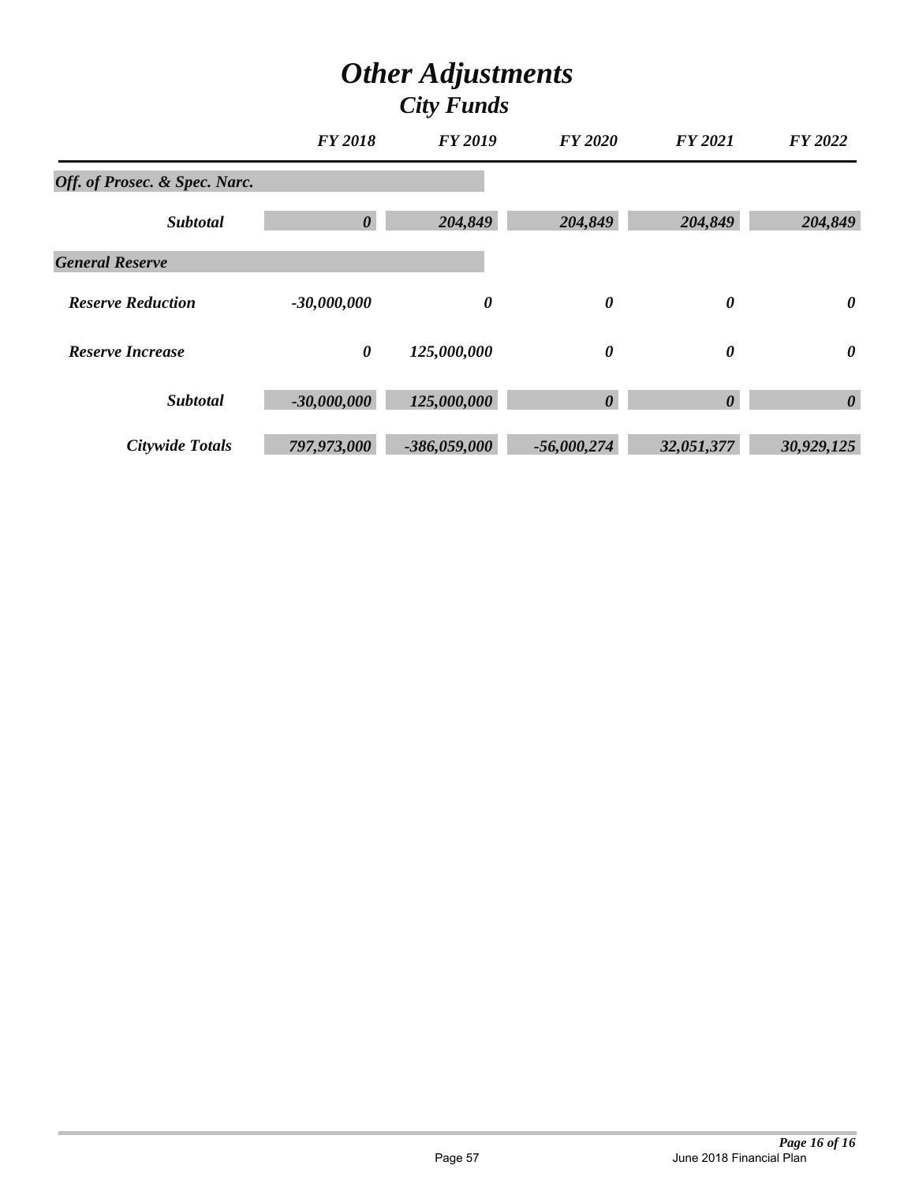# *Other Adjustments*
## *City Funds*

| | *FY 2018* | *FY 2019* | *FY 2020* | *FY 2021* | *FY 2022* |
|---|---|---|---|---|---|
| ***Off. of Prosec. & Spec. Narc.*** | | | | | |
| ***Subtotal*** | ***0*** | ***204,849*** | ***204,849*** | ***204,849*** | ***204,849*** |
| ***General Reserve*** | | | | | |
| ***Reserve Reduction*** | ***-30,000,000*** | ***0*** | ***0*** | ***0*** | ***0*** |
| ***Reserve Increase*** | ***0*** | ***125,000,000*** | ***0*** | ***0*** | ***0*** |
| ***Subtotal*** | ***-30,000,000*** | ***125,000,000*** | ***0*** | ***0*** | ***0*** |
| ***Citywide Totals*** | ***797,973,000*** | ***-386,059,000*** | ***-56,000,274*** | ***32,051,377*** | ***30,929,125*** |